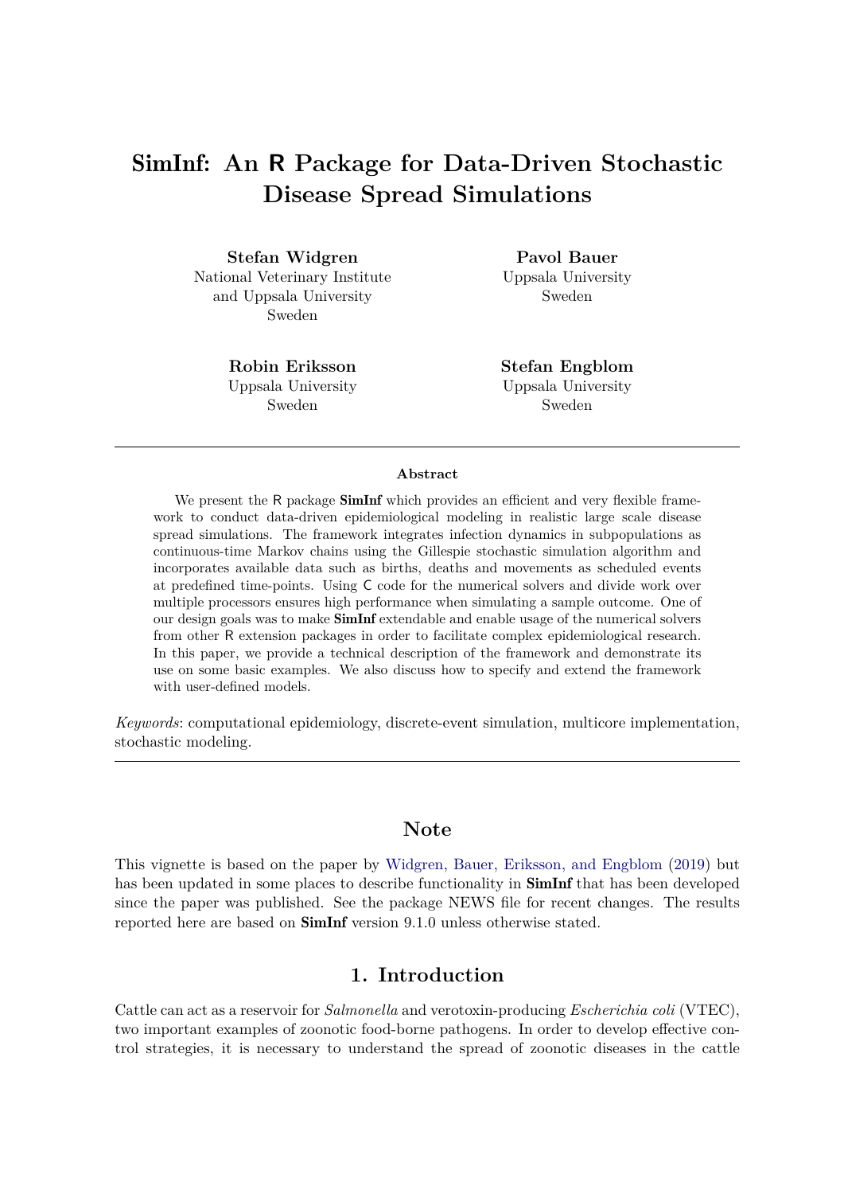# SimInf: An R Package for Data-Driven Stochastic Disease Spread Simulations

**Stefan Widgren**
National Veterinary Institute
and Uppsala University
Sweden

**Pavol Bauer**
Uppsala University
Sweden

**Robin Eriksson**
Uppsala University
Sweden

**Stefan Engblom**
Uppsala University
Sweden

---

**Abstract**

We present the R package **SimInf** which provides an efficient and very flexible framework to conduct data-driven epidemiological modeling in realistic large scale disease spread simulations. The framework integrates infection dynamics in subpopulations as continuous-time Markov chains using the Gillespie stochastic simulation algorithm and incorporates available data such as births, deaths and movements as scheduled events at predefined time-points. Using C code for the numerical solvers and divide work over multiple processors ensures high performance when simulating a sample outcome. One of our design goals was to make **SimInf** extendable and enable usage of the numerical solvers from other R extension packages in order to facilitate complex epidemiological research. In this paper, we provide a technical description of the framework and demonstrate its use on some basic examples. We also discuss how to specify and extend the framework with user-defined models.

*Keywords*: computational epidemiology, discrete-event simulation, multicore implementation, stochastic modeling.

---

## Note

This vignette is based on the paper by Widgren, Bauer, Eriksson, and Engblom (2019) but has been updated in some places to describe functionality in **SimInf** that has been developed since the paper was published. See the package NEWS file for recent changes. The results reported here are based on **SimInf** version 9.1.0 unless otherwise stated.

## 1. Introduction

Cattle can act as a reservoir for *Salmonella* and verotoxin-producing *Escherichia coli* (VTEC), two important examples of zoonotic food-borne pathogens. In order to develop effective control strategies, it is necessary to understand the spread of zoonotic diseases in the cattle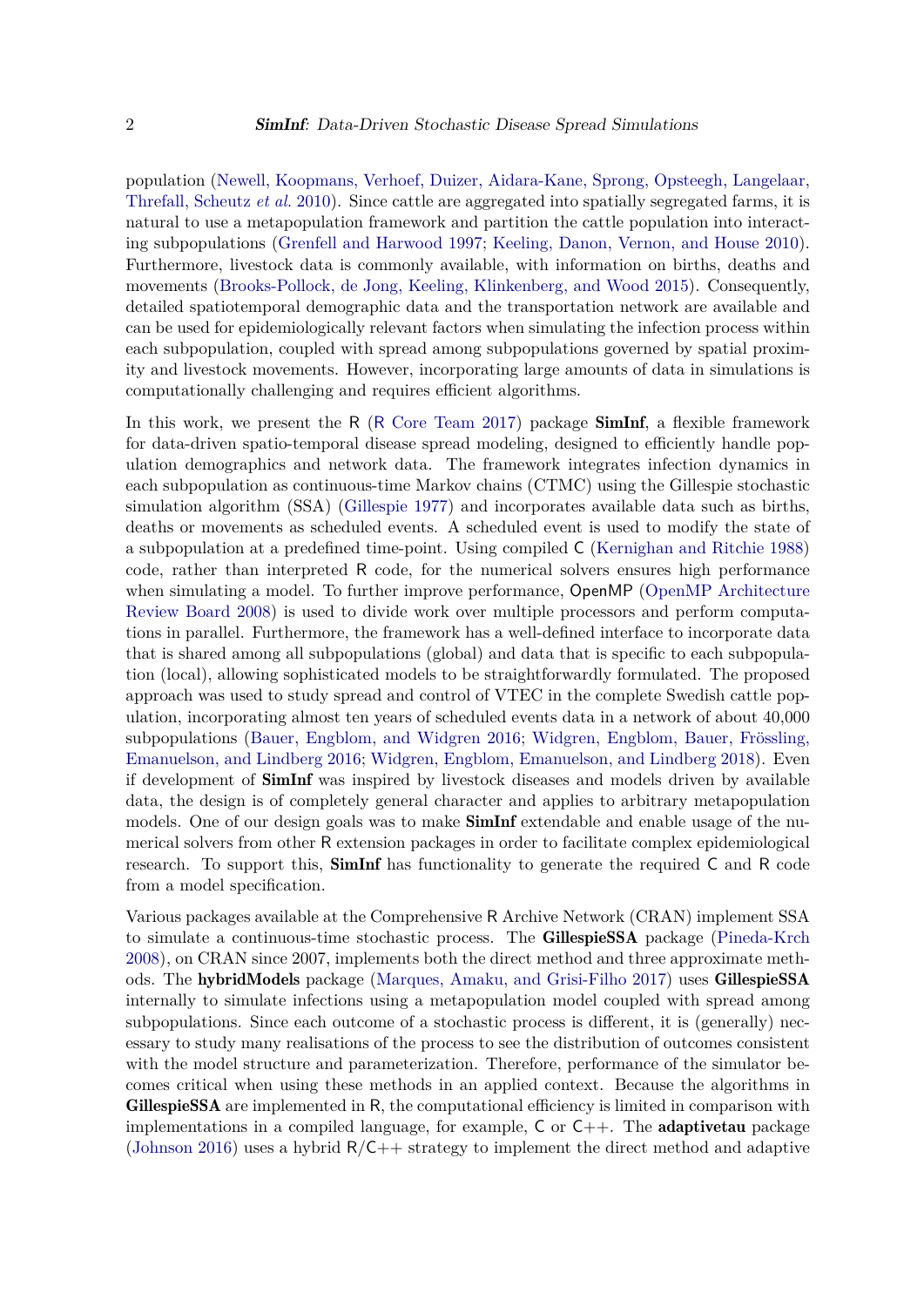population (Newell, Koopmans, Verhoef, Duizer, Aidara-Kane, Sprong, Opsteegh, Langelaar, Threfall, Scheutz *et al.* 2010). Since cattle are aggregated into spatially segregated farms, it is natural to use a metapopulation framework and partition the cattle population into interacting subpopulations (Grenfell and Harwood 1997; Keeling, Danon, Vernon, and House 2010). Furthermore, livestock data is commonly available, with information on births, deaths and movements (Brooks-Pollock, de Jong, Keeling, Klinkenberg, and Wood 2015). Consequently, detailed spatiotemporal demographic data and the transportation network are available and can be used for epidemiologically relevant factors when simulating the infection process within each subpopulation, coupled with spread among subpopulations governed by spatial proximity and livestock movements. However, incorporating large amounts of data in simulations is computationally challenging and requires efficient algorithms.

In this work, we present the R (R Core Team 2017) package **SimInf**, a flexible framework for data-driven spatio-temporal disease spread modeling, designed to efficiently handle population demographics and network data. The framework integrates infection dynamics in each subpopulation as continuous-time Markov chains (CTMC) using the Gillespie stochastic simulation algorithm (SSA) (Gillespie 1977) and incorporates available data such as births, deaths or movements as scheduled events. A scheduled event is used to modify the state of a subpopulation at a predefined time-point. Using compiled C (Kernighan and Ritchie 1988) code, rather than interpreted R code, for the numerical solvers ensures high performance when simulating a model. To further improve performance, OpenMP (OpenMP Architecture Review Board 2008) is used to divide work over multiple processors and perform computations in parallel. Furthermore, the framework has a well-defined interface to incorporate data that is shared among all subpopulations (global) and data that is specific to each subpopulation (local), allowing sophisticated models to be straightforwardly formulated. The proposed approach was used to study spread and control of VTEC in the complete Swedish cattle population, incorporating almost ten years of scheduled events data in a network of about 40,000 subpopulations (Bauer, Engblom, and Widgren 2016; Widgren, Engblom, Bauer, Frössling, Emanuelson, and Lindberg 2016; Widgren, Engblom, Emanuelson, and Lindberg 2018). Even if development of **SimInf** was inspired by livestock diseases and models driven by available data, the design is of completely general character and applies to arbitrary metapopulation models. One of our design goals was to make **SimInf** extendable and enable usage of the numerical solvers from other R extension packages in order to facilitate complex epidemiological research. To support this, **SimInf** has functionality to generate the required C and R code from a model specification.

Various packages available at the Comprehensive R Archive Network (CRAN) implement SSA to simulate a continuous-time stochastic process. The **GillespieSSA** package (Pineda-Krch 2008), on CRAN since 2007, implements both the direct method and three approximate methods. The **hybridModels** package (Marques, Amaku, and Grisi-Filho 2017) uses **GillespieSSA** internally to simulate infections using a metapopulation model coupled with spread among subpopulations. Since each outcome of a stochastic process is different, it is (generally) necessary to study many realisations of the process to see the distribution of outcomes consistent with the model structure and parameterization. Therefore, performance of the simulator becomes critical when using these methods in an applied context. Because the algorithms in **GillespieSSA** are implemented in R, the computational efficiency is limited in comparison with implementations in a compiled language, for example, C or C++. The **adaptivetau** package (Johnson 2016) uses a hybrid R/C++ strategy to implement the direct method and adaptive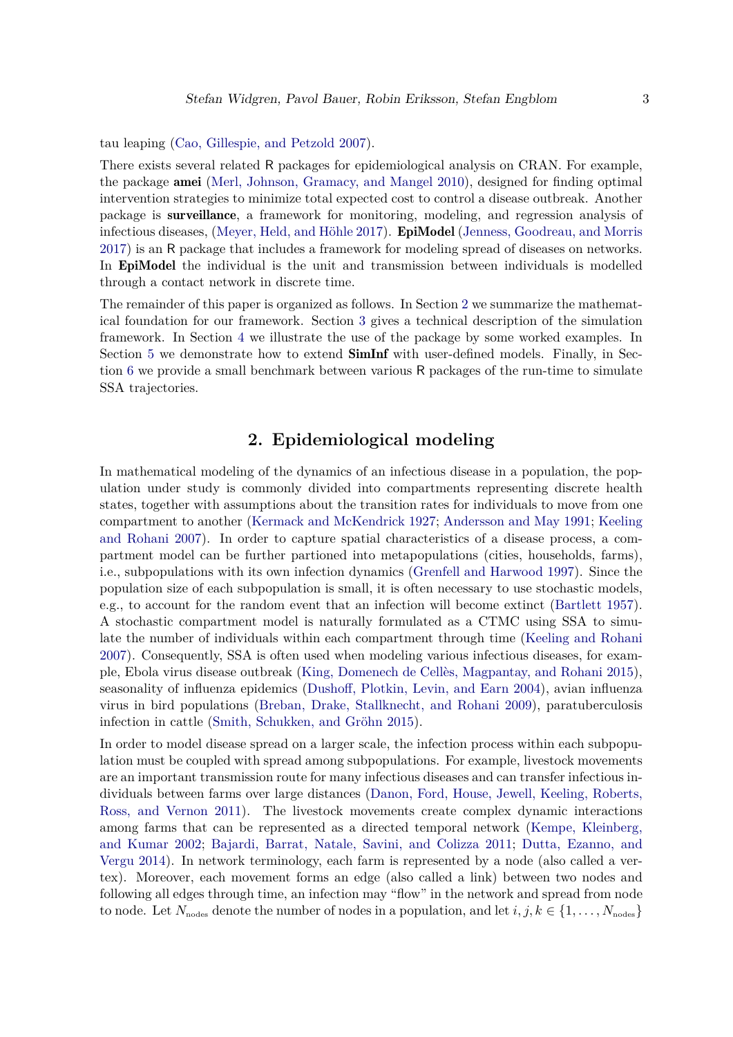tau leaping (Cao, Gillespie, and Petzold 2007).

There exists several related R packages for epidemiological analysis on CRAN. For example, the package **amei** (Merl, Johnson, Gramacy, and Mangel 2010), designed for finding optimal intervention strategies to minimize total expected cost to control a disease outbreak. Another package is **surveillance**, a framework for monitoring, modeling, and regression analysis of infectious diseases, (Meyer, Held, and Höhle 2017). **EpiModel** (Jenness, Goodreau, and Morris 2017) is an R package that includes a framework for modeling spread of diseases on networks. In **EpiModel** the individual is the unit and transmission between individuals is modelled through a contact network in discrete time.

The remainder of this paper is organized as follows. In Section 2 we summarize the mathematical foundation for our framework. Section 3 gives a technical description of the simulation framework. In Section 4 we illustrate the use of the package by some worked examples. In Section 5 we demonstrate how to extend **SimInf** with user-defined models. Finally, in Section 6 we provide a small benchmark between various R packages of the run-time to simulate SSA trajectories.

## 2. Epidemiological modeling

In mathematical modeling of the dynamics of an infectious disease in a population, the population under study is commonly divided into compartments representing discrete health states, together with assumptions about the transition rates for individuals to move from one compartment to another (Kermack and McKendrick 1927; Andersson and May 1991; Keeling and Rohani 2007). In order to capture spatial characteristics of a disease process, a compartment model can be further partioned into metapopulations (cities, households, farms), i.e., subpopulations with its own infection dynamics (Grenfell and Harwood 1997). Since the population size of each subpopulation is small, it is often necessary to use stochastic models, e.g., to account for the random event that an infection will become extinct (Bartlett 1957). A stochastic compartment model is naturally formulated as a CTMC using SSA to simulate the number of individuals within each compartment through time (Keeling and Rohani 2007). Consequently, SSA is often used when modeling various infectious diseases, for example, Ebola virus disease outbreak (King, Domenech de Cellès, Magpantay, and Rohani 2015), seasonality of influenza epidemics (Dushoff, Plotkin, Levin, and Earn 2004), avian influenza virus in bird populations (Breban, Drake, Stallknecht, and Rohani 2009), paratuberculosis infection in cattle (Smith, Schukken, and Gröhn 2015).

In order to model disease spread on a larger scale, the infection process within each subpopulation must be coupled with spread among subpopulations. For example, livestock movements are an important transmission route for many infectious diseases and can transfer infectious individuals between farms over large distances (Danon, Ford, House, Jewell, Keeling, Roberts, Ross, and Vernon 2011). The livestock movements create complex dynamic interactions among farms that can be represented as a directed temporal network (Kempe, Kleinberg, and Kumar 2002; Bajardi, Barrat, Natale, Savini, and Colizza 2011; Dutta, Ezanno, and Vergu 2014). In network terminology, each farm is represented by a node (also called a vertex). Moreover, each movement forms an edge (also called a link) between two nodes and following all edges through time, an infection may "flow" in the network and spread from node to node. Let $N_{\text{nodes}}$ denote the number of nodes in a population, and let $i, j, k \in \{1, \ldots, N_{\text{nodes}}\}$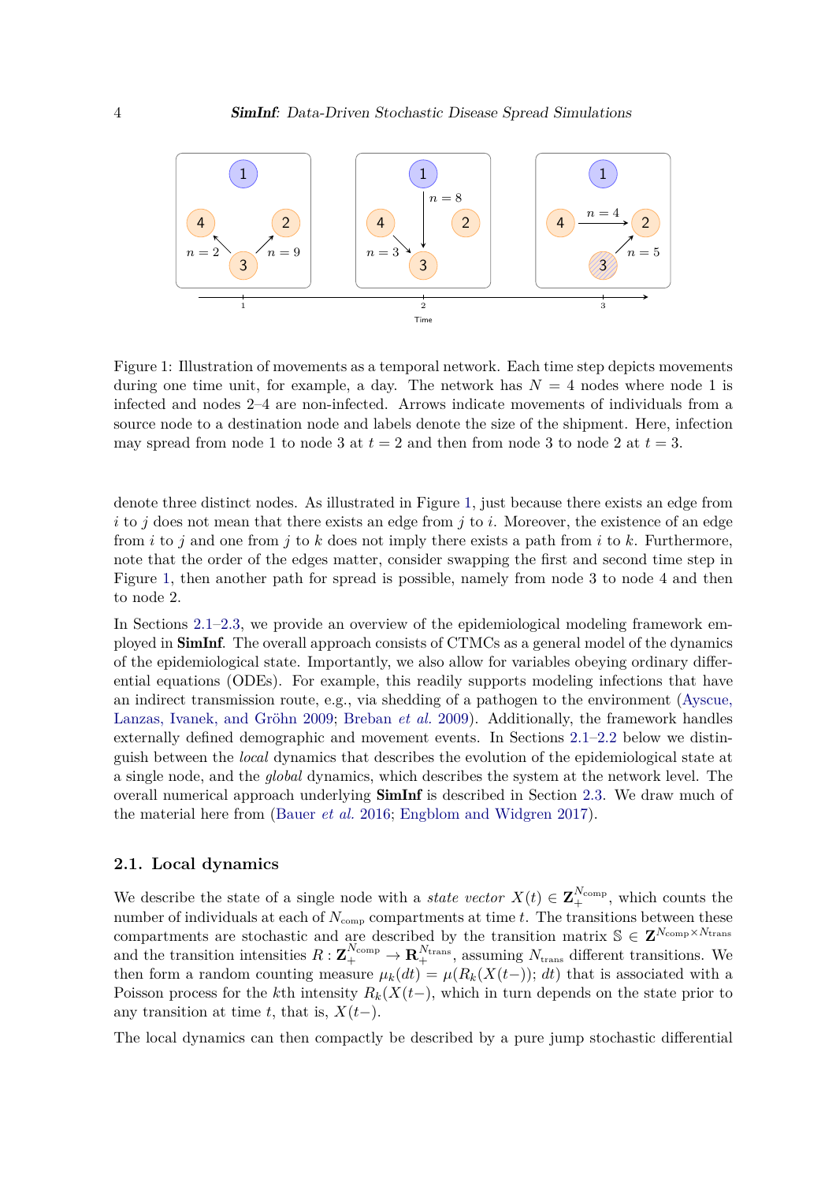Figure 1: Illustration of movements as a temporal network. Each time step depicts movements during one time unit, for example, a day. The network has $N = 4$ nodes where node 1 is infected and nodes 2–4 are non-infected. Arrows indicate movements of individuals from a source node to a destination node and labels denote the size of the shipment. Here, infection may spread from node 1 to node 3 at $t = 2$ and then from node 3 to node 2 at $t = 3$.

denote three distinct nodes. As illustrated in Figure 1, just because there exists an edge from $i$ to $j$ does not mean that there exists an edge from $j$ to $i$. Moreover, the existence of an edge from $i$ to $j$ and one from $j$ to $k$ does not imply there exists a path from $i$ to $k$. Furthermore, note that the order of the edges matter, consider swapping the first and second time step in Figure 1, then another path for spread is possible, namely from node 3 to node 4 and then to node 2.

In Sections 2.1–2.3, we provide an overview of the epidemiological modeling framework employed in **SimInf**. The overall approach consists of CTMCs as a general model of the dynamics of the epidemiological state. Importantly, we also allow for variables obeying ordinary differential equations (ODEs). For example, this readily supports modeling infections that have an indirect transmission route, e.g., via shedding of a pathogen to the environment (Ayscue, Lanzas, Ivanek, and Gröhn 2009; Breban *et al.* 2009). Additionally, the framework handles externally defined demographic and movement events. In Sections 2.1–2.2 below we distinguish between the *local* dynamics that describes the evolution of the epidemiological state at a single node, and the *global* dynamics, which describes the system at the network level. The overall numerical approach underlying **SimInf** is described in Section 2.3. We draw much of the material here from (Bauer *et al.* 2016; Engblom and Widgren 2017).

## 2.1. Local dynamics

We describe the state of a single node with a *state vector* $X(t) \in \mathbf{Z}_+^{N_{\text{comp}}}$, which counts the number of individuals at each of $N_{\text{comp}}$ compartments at time $t$. The transitions between these compartments are stochastic and are described by the transition matrix $\mathbb{S} \in \mathbf{Z}^{N_{\text{comp}} \times N_{\text{trans}}}$ and the transition intensities $R : \mathbf{Z}_+^{N_{\text{comp}}} \to \mathbf{R}_+^{N_{\text{trans}}}$, assuming $N_{\text{trans}}$ different transitions. We then form a random counting measure $\mu_k(dt) = \mu(R_k(X(t-)); dt)$ that is associated with a Poisson process for the $k$th intensity $R_k(X(t-))$, which in turn depends on the state prior to any transition at time $t$, that is, $X(t-)$.

The local dynamics can then compactly be described by a pure jump stochastic differential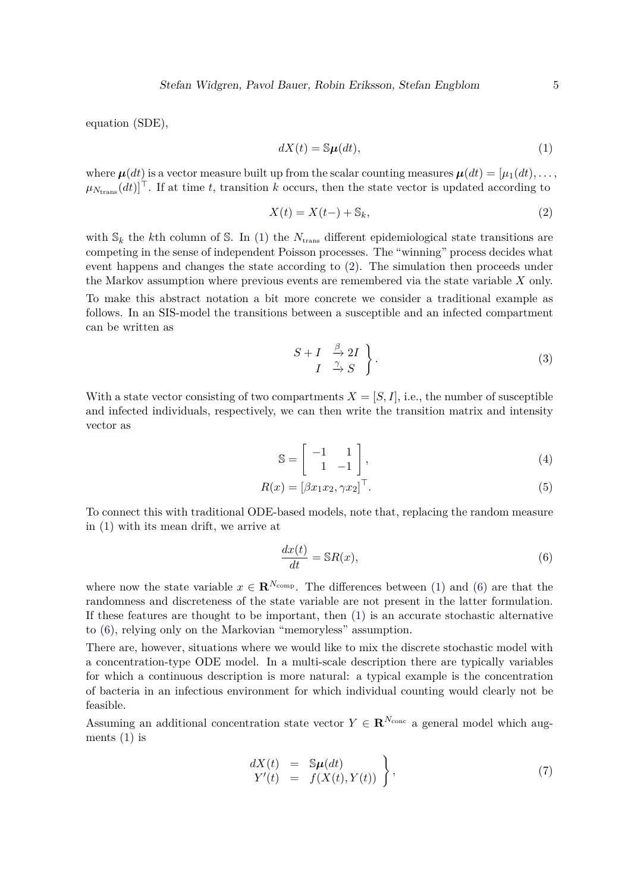equation (SDE),

$$dX(t) = \mathbb{S}\boldsymbol{\mu}(dt), \tag{1}$$

where $\boldsymbol{\mu}(dt)$ is a vector measure built up from the scalar counting measures $\boldsymbol{\mu}(dt) = [\mu_1(dt), \ldots, \mu_{N_{\text{trans}}}(dt)]^\top$. If at time $t$, transition $k$ occurs, then the state vector is updated according to

$$X(t) = X(t-) + \mathbb{S}_k, \tag{2}$$

with $\mathbb{S}_k$ the $k$th column of $\mathbb{S}$. In (1) the $N_{\text{trans}}$ different epidemiological state transitions are competing in the sense of independent Poisson processes. The "winning" process decides what event happens and changes the state according to (2). The simulation then proceeds under the Markov assumption where previous events are remembered via the state variable $X$ only.

To make this abstract notation a bit more concrete we consider a traditional example as follows. In an SIS-model the transitions between a susceptible and an infected compartment can be written as

$$\left.\begin{array}{rl} S + I & \xrightarrow{\beta} 2I \\ I & \xrightarrow{\gamma} S \end{array}\right\}. \tag{3}$$

With a state vector consisting of two compartments $X = [S, I]$, i.e., the number of susceptible and infected individuals, respectively, we can then write the transition matrix and intensity vector as

$$\mathbb{S} = \left[\begin{array}{rr} -1 & 1 \\ 1 & -1 \end{array}\right], \tag{4}$$

$$R(x) = [\beta x_1 x_2, \gamma x_2]^\top. \tag{5}$$

To connect this with traditional ODE-based models, note that, replacing the random measure in (1) with its mean drift, we arrive at

$$\frac{dx(t)}{dt} = \mathbb{S}R(x), \tag{6}$$

where now the state variable $x \in \mathbf{R}^{N_{\text{comp}}}$. The differences between (1) and (6) are that the randomness and discreteness of the state variable are not present in the latter formulation. If these features are thought to be important, then (1) is an accurate stochastic alternative to (6), relying only on the Markovian "memoryless" assumption.

There are, however, situations where we would like to mix the discrete stochastic model with a concentration-type ODE model. In a multi-scale description there are typically variables for which a continuous description is more natural: a typical example is the concentration of bacteria in an infectious environment for which individual counting would clearly not be feasible.

Assuming an additional concentration state vector $Y \in \mathbf{R}^{N_{\text{conc}}}$ a general model which augments (1) is

$$\left.\begin{array}{rcl} dX(t) & = & \mathbb{S}\boldsymbol{\mu}(dt) \\ Y'(t) & = & f(X(t), Y(t)) \end{array}\right\}, \tag{7}$$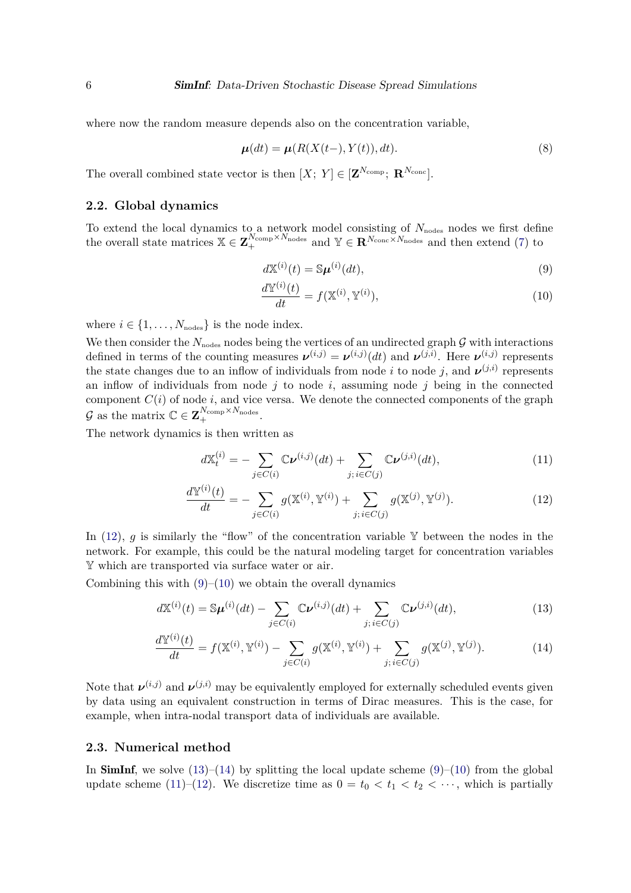where now the random measure depends also on the concentration variable,

$$\boldsymbol{\mu}(dt) = \boldsymbol{\mu}(R(X(t-), Y(t)), dt). \tag{8}$$

The overall combined state vector is then $[X;\ Y] \in [\mathbf{Z}^{N_{\text{comp}}};\ \mathbf{R}^{N_{\text{conc}}}]$.

## 2.2. Global dynamics

To extend the local dynamics to a network model consisting of $N_{\text{nodes}}$ nodes we first define the overall state matrices $\mathbb{X} \in \mathbf{Z}_+^{N_{\text{comp}} \times N_{\text{nodes}}}$ and $\mathbb{Y} \in \mathbf{R}^{N_{\text{conc}} \times N_{\text{nodes}}}$ and then extend (7) to

$$d\mathbb{X}^{(i)}(t) = \mathbb{S}\boldsymbol{\mu}^{(i)}(dt), \tag{9}$$

$$\frac{d\mathbb{Y}^{(i)}(t)}{dt} = f(\mathbb{X}^{(i)}, \mathbb{Y}^{(i)}), \tag{10}$$

where $i \in \{1, \ldots, N_{\text{nodes}}\}$ is the node index.

We then consider the $N_{\text{nodes}}$ nodes being the vertices of an undirected graph $\mathcal{G}$ with interactions defined in terms of the counting measures $\boldsymbol{\nu}^{(i,j)} = \boldsymbol{\nu}^{(i,j)}(dt)$ and $\boldsymbol{\nu}^{(j,i)}$. Here $\boldsymbol{\nu}^{(i,j)}$ represents the state changes due to an inflow of individuals from node $i$ to node $j$, and $\boldsymbol{\nu}^{(j,i)}$ represents an inflow of individuals from node $j$ to node $i$, assuming node $j$ being in the connected component $C(i)$ of node $i$, and vice versa. We denote the connected components of the graph $\mathcal{G}$ as the matrix $\mathbb{C} \in \mathbf{Z}_+^{N_{\text{comp}} \times N_{\text{nodes}}}$.

The network dynamics is then written as

$$d\mathbb{X}_t^{(i)} = -\sum_{j \in C(i)} \mathbb{C}\boldsymbol{\nu}^{(i,j)}(dt) + \sum_{j;\, i \in C(j)} \mathbb{C}\boldsymbol{\nu}^{(j,i)}(dt), \tag{11}$$

$$\frac{d\mathbb{Y}^{(i)}(t)}{dt} = -\sum_{j \in C(i)} g(\mathbb{X}^{(i)}, \mathbb{Y}^{(i)}) + \sum_{j;\, i \in C(j)} g(\mathbb{X}^{(j)}, \mathbb{Y}^{(j)}). \tag{12}$$

In (12), $g$ is similarly the "flow" of the concentration variable $\mathbb{Y}$ between the nodes in the network. For example, this could be the natural modeling target for concentration variables $\mathbb{Y}$ which are transported via surface water or air.

Combining this with (9)–(10) we obtain the overall dynamics

$$d\mathbb{X}^{(i)}(t) = \mathbb{S}\boldsymbol{\mu}^{(i)}(dt) - \sum_{j \in C(i)} \mathbb{C}\boldsymbol{\nu}^{(i,j)}(dt) + \sum_{j;\, i \in C(j)} \mathbb{C}\boldsymbol{\nu}^{(j,i)}(dt), \tag{13}$$

$$\frac{d\mathbb{Y}^{(i)}(t)}{dt} = f(\mathbb{X}^{(i)}, \mathbb{Y}^{(i)}) - \sum_{j \in C(i)} g(\mathbb{X}^{(i)}, \mathbb{Y}^{(i)}) + \sum_{j;\, i \in C(j)} g(\mathbb{X}^{(j)}, \mathbb{Y}^{(j)}). \tag{14}$$

Note that $\boldsymbol{\nu}^{(i,j)}$ and $\boldsymbol{\nu}^{(j,i)}$ may be equivalently employed for externally scheduled events given by data using an equivalent construction in terms of Dirac measures. This is the case, for example, when intra-nodal transport data of individuals are available.

## 2.3. Numerical method

In **SimInf**, we solve (13)–(14) by splitting the local update scheme (9)–(10) from the global update scheme (11)–(12). We discretize time as $0 = t_0 < t_1 < t_2 < \cdots$, which is partially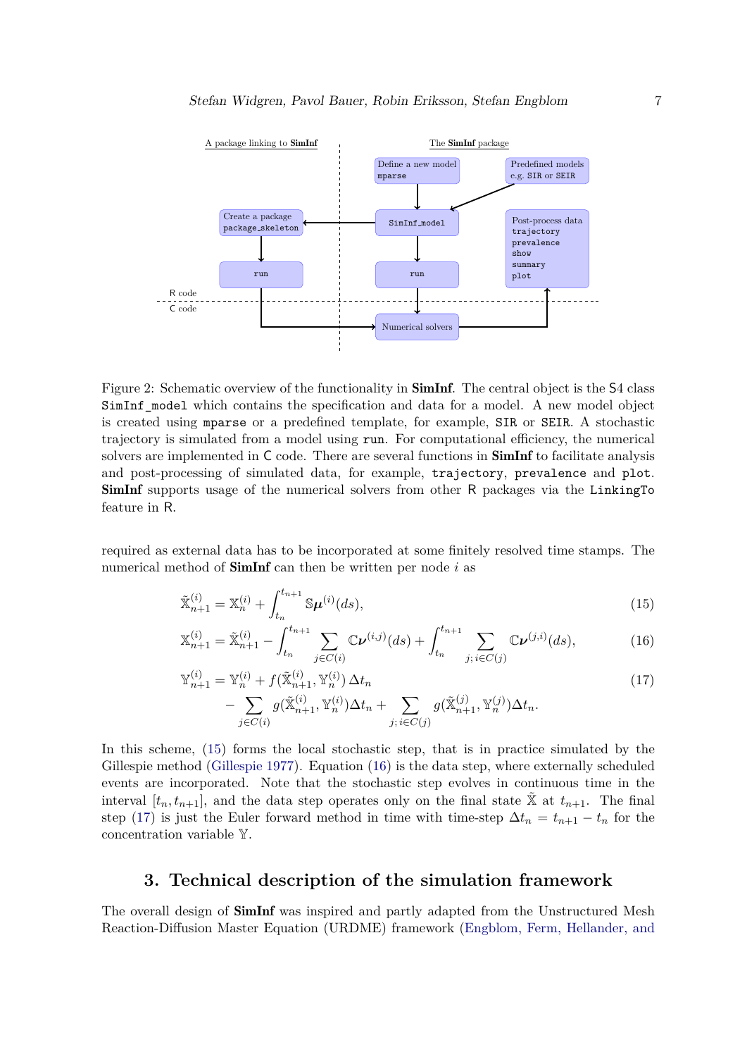Figure 2: Schematic overview of the functionality in **SimInf**. The central object is the S4 class `SimInf_model` which contains the specification and data for a model. A new model object is created using `mparse` or a predefined template, for example, `SIR` or `SEIR`. A stochastic trajectory is simulated from a model using `run`. For computational efficiency, the numerical solvers are implemented in C code. There are several functions in **SimInf** to facilitate analysis and post-processing of simulated data, for example, `trajectory`, `prevalence` and `plot`. **SimInf** supports usage of the numerical solvers from other R packages via the `LinkingTo` feature in R.

required as external data has to be incorporated at some finitely resolved time stamps. The numerical method of **SimInf** can then be written per node $i$ as

$$\tilde{\mathbb{X}}^{(i)}_{n+1} = \mathbb{X}^{(i)}_n + \int_{t_n}^{t_{n+1}} \mathbb{S}\boldsymbol{\mu}^{(i)}(ds), \tag{15}$$

$$\mathbb{X}^{(i)}_{n+1} = \tilde{\mathbb{X}}^{(i)}_{n+1} - \int_{t_n}^{t_{n+1}} \sum_{j \in C(i)} \mathbb{C}\boldsymbol{\nu}^{(i,j)}(ds) + \int_{t_n}^{t_{n+1}} \sum_{j;\, i \in C(j)} \mathbb{C}\boldsymbol{\nu}^{(j,i)}(ds), \tag{16}$$

$$\begin{aligned} \mathbb{Y}^{(i)}_{n+1} = \mathbb{Y}^{(i)}_n &+ f(\tilde{\mathbb{X}}^{(i)}_{n+1}, \mathbb{Y}^{(i)}_n)\, \Delta t_n \\ &- \sum_{j \in C(i)} g(\tilde{\mathbb{X}}^{(i)}_{n+1}, \mathbb{Y}^{(i)}_n) \Delta t_n + \sum_{j;\, i \in C(j)} g(\tilde{\mathbb{X}}^{(j)}_{n+1}, \mathbb{Y}^{(j)}_n) \Delta t_n. \end{aligned} \tag{17}$$

In this scheme, (15) forms the local stochastic step, that is in practice simulated by the Gillespie method (Gillespie 1977). Equation (16) is the data step, where externally scheduled events are incorporated. Note that the stochastic step evolves in continuous time in the interval $[t_n, t_{n+1}]$, and the data step operates only on the final state $\tilde{\mathbb{X}}$ at $t_{n+1}$. The final step (17) is just the Euler forward method in time with time-step $\Delta t_n = t_{n+1} - t_n$ for the concentration variable $\mathbb{Y}$.

## 3. Technical description of the simulation framework

The overall design of **SimInf** was inspired and partly adapted from the Unstructured Mesh Reaction-Diffusion Master Equation (URDME) framework (Engblom, Ferm, Hellander, and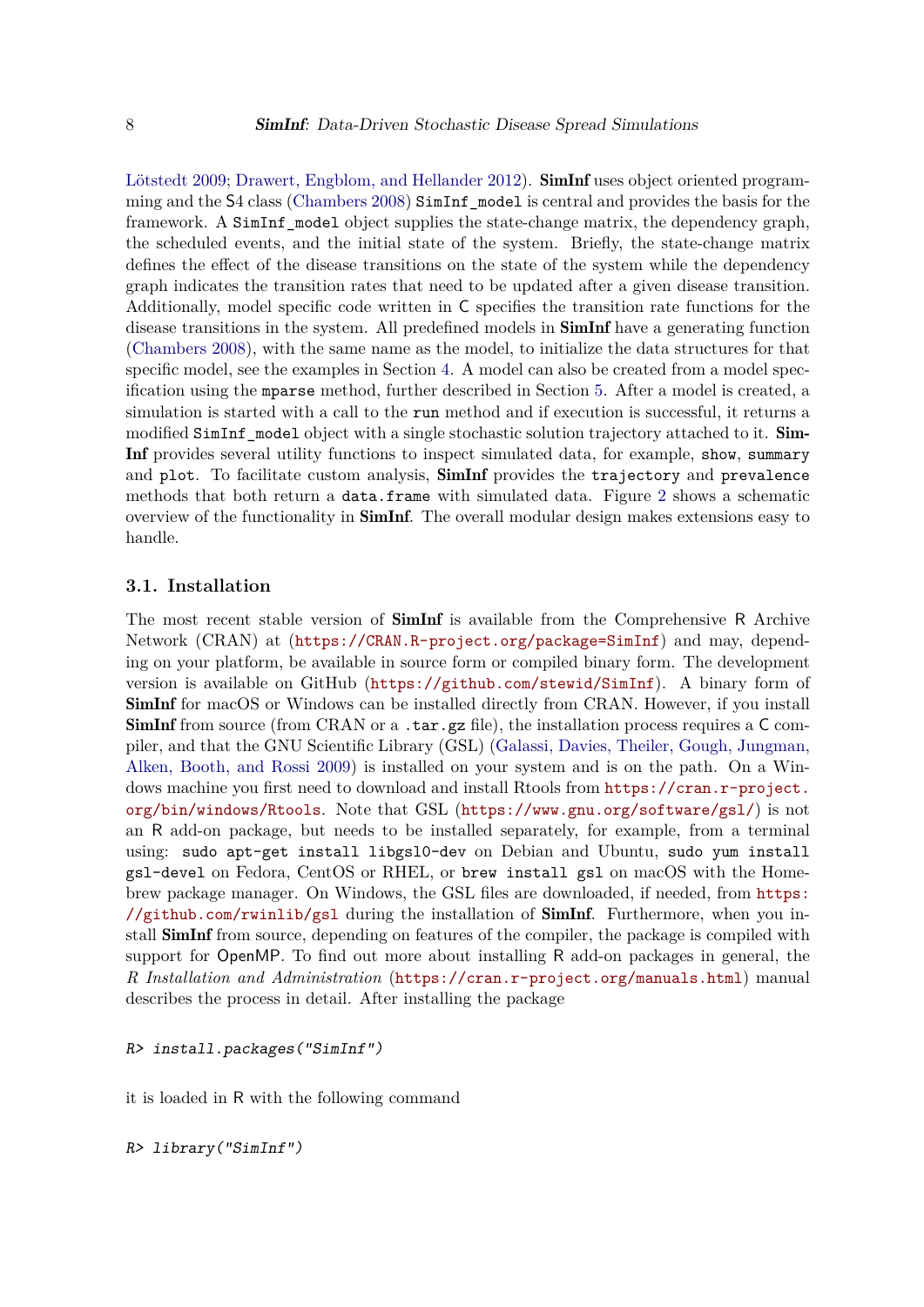Lötstedt 2009; Drawert, Engblom, and Hellander 2012). **SimInf** uses object oriented programming and the S4 class (Chambers 2008) `SimInf_model` is central and provides the basis for the framework. A `SimInf_model` object supplies the state-change matrix, the dependency graph, the scheduled events, and the initial state of the system. Briefly, the state-change matrix defines the effect of the disease transitions on the state of the system while the dependency graph indicates the transition rates that need to be updated after a given disease transition. Additionally, model specific code written in C specifies the transition rate functions for the disease transitions in the system. All predefined models in **SimInf** have a generating function (Chambers 2008), with the same name as the model, to initialize the data structures for that specific model, see the examples in Section 4. A model can also be created from a model specification using the `mparse` method, further described in Section 5. After a model is created, a simulation is started with a call to the `run` method and if execution is successful, it returns a modified `SimInf_model` object with a single stochastic solution trajectory attached to it. **SimInf** provides several utility functions to inspect simulated data, for example, `show`, `summary` and `plot`. To facilitate custom analysis, **SimInf** provides the `trajectory` and `prevalence` methods that both return a `data.frame` with simulated data. Figure 2 shows a schematic overview of the functionality in **SimInf**. The overall modular design makes extensions easy to handle.

### 3.1. Installation

The most recent stable version of **SimInf** is available from the Comprehensive R Archive Network (CRAN) at (https://CRAN.R-project.org/package=SimInf) and may, depending on your platform, be available in source form or compiled binary form. The development version is available on GitHub (https://github.com/stewid/SimInf). A binary form of **SimInf** for macOS or Windows can be installed directly from CRAN. However, if you install **SimInf** from source (from CRAN or a `.tar.gz` file), the installation process requires a C compiler, and that the GNU Scientific Library (GSL) (Galassi, Davies, Theiler, Gough, Jungman, Alken, Booth, and Rossi 2009) is installed on your system and is on the path. On a Windows machine you first need to download and install Rtools from https://cran.r-project.org/bin/windows/Rtools. Note that GSL (https://www.gnu.org/software/gsl/) is not an R add-on package, but needs to be installed separately, for example, from a terminal using: `sudo apt-get install libgsl0-dev` on Debian and Ubuntu, `sudo yum install gsl-devel` on Fedora, CentOS or RHEL, or `brew install gsl` on macOS with the Homebrew package manager. On Windows, the GSL files are downloaded, if needed, from https://github.com/rwinlib/gsl during the installation of **SimInf**. Furthermore, when you install **SimInf** from source, depending on features of the compiler, the package is compiled with support for OpenMP. To find out more about installing R add-on packages in general, the *R Installation and Administration* (https://cran.r-project.org/manuals.html) manual describes the process in detail. After installing the package

```
R> install.packages("SimInf")
```

it is loaded in R with the following command

```
R> library("SimInf")
```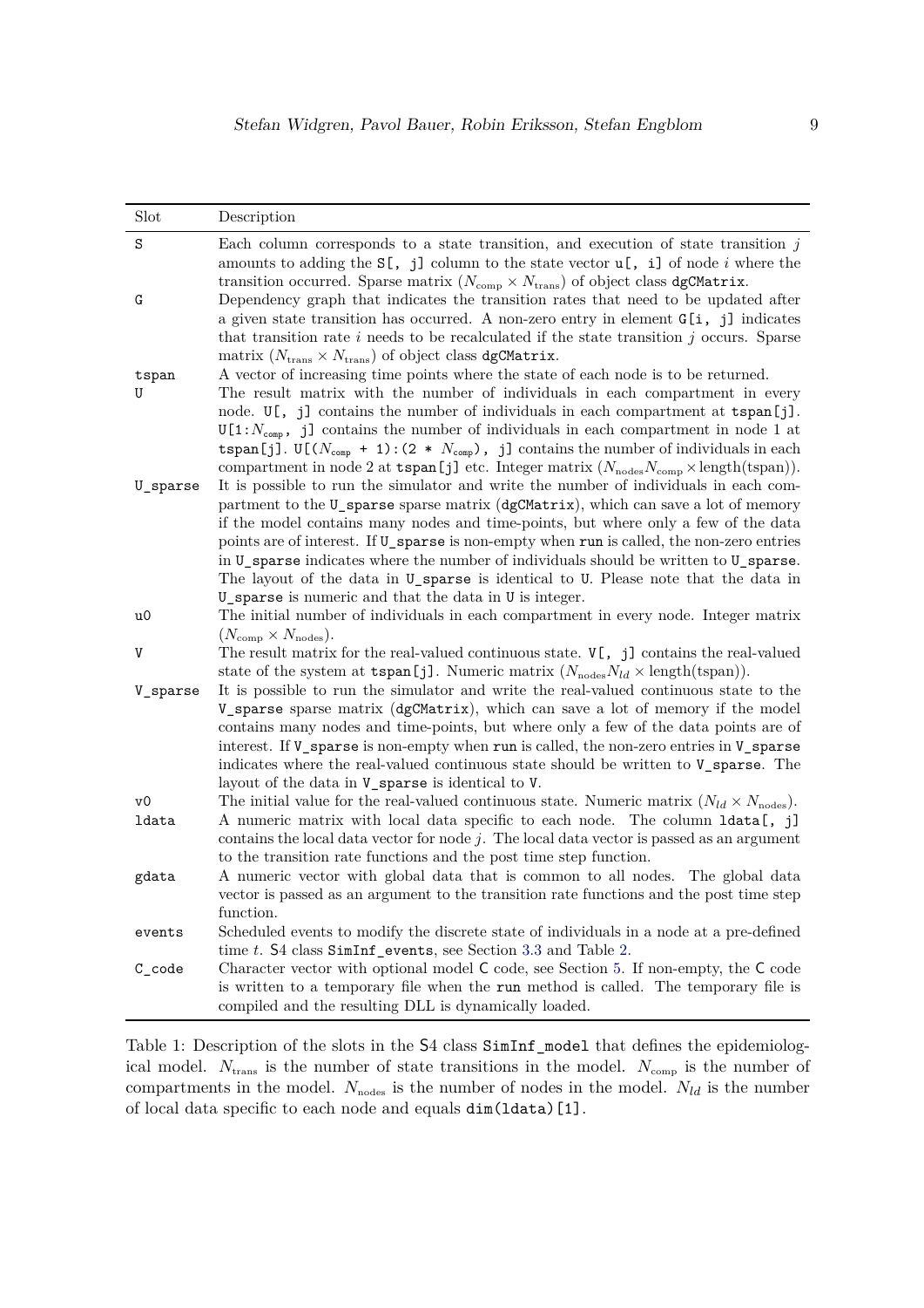| Slot | Description |
|---|---|
| `S` | Each column corresponds to a state transition, and execution of state transition $j$ amounts to adding the `S[, j]` column to the state vector `u[, i]` of node $i$ where the transition occurred. Sparse matrix ($N_{\text{comp}} \times N_{\text{trans}}$) of object class `dgCMatrix`. |
| `G` | Dependency graph that indicates the transition rates that need to be updated after a given state transition has occurred. A non-zero entry in element `G[i, j]` indicates that transition rate $i$ needs to be recalculated if the state transition $j$ occurs. Sparse matrix ($N_{\text{trans}} \times N_{\text{trans}}$) of object class `dgCMatrix`. |
| `tspan` | A vector of increasing time points where the state of each node is to be returned. |
| `U` | The result matrix with the number of individuals in each compartment in every node. `U[, j]` contains the number of individuals in each compartment at `tspan[j]`. `U[1:`$N_{\text{comp}}$`, j]` contains the number of individuals in each compartment in node 1 at `tspan[j]`. `U[(`$N_{\text{comp}}$` + 1):(2 * `$N_{\text{comp}}$`), j]` contains the number of individuals in each compartment in node 2 at `tspan[j]` etc. Integer matrix ($N_{\text{nodes}} N_{\text{comp}} \times \text{length(tspan)}$). |
| `U_sparse` | It is possible to run the simulator and write the number of individuals in each compartment to the `U_sparse` sparse matrix (`dgCMatrix`), which can save a lot of memory if the model contains many nodes and time-points, but where only a few of the data points are of interest. If `U_sparse` is non-empty when `run` is called, the non-zero entries in `U_sparse` indicates where the number of individuals should be written to `U_sparse`. The layout of the data in `U_sparse` is identical to `U`. Please note that the data in `U_sparse` is numeric and that the data in `U` is integer. |
| `u0` | The initial number of individuals in each compartment in every node. Integer matrix ($N_{\text{comp}} \times N_{\text{nodes}}$). |
| `V` | The result matrix for the real-valued continuous state. `V[, j]` contains the real-valued state of the system at `tspan[j]`. Numeric matrix ($N_{\text{nodes}} N_{ld} \times \text{length(tspan)}$). |
| `V_sparse` | It is possible to run the simulator and write the real-valued continuous state to the `V_sparse` sparse matrix (`dgCMatrix`), which can save a lot of memory if the model contains many nodes and time-points, but where only a few of the data points are of interest. If `V_sparse` is non-empty when `run` is called, the non-zero entries in `V_sparse` indicates where the real-valued continuous state should be written to `V_sparse`. The layout of the data in `V_sparse` is identical to `V`. |
| `v0` | The initial value for the real-valued continuous state. Numeric matrix ($N_{ld} \times N_{\text{nodes}}$). |
| `ldata` | A numeric matrix with local data specific to each node. The column `ldata[, j]` contains the local data vector for node $j$. The local data vector is passed as an argument to the transition rate functions and the post time step function. |
| `gdata` | A numeric vector with global data that is common to all nodes. The global data vector is passed as an argument to the transition rate functions and the post time step function. |
| `events` | Scheduled events to modify the discrete state of individuals in a node at a pre-defined time $t$. S4 class `SimInf_events`, see Section 3.3 and Table 2. |
| `C_code` | Character vector with optional model C code, see Section 5. If non-empty, the C code is written to a temporary file when the `run` method is called. The temporary file is compiled and the resulting DLL is dynamically loaded. |

Table 1: Description of the slots in the S4 class `SimInf_model` that defines the epidemiological model. $N_{\text{trans}}$ is the number of state transitions in the model. $N_{\text{comp}}$ is the number of compartments in the model. $N_{\text{nodes}}$ is the number of nodes in the model. $N_{ld}$ is the number of local data specific to each node and equals `dim(ldata)[1]`.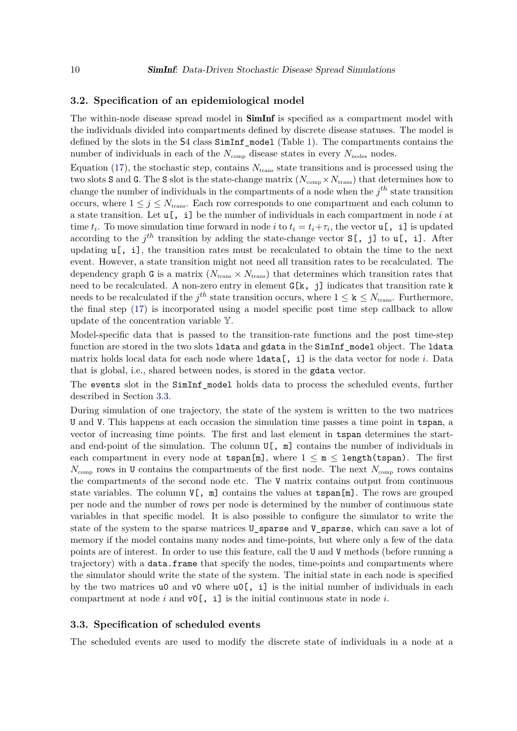### 3.2. Specification of an epidemiological model

The within-node disease spread model in **SimInf** is specified as a compartment model with the individuals divided into compartments defined by discrete disease statuses. The model is defined by the slots in the S4 class `SimInf_model` (Table 1). The compartments contains the number of individuals in each of the $N_{\text{comp}}$ disease states in every $N_{\text{nodes}}$ nodes.

Equation (17), the stochastic step, contains $N_{\text{trans}}$ state transitions and is processed using the two slots `S` and `G`. The `S` slot is the state-change matrix ($N_{\text{comp}} \times N_{\text{trans}}$) that determines how to change the number of individuals in the compartments of a node when the $j^{th}$ state transition occurs, where $1 \leq j \leq N_{\text{trans}}$. Each row corresponds to one compartment and each column to a state transition. Let `u[, i]` be the number of individuals in each compartment in node $i$ at time $t_i$. To move simulation time forward in node $i$ to $t_i = t_i + \tau_i$, the vector `u[, i]` is updated according to the $j^{th}$ transition by adding the state-change vector `S[, j]` to `u[, i]`. After updating `u[, i]`, the transition rates must be recalculated to obtain the time to the next event. However, a state transition might not need all transition rates to be recalculated. The dependency graph `G` is a matrix ($N_{\text{trans}} \times N_{\text{trans}}$) that determines which transition rates that need to be recalculated. A non-zero entry in element `G[k, j]` indicates that transition rate `k` needs to be recalculated if the $j^{th}$ state transition occurs, where $1 \leq \texttt{k} \leq N_{\text{trans}}$. Furthermore, the final step (17) is incorporated using a model specific post time step callback to allow update of the concentration variable $\mathbb{Y}$.

Model-specific data that is passed to the transition-rate functions and the post time-step function are stored in the two slots `ldata` and `gdata` in the `SimInf_model` object. The `ldata` matrix holds local data for each node where `ldata[, i]` is the data vector for node $i$. Data that is global, i.e., shared between nodes, is stored in the `gdata` vector.

The `events` slot in the `SimInf_model` holds data to process the scheduled events, further described in Section 3.3.

During simulation of one trajectory, the state of the system is written to the two matrices `U` and `V`. This happens at each occasion the simulation time passes a time point in `tspan`, a vector of increasing time points. The first and last element in `tspan` determines the start- and end-point of the simulation. The column `U[, m]` contains the number of individuals in each compartment in every node at `tspan[m]`, where $1 \leq \texttt{m} \leq \texttt{length(tspan)}$. The first $N_{\text{comp}}$ rows in `U` contains the compartments of the first node. The next $N_{\text{comp}}$ rows contains the compartments of the second node etc. The `V` matrix contains output from continuous state variables. The column `V[, m]` contains the values at `tspan[m]`. The rows are grouped per node and the number of rows per node is determined by the number of continuous state variables in that specific model. It is also possible to configure the simulator to write the state of the system to the sparse matrices `U_sparse` and `V_sparse`, which can save a lot of memory if the model contains many nodes and time-points, but where only a few of the data points are of interest. In order to use this feature, call the `U` and `V` methods (before running a trajectory) with a `data.frame` that specify the nodes, time-points and compartments where the simulator should write the state of the system. The initial state in each node is specified by the two matrices `u0` and `v0` where `u0[, i]` is the initial number of individuals in each compartment at node $i$ and `v0[, i]` is the initial continuous state in node $i$.

### 3.3. Specification of scheduled events

The scheduled events are used to modify the discrete state of individuals in a node at a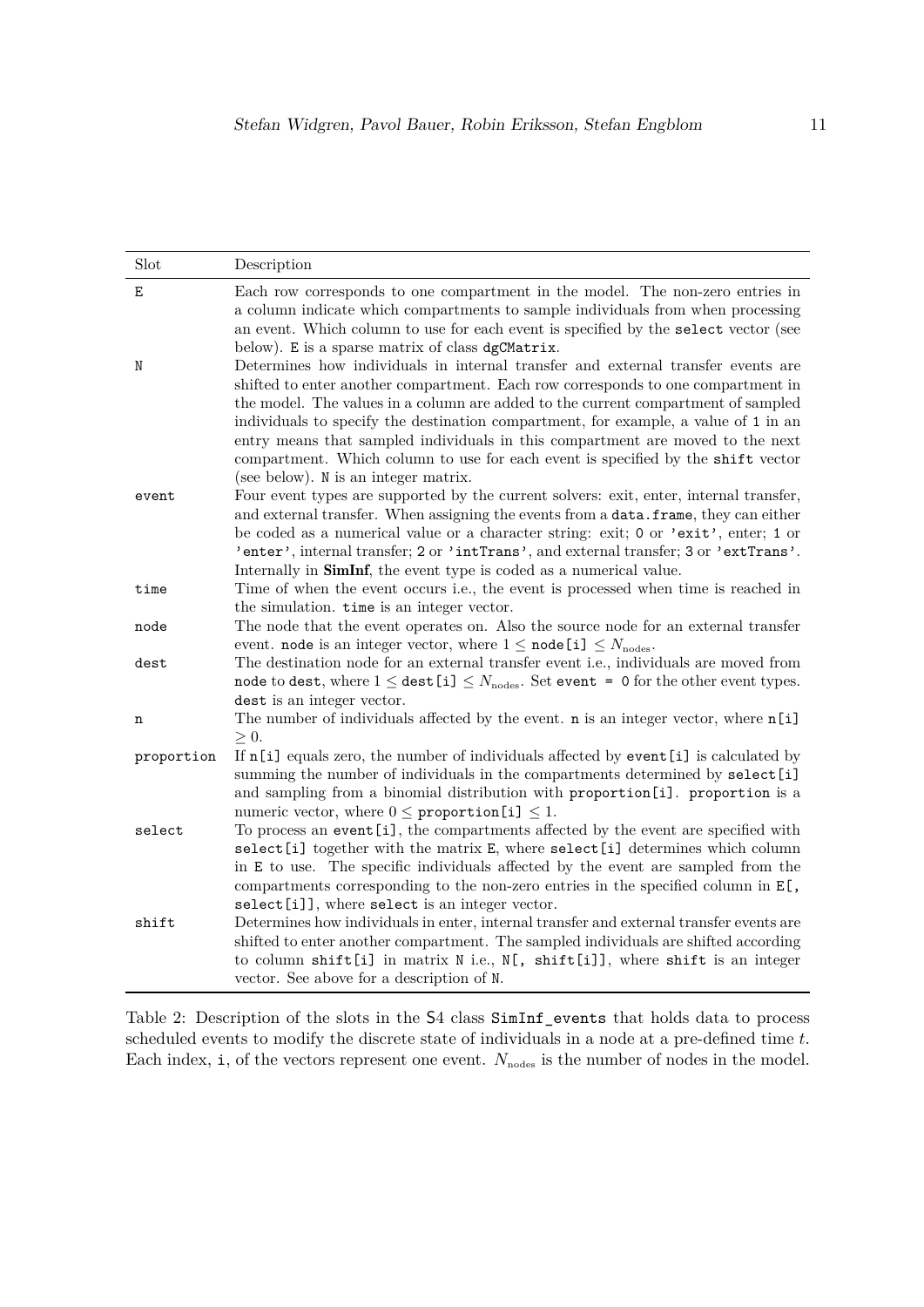| Slot | Description |
|---|---|
| `E` | Each row corresponds to one compartment in the model. The non-zero entries in a column indicate which compartments to sample individuals from when processing an event. Which column to use for each event is specified by the `select` vector (see below). `E` is a sparse matrix of class `dgCMatrix`. |
| `N` | Determines how individuals in internal transfer and external transfer events are shifted to enter another compartment. Each row corresponds to one compartment in the model. The values in a column are added to the current compartment of sampled individuals to specify the destination compartment, for example, a value of `1` in an entry means that sampled individuals in this compartment are moved to the next compartment. Which column to use for each event is specified by the `shift` vector (see below). `N` is an integer matrix. |
| `event` | Four event types are supported by the current solvers: exit, enter, internal transfer, and external transfer. When assigning the events from a `data.frame`, they can either be coded as a numerical value or a character string: exit; `0` or `'exit'`, enter; `1` or `'enter'`, internal transfer; `2` or `'intTrans'`, and external transfer; `3` or `'extTrans'`. Internally in **SimInf**, the event type is coded as a numerical value. |
| `time` | Time of when the event occurs i.e., the event is processed when time is reached in the simulation. `time` is an integer vector. |
| `node` | The node that the event operates on. Also the source node for an external transfer event. `node` is an integer vector, where $1 \leq$ `node[i]` $\leq N_{\text{nodes}}$. |
| `dest` | The destination node for an external transfer event i.e., individuals are moved from `node` to `dest`, where $1 \leq$ `dest[i]` $\leq N_{\text{nodes}}$. Set `event = 0` for the other event types. `dest` is an integer vector. |
| `n` | The number of individuals affected by the event. `n` is an integer vector, where `n[i]` $\geq 0$. |
| `proportion` | If `n[i]` equals zero, the number of individuals affected by `event[i]` is calculated by summing the number of individuals in the compartments determined by `select[i]` and sampling from a binomial distribution with `proportion[i]`. `proportion` is a numeric vector, where $0 \leq$ `proportion[i]` $\leq 1$. |
| `select` | To process an `event[i]`, the compartments affected by the event are specified with `select[i]` together with the matrix `E`, where `select[i]` determines which column in `E` to use. The specific individuals affected by the event are sampled from the compartments corresponding to the non-zero entries in the specified column in `E[, select[i]]`, where `select` is an integer vector. |
| `shift` | Determines how individuals in enter, internal transfer and external transfer events are shifted to enter another compartment. The sampled individuals are shifted according to column `shift[i]` in matrix `N` i.e., `N[, shift[i]]`, where `shift` is an integer vector. See above for a description of `N`. |

Table 2: Description of the slots in the S4 class `SimInf_events` that holds data to process scheduled events to modify the discrete state of individuals in a node at a pre-defined time $t$. Each index, `i`, of the vectors represent one event. $N_{\text{nodes}}$ is the number of nodes in the model.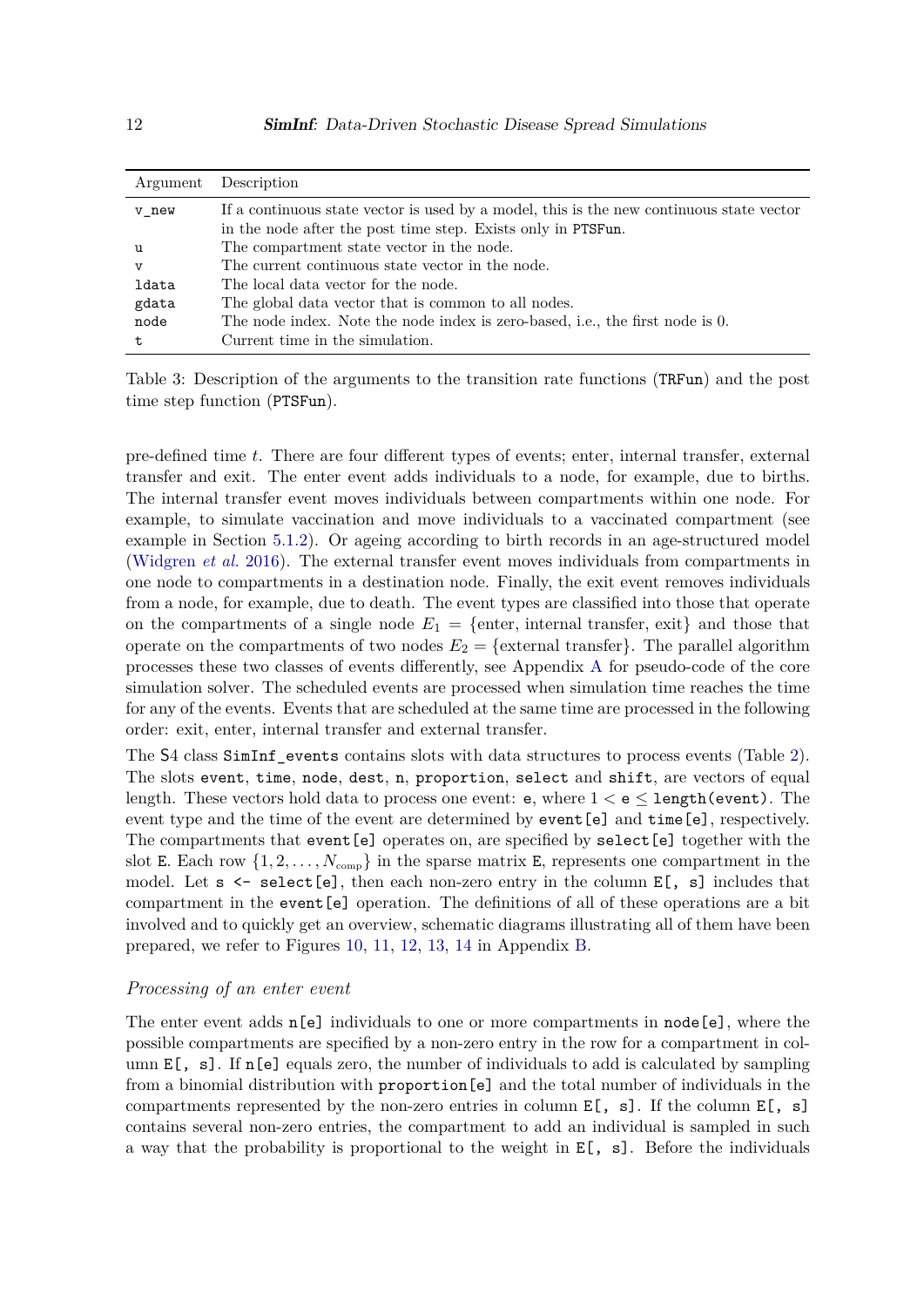| Argument | Description |
|---|---|
| `v_new` | If a continuous state vector is used by a model, this is the new continuous state vector in the node after the post time step. Exists only in `PTSFun`. |
| `u` | The compartment state vector in the node. |
| `v` | The current continuous state vector in the node. |
| `ldata` | The local data vector for the node. |
| `gdata` | The global data vector that is common to all nodes. |
| `node` | The node index. Note the node index is zero-based, i.e., the first node is 0. |
| `t` | Current time in the simulation. |

Table 3: Description of the arguments to the transition rate functions (`TRFun`) and the post time step function (`PTSFun`).

pre-defined time $t$. There are four different types of events; enter, internal transfer, external transfer and exit. The enter event adds individuals to a node, for example, due to births. The internal transfer event moves individuals between compartments within one node. For example, to simulate vaccination and move individuals to a vaccinated compartment (see example in Section 5.1.2). Or ageing according to birth records in an age-structured model (Widgren *et al.* 2016). The external transfer event moves individuals from compartments in one node to compartments in a destination node. Finally, the exit event removes individuals from a node, for example, due to death. The event types are classified into those that operate on the compartments of a single node $E_1 = \{\text{enter, internal transfer, exit}\}$ and those that operate on the compartments of two nodes $E_2 = \{\text{external transfer}\}$. The parallel algorithm processes these two classes of events differently, see Appendix A for pseudo-code of the core simulation solver. The scheduled events are processed when simulation time reaches the time for any of the events. Events that are scheduled at the same time are processed in the following order: exit, enter, internal transfer and external transfer.

The S4 class `SimInf_events` contains slots with data structures to process events (Table 2). The slots `event`, `time`, `node`, `dest`, `n`, `proportion`, `select` and `shift`, are vectors of equal length. These vectors hold data to process one event: `e`, where $1 <$ `e` $\leq$ `length(event)`. The event type and the time of the event are determined by `event[e]` and `time[e]`, respectively. The compartments that `event[e]` operates on, are specified by `select[e]` together with the slot `E`. Each row $\{1, 2, \ldots, N_{\text{comp}}\}$ in the sparse matrix `E`, represents one compartment in the model. Let `s <- select[e]`, then each non-zero entry in the column `E[, s]` includes that compartment in the `event[e]` operation. The definitions of all of these operations are a bit involved and to quickly get an overview, schematic diagrams illustrating all of them have been prepared, we refer to Figures 10, 11, 12, 13, 14 in Appendix B.

### *Processing of an enter event*

The enter event adds `n[e]` individuals to one or more compartments in `node[e]`, where the possible compartments are specified by a non-zero entry in the row for a compartment in column `E[, s]`. If `n[e]` equals zero, the number of individuals to add is calculated by sampling from a binomial distribution with `proportion[e]` and the total number of individuals in the compartments represented by the non-zero entries in column `E[, s]`. If the column `E[, s]` contains several non-zero entries, the compartment to add an individual is sampled in such a way that the probability is proportional to the weight in `E[, s]`. Before the individuals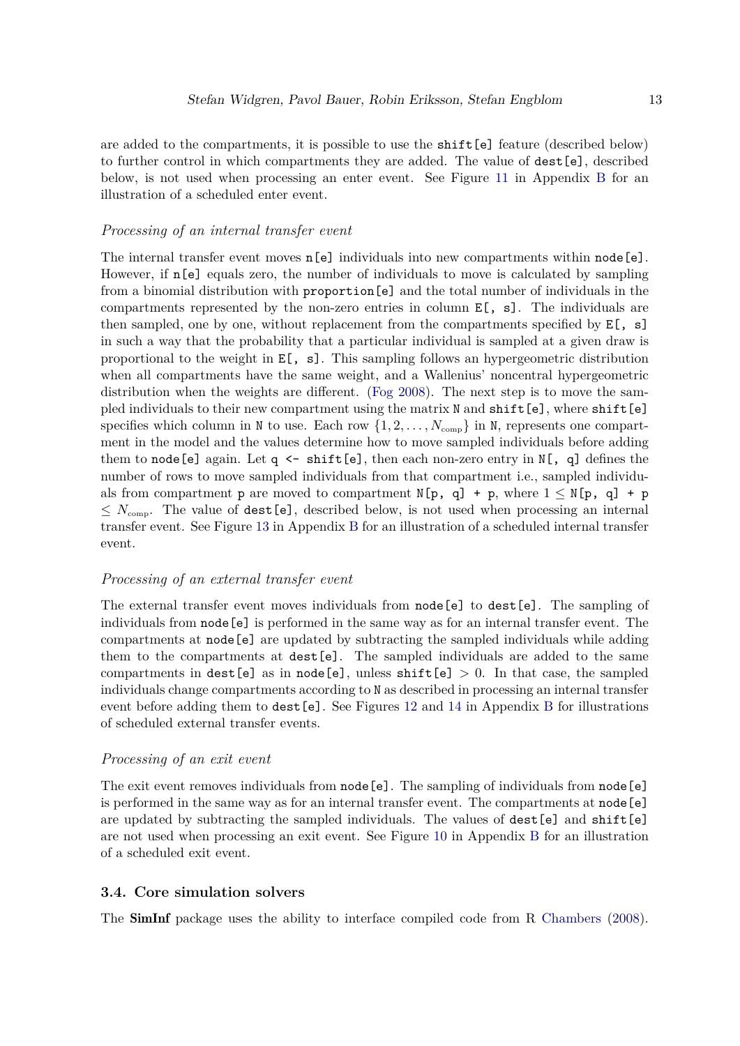are added to the compartments, it is possible to use the `shift[e]` feature (described below) to further control in which compartments they are added. The value of `dest[e]`, described below, is not used when processing an enter event. See Figure 11 in Appendix B for an illustration of a scheduled enter event.

#### *Processing of an internal transfer event*

The internal transfer event moves `n[e]` individuals into new compartments within `node[e]`. However, if `n[e]` equals zero, the number of individuals to move is calculated by sampling from a binomial distribution with `proportion[e]` and the total number of individuals in the compartments represented by the non-zero entries in column `E[, s]`. The individuals are then sampled, one by one, without replacement from the compartments specified by `E[, s]` in such a way that the probability that a particular individual is sampled at a given draw is proportional to the weight in `E[, s]`. This sampling follows an hypergeometric distribution when all compartments have the same weight, and a Wallenius' noncentral hypergeometric distribution when the weights are different. (Fog 2008). The next step is to move the sampled individuals to their new compartment using the matrix `N` and `shift[e]`, where `shift[e]` specifies which column in `N` to use. Each row $\{1, 2, \ldots, N_{\text{comp}}\}$ in `N`, represents one compartment in the model and the values determine how to move sampled individuals before adding them to `node[e]` again. Let `q <- shift[e]`, then each non-zero entry in `N[, q]` defines the number of rows to move sampled individuals from that compartment i.e., sampled individuals from compartment `p` are moved to compartment `N[p, q] + p`, where $1 \leq$ `N[p, q] + p` $\leq N_{\text{comp}}$. The value of `dest[e]`, described below, is not used when processing an internal transfer event. See Figure 13 in Appendix B for an illustration of a scheduled internal transfer event.

#### *Processing of an external transfer event*

The external transfer event moves individuals from `node[e]` to `dest[e]`. The sampling of individuals from `node[e]` is performed in the same way as for an internal transfer event. The compartments at `node[e]` are updated by subtracting the sampled individuals while adding them to the compartments at `dest[e]`. The sampled individuals are added to the same compartments in `dest[e]` as in `node[e]`, unless `shift[e]` $> 0$. In that case, the sampled individuals change compartments according to `N` as described in processing an internal transfer event before adding them to `dest[e]`. See Figures 12 and 14 in Appendix B for illustrations of scheduled external transfer events.

#### *Processing of an exit event*

The exit event removes individuals from `node[e]`. The sampling of individuals from `node[e]` is performed in the same way as for an internal transfer event. The compartments at `node[e]` are updated by subtracting the sampled individuals. The values of `dest[e]` and `shift[e]` are not used when processing an exit event. See Figure 10 in Appendix B for an illustration of a scheduled exit event.

### 3.4. Core simulation solvers

The **SimInf** package uses the ability to interface compiled code from R Chambers (2008).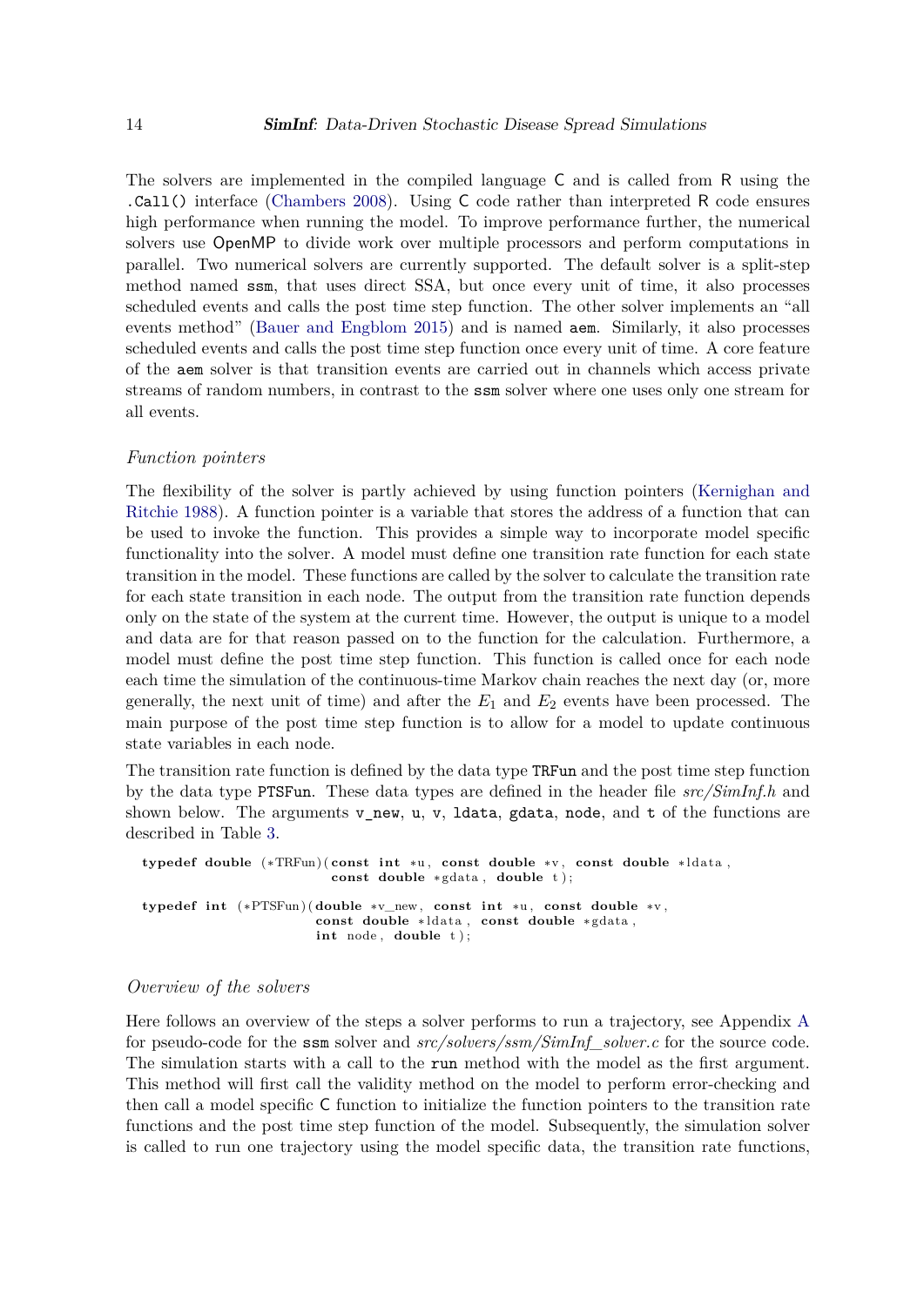The solvers are implemented in the compiled language C and is called from R using the .Call() interface (Chambers 2008). Using C code rather than interpreted R code ensures high performance when running the model. To improve performance further, the numerical solvers use OpenMP to divide work over multiple processors and perform computations in parallel. Two numerical solvers are currently supported. The default solver is a split-step method named ssm, that uses direct SSA, but once every unit of time, it also processes scheduled events and calls the post time step function. The other solver implements an "all events method" (Bauer and Engblom 2015) and is named aem. Similarly, it also processes scheduled events and calls the post time step function once every unit of time. A core feature of the aem solver is that transition events are carried out in channels which access private streams of random numbers, in contrast to the ssm solver where one uses only one stream for all events.

### *Function pointers*

The flexibility of the solver is partly achieved by using function pointers (Kernighan and Ritchie 1988). A function pointer is a variable that stores the address of a function that can be used to invoke the function. This provides a simple way to incorporate model specific functionality into the solver. A model must define one transition rate function for each state transition in the model. These functions are called by the solver to calculate the transition rate for each state transition in each node. The output from the transition rate function depends only on the state of the system at the current time. However, the output is unique to a model and data are for that reason passed on to the function for the calculation. Furthermore, a model must define the post time step function. This function is called once for each node each time the simulation of the continuous-time Markov chain reaches the next day (or, more generally, the next unit of time) and after the $E_1$ and $E_2$ events have been processed. The main purpose of the post time step function is to allow for a model to update continuous state variables in each node.

The transition rate function is defined by the data type TRFun and the post time step function by the data type PTSFun. These data types are defined in the header file *src/SimInf.h* and shown below. The arguments v_new, u, v, ldata, gdata, node, and t of the functions are described in Table 3.

```
typedef double (*TRFun)(const int *u, const double *v, const double *ldata,
                        const double *gdata, double t);

typedef int (*PTSFun)(double *v_new, const int *u, const double *v,
                      const double *ldata, const double *gdata,
                      int node, double t);
```

### *Overview of the solvers*

Here follows an overview of the steps a solver performs to run a trajectory, see Appendix A for pseudo-code for the ssm solver and *src/solvers/ssm/SimInf_solver.c* for the source code. The simulation starts with a call to the run method with the model as the first argument. This method will first call the validity method on the model to perform error-checking and then call a model specific C function to initialize the function pointers to the transition rate functions and the post time step function of the model. Subsequently, the simulation solver is called to run one trajectory using the model specific data, the transition rate functions,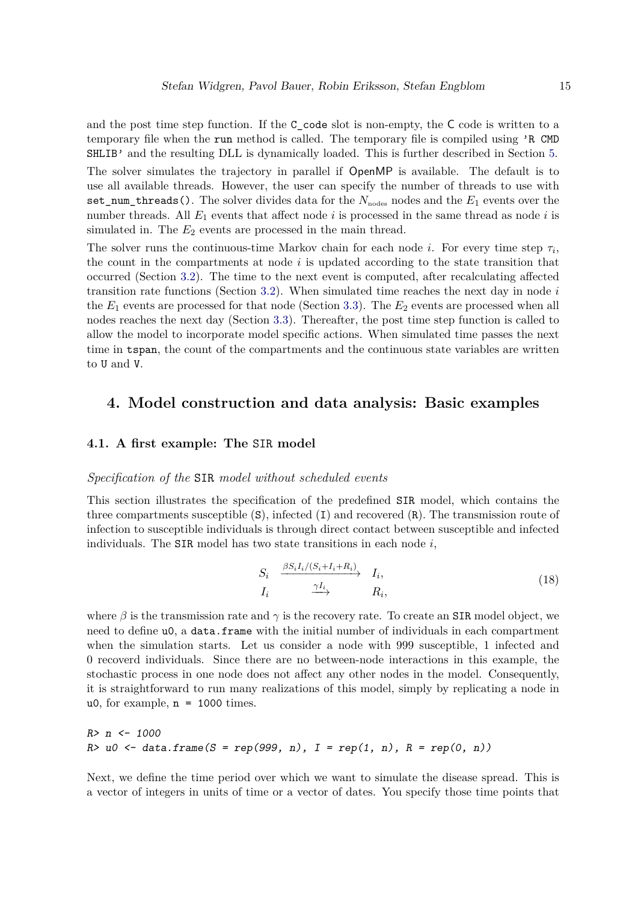and the post time step function. If the `C_code` slot is non-empty, the C code is written to a temporary file when the `run` method is called. The temporary file is compiled using 'R CMD SHLIB' and the resulting DLL is dynamically loaded. This is further described in Section 5.

The solver simulates the trajectory in parallel if OpenMP is available. The default is to use all available threads. However, the user can specify the number of threads to use with `set_num_threads()`. The solver divides data for the $N_{\text{nodes}}$ nodes and the $E_1$ events over the number threads. All $E_1$ events that affect node $i$ is processed in the same thread as node $i$ is simulated in. The $E_2$ events are processed in the main thread.

The solver runs the continuous-time Markov chain for each node $i$. For every time step $\tau_i$, the count in the compartments at node $i$ is updated according to the state transition that occurred (Section 3.2). The time to the next event is computed, after recalculating affected transition rate functions (Section 3.2). When simulated time reaches the next day in node $i$ the $E_1$ events are processed for that node (Section 3.3). The $E_2$ events are processed when all nodes reaches the next day (Section 3.3). Thereafter, the post time step function is called to allow the model to incorporate model specific actions. When simulated time passes the next time in `tspan`, the count of the compartments and the continuous state variables are written to `U` and `V`.

# 4. Model construction and data analysis: Basic examples

## 4.1. A first example: The SIR model

*Specification of the SIR model without scheduled events*

This section illustrates the specification of the predefined SIR model, which contains the three compartments susceptible (S), infected (I) and recovered (R). The transmission route of infection to susceptible individuals is through direct contact between susceptible and infected individuals. The SIR model has two state transitions in each node $i$,

$$
\begin{aligned}
S_i &\xrightarrow{\beta S_i I_i/(S_i+I_i+R_i)} I_i, \\
I_i &\xrightarrow{\gamma I_i} R_i,
\end{aligned}
\tag{18}
$$

where $\beta$ is the transmission rate and $\gamma$ is the recovery rate. To create an SIR model object, we need to define `u0`, a `data.frame` with the initial number of individuals in each compartment when the simulation starts. Let us consider a node with 999 susceptible, 1 infected and 0 recoverd individuals. Since there are no between-node interactions in this example, the stochastic process in one node does not affect any other nodes in the model. Consequently, it is straightforward to run many realizations of this model, simply by replicating a node in `u0`, for example, `n = 1000` times.

```
R> n <- 1000
R> u0 <- data.frame(S = rep(999, n), I = rep(1, n), R = rep(0, n))
```

Next, we define the time period over which we want to simulate the disease spread. This is a vector of integers in units of time or a vector of dates. You specify those time points that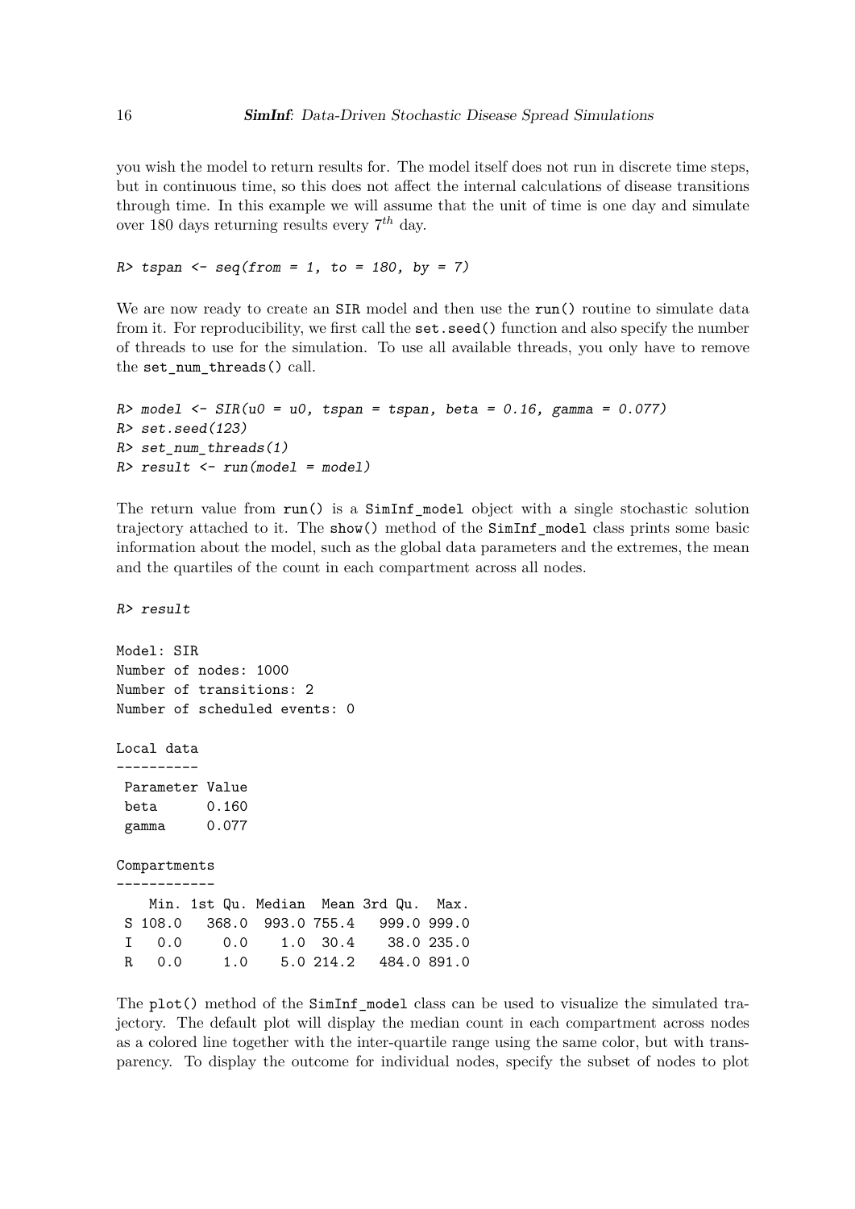you wish the model to return results for. The model itself does not run in discrete time steps, but in continuous time, so this does not affect the internal calculations of disease transitions through time. In this example we will assume that the unit of time is one day and simulate over 180 days returning results every $7^{th}$ day.

```
R> tspan <- seq(from = 1, to = 180, by = 7)
```

We are now ready to create an `SIR` model and then use the `run()` routine to simulate data from it. For reproducibility, we first call the `set.seed()` function and also specify the number of threads to use for the simulation. To use all available threads, you only have to remove the `set_num_threads()` call.

```
R> model <- SIR(u0 = u0, tspan = tspan, beta = 0.16, gamma = 0.077)
R> set.seed(123)
R> set_num_threads(1)
R> result <- run(model = model)
```

The return value from `run()` is a `SimInf_model` object with a single stochastic solution trajectory attached to it. The `show()` method of the `SimInf_model` class prints some basic information about the model, such as the global data parameters and the extremes, the mean and the quartiles of the count in each compartment across all nodes.

```
R> result

Model: SIR
Number of nodes: 1000
Number of transitions: 2
Number of scheduled events: 0

Local data
----------
 Parameter Value
 beta      0.160
 gamma     0.077

Compartments
------------
   Min. 1st Qu. Median  Mean 3rd Qu.  Max.
 S 108.0   368.0  993.0 755.4   999.0 999.0
 I   0.0     0.0    1.0  30.4    38.0 235.0
 R   0.0     1.0    5.0 214.2   484.0 891.0
```

The `plot()` method of the `SimInf_model` class can be used to visualize the simulated trajectory. The default plot will display the median count in each compartment across nodes as a colored line together with the inter-quartile range using the same color, but with transparency. To display the outcome for individual nodes, specify the subset of nodes to plot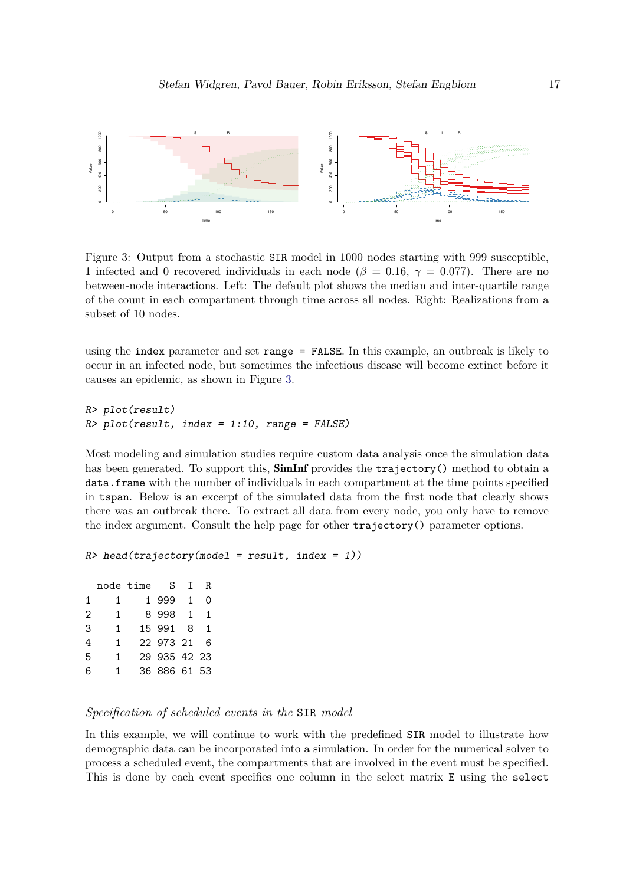Figure 3: Output from a stochastic SIR model in 1000 nodes starting with 999 susceptible, 1 infected and 0 recovered individuals in each node ($\beta = 0.16$, $\gamma = 0.077$). There are no between-node interactions. Left: The default plot shows the median and inter-quartile range of the count in each compartment through time across all nodes. Right: Realizations from a subset of 10 nodes.

using the `index` parameter and set `range = FALSE`. In this example, an outbreak is likely to occur in an infected node, but sometimes the infectious disease will become extinct before it causes an epidemic, as shown in Figure 3.

```
R> plot(result)
R> plot(result, index = 1:10, range = FALSE)
```

Most modeling and simulation studies require custom data analysis once the simulation data has been generated. To support this, **SimInf** provides the `trajectory()` method to obtain a `data.frame` with the number of individuals in each compartment at the time points specified in `tspan`. Below is an excerpt of the simulated data from the first node that clearly shows there was an outbreak there. To extract all data from every node, you only have to remove the index argument. Consult the help page for other `trajectory()` parameter options.

```
R> head(trajectory(model = result, index = 1))

  node time   S  I  R
1    1    1 999  1  0
2    1    8 998  1  1
3    1   15 991  8  1
4    1   22 973 21  6
5    1   29 935 42 23
6    1   36 886 61 53
```

*Specification of scheduled events in the* SIR *model*

In this example, we will continue to work with the predefined SIR model to illustrate how demographic data can be incorporated into a simulation. In order for the numerical solver to process a scheduled event, the compartments that are involved in the event must be specified. This is done by each event specifies one column in the select matrix `E` using the `select`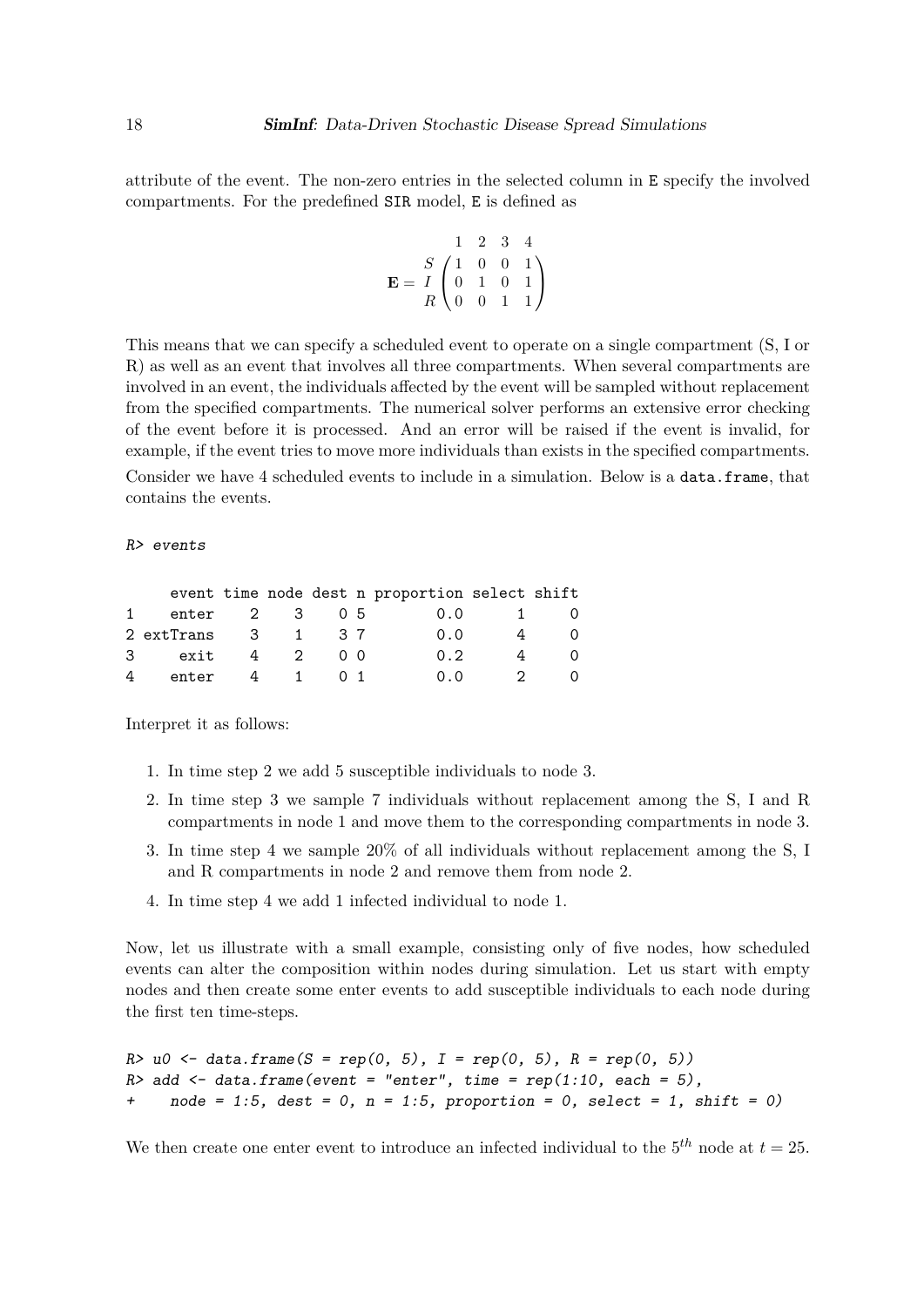attribute of the event. The non-zero entries in the selected column in `E` specify the involved compartments. For the predefined `SIR` model, `E` is defined as

$$
\mathbf{E} = \begin{array}{c} \\ S \\ I \\ R \end{array} \begin{array}{c} \begin{array}{cccc} 1 & 2 & 3 & 4 \end{array} \\ \begin{pmatrix} 1 & 0 & 0 & 1 \\ 0 & 1 & 0 & 1 \\ 0 & 0 & 1 & 1 \end{pmatrix} \end{array}
$$

This means that we can specify a scheduled event to operate on a single compartment (S, I or R) as well as an event that involves all three compartments. When several compartments are involved in an event, the individuals affected by the event will be sampled without replacement from the specified compartments. The numerical solver performs an extensive error checking of the event before it is processed. And an error will be raised if the event is invalid, for example, if the event tries to move more individuals than exists in the specified compartments.

Consider we have 4 scheduled events to include in a simulation. Below is a `data.frame`, that contains the events.

```
R> events

     event time node dest n proportion select shift
1    enter    2    3    0 5        0.0      1     0
2 extTrans    3    1    3 7        0.0      4     0
3     exit    4    2    0 0        0.2      4     0
4    enter    4    1    0 1        0.0      2     0
```

Interpret it as follows:

1. In time step 2 we add 5 susceptible individuals to node 3.
2. In time step 3 we sample 7 individuals without replacement among the S, I and R compartments in node 1 and move them to the corresponding compartments in node 3.
3. In time step 4 we sample 20% of all individuals without replacement among the S, I and R compartments in node 2 and remove them from node 2.
4. In time step 4 we add 1 infected individual to node 1.

Now, let us illustrate with a small example, consisting only of five nodes, how scheduled events can alter the composition within nodes during simulation. Let us start with empty nodes and then create some enter events to add susceptible individuals to each node during the first ten time-steps.

```
R> u0 <- data.frame(S = rep(0, 5), I = rep(0, 5), R = rep(0, 5))
R> add <- data.frame(event = "enter", time = rep(1:10, each = 5),
+    node = 1:5, dest = 0, n = 1:5, proportion = 0, select = 1, shift = 0)
```

We then create one enter event to introduce an infected individual to the $5^{th}$ node at $t = 25$.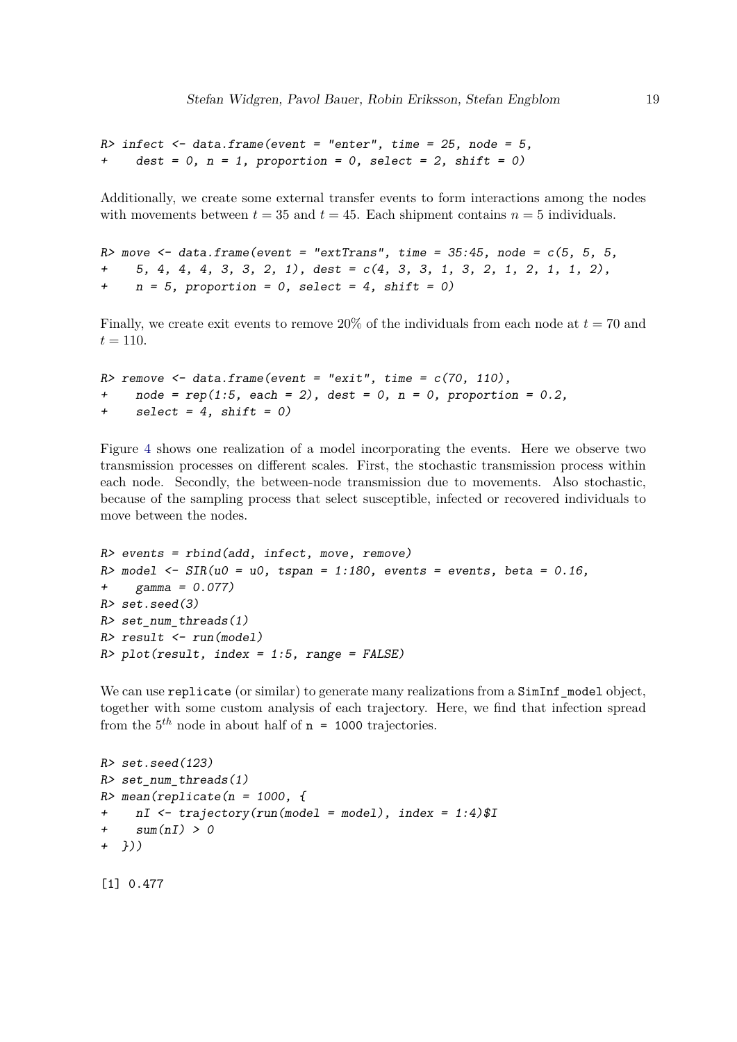```
R> infect <- data.frame(event = "enter", time = 25, node = 5,
+    dest = 0, n = 1, proportion = 0, select = 2, shift = 0)
```

Additionally, we create some external transfer events to form interactions among the nodes with movements between $t = 35$ and $t = 45$. Each shipment contains $n = 5$ individuals.

```
R> move <- data.frame(event = "extTrans", time = 35:45, node = c(5, 5, 5,
+    5, 4, 4, 4, 3, 3, 2, 1), dest = c(4, 3, 3, 1, 3, 2, 1, 2, 1, 1, 2),
+    n = 5, proportion = 0, select = 4, shift = 0)
```

Finally, we create exit events to remove 20% of the individuals from each node at $t = 70$ and $t = 110$.

```
R> remove <- data.frame(event = "exit", time = c(70, 110),
+    node = rep(1:5, each = 2), dest = 0, n = 0, proportion = 0.2,
+    select = 4, shift = 0)
```

Figure 4 shows one realization of a model incorporating the events. Here we observe two transmission processes on different scales. First, the stochastic transmission process within each node. Secondly, the between-node transmission due to movements. Also stochastic, because of the sampling process that select susceptible, infected or recovered individuals to move between the nodes.

```
R> events = rbind(add, infect, move, remove)
R> model <- SIR(u0 = u0, tspan = 1:180, events = events, beta = 0.16,
+    gamma = 0.077)
R> set.seed(3)
R> set_num_threads(1)
R> result <- run(model)
R> plot(result, index = 1:5, range = FALSE)
```

We can use `replicate` (or similar) to generate many realizations from a `SimInf_model` object, together with some custom analysis of each trajectory. Here, we find that infection spread from the $5^{th}$ node in about half of `n = 1000` trajectories.

```
R> set.seed(123)
R> set_num_threads(1)
R> mean(replicate(n = 1000, {
+    nI <- trajectory(run(model = model), index = 1:4)$I
+    sum(nI) > 0
+ }))

[1] 0.477
```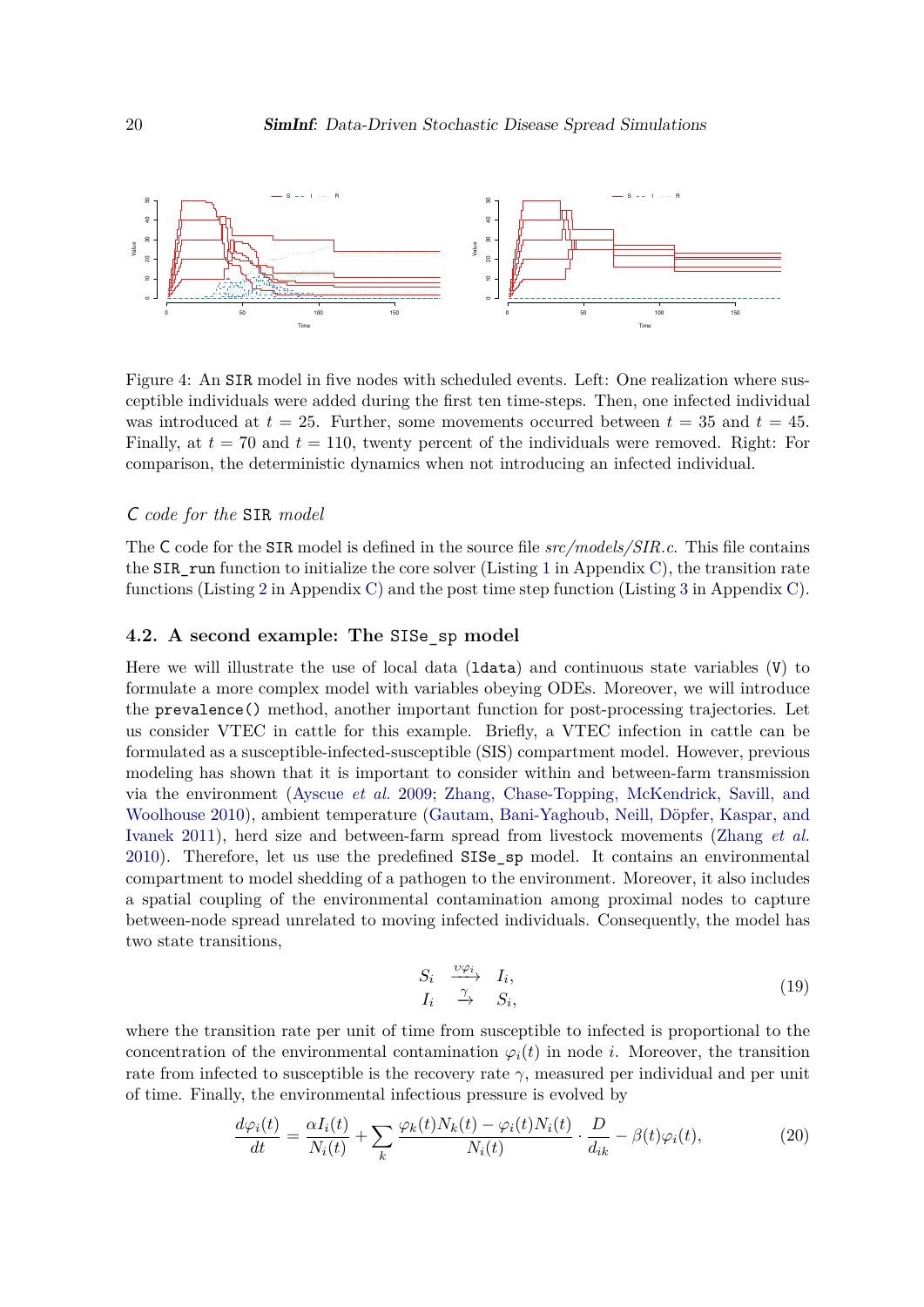Figure 4: An SIR model in five nodes with scheduled events. Left: One realization where susceptible individuals were added during the first ten time-steps. Then, one infected individual was introduced at $t = 25$. Further, some movements occurred between $t = 35$ and $t = 45$. Finally, at $t = 70$ and $t = 110$, twenty percent of the individuals were removed. Right: For comparison, the deterministic dynamics when not introducing an infected individual.

### *C code for the* SIR *model*

The C code for the SIR model is defined in the source file *src/models/SIR.c*. This file contains the SIR_run function to initialize the core solver (Listing 1 in Appendix C), the transition rate functions (Listing 2 in Appendix C) and the post time step function (Listing 3 in Appendix C).

## 4.2. A second example: The SISe_sp model

Here we will illustrate the use of local data (ldata) and continuous state variables (V) to formulate a more complex model with variables obeying ODEs. Moreover, we will introduce the prevalence() method, another important function for post-processing trajectories. Let us consider VTEC in cattle for this example. Briefly, a VTEC infection in cattle can be formulated as a susceptible-infected-susceptible (SIS) compartment model. However, previous modeling has shown that it is important to consider within and between-farm transmission via the environment (Ayscue *et al.* 2009; Zhang, Chase-Topping, McKendrick, Savill, and Woolhouse 2010), ambient temperature (Gautam, Bani-Yaghoub, Neill, Döpfer, Kaspar, and Ivanek 2011), herd size and between-farm spread from livestock movements (Zhang *et al.* 2010). Therefore, let us use the predefined SISe_sp model. It contains an environmental compartment to model shedding of a pathogen to the environment. Moreover, it also includes a spatial coupling of the environmental contamination among proximal nodes to capture between-node spread unrelated to moving infected individuals. Consequently, the model has two state transitions,

$$
\begin{array}{ccc}
S_i & \xrightarrow{\upsilon \varphi_i} & I_i, \\
I_i & \xrightarrow{\gamma} & S_i,
\end{array}
\tag{19}
$$

where the transition rate per unit of time from susceptible to infected is proportional to the concentration of the environmental contamination $\varphi_i(t)$ in node $i$. Moreover, the transition rate from infected to susceptible is the recovery rate $\gamma$, measured per individual and per unit of time. Finally, the environmental infectious pressure is evolved by

$$
\frac{d\varphi_i(t)}{dt} = \frac{\alpha I_i(t)}{N_i(t)} + \sum_k \frac{\varphi_k(t) N_k(t) - \varphi_i(t) N_i(t)}{N_i(t)} \cdot \frac{D}{d_{ik}} - \beta(t)\varphi_i(t),
\tag{20}
$$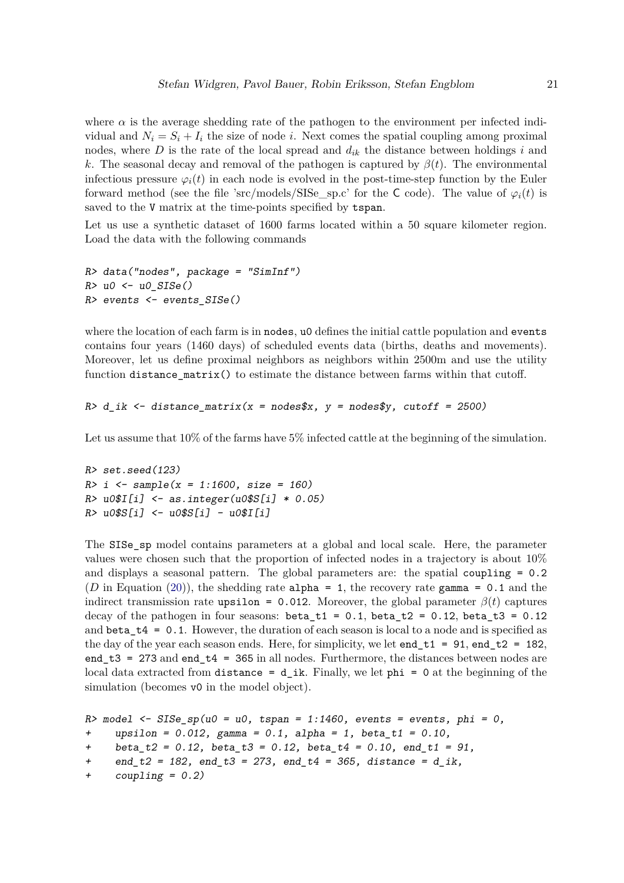where $\alpha$ is the average shedding rate of the pathogen to the environment per infected individual and $N_i = S_i + I_i$ the size of node $i$. Next comes the spatial coupling among proximal nodes, where $D$ is the rate of the local spread and $d_{ik}$ the distance between holdings $i$ and $k$. The seasonal decay and removal of the pathogen is captured by $\beta(t)$. The environmental infectious pressure $\varphi_i(t)$ in each node is evolved in the post-time-step function by the Euler forward method (see the file 'src/models/SISe_sp.c' for the C code). The value of $\varphi_i(t)$ is saved to the V matrix at the time-points specified by tspan.

Let us use a synthetic dataset of 1600 farms located within a 50 square kilometer region. Load the data with the following commands

```
R> data("nodes", package = "SimInf")
R> u0 <- u0_SISe()
R> events <- events_SISe()
```

where the location of each farm is in nodes, u0 defines the initial cattle population and events contains four years (1460 days) of scheduled events data (births, deaths and movements). Moreover, let us define proximal neighbors as neighbors within 2500m and use the utility function distance_matrix() to estimate the distance between farms within that cutoff.

```
R> d_ik <- distance_matrix(x = nodes$x, y = nodes$y, cutoff = 2500)
```

Let us assume that 10% of the farms have 5% infected cattle at the beginning of the simulation.

```
R> set.seed(123)
R> i <- sample(x = 1:1600, size = 160)
R> u0$I[i] <- as.integer(u0$S[i] * 0.05)
R> u0$S[i] <- u0$S[i] - u0$I[i]
```

The SISe_sp model contains parameters at a global and local scale. Here, the parameter values were chosen such that the proportion of infected nodes in a trajectory is about 10% and displays a seasonal pattern. The global parameters are: the spatial coupling = 0.2 ($D$ in Equation (20)), the shedding rate alpha = 1, the recovery rate gamma = 0.1 and the indirect transmission rate upsilon = 0.012. Moreover, the global parameter $\beta(t)$ captures decay of the pathogen in four seasons: beta_t1 = 0.1, beta_t2 = 0.12, beta_t3 = 0.12 and beta_t4 = 0.1. However, the duration of each season is local to a node and is specified as the day of the year each season ends. Here, for simplicity, we let end_t1 = 91, end_t2 = 182, end_t3 = 273 and end_t4 = 365 in all nodes. Furthermore, the distances between nodes are local data extracted from distance = d_ik. Finally, we let phi = 0 at the beginning of the simulation (becomes v0 in the model object).

```
R> model <- SISe_sp(u0 = u0, tspan = 1:1460, events = events, phi = 0,
+     upsilon = 0.012, gamma = 0.1, alpha = 1, beta_t1 = 0.10,
+     beta_t2 = 0.12, beta_t3 = 0.12, beta_t4 = 0.10, end_t1 = 91,
+     end_t2 = 182, end_t3 = 273, end_t4 = 365, distance = d_ik,
+     coupling = 0.2)
```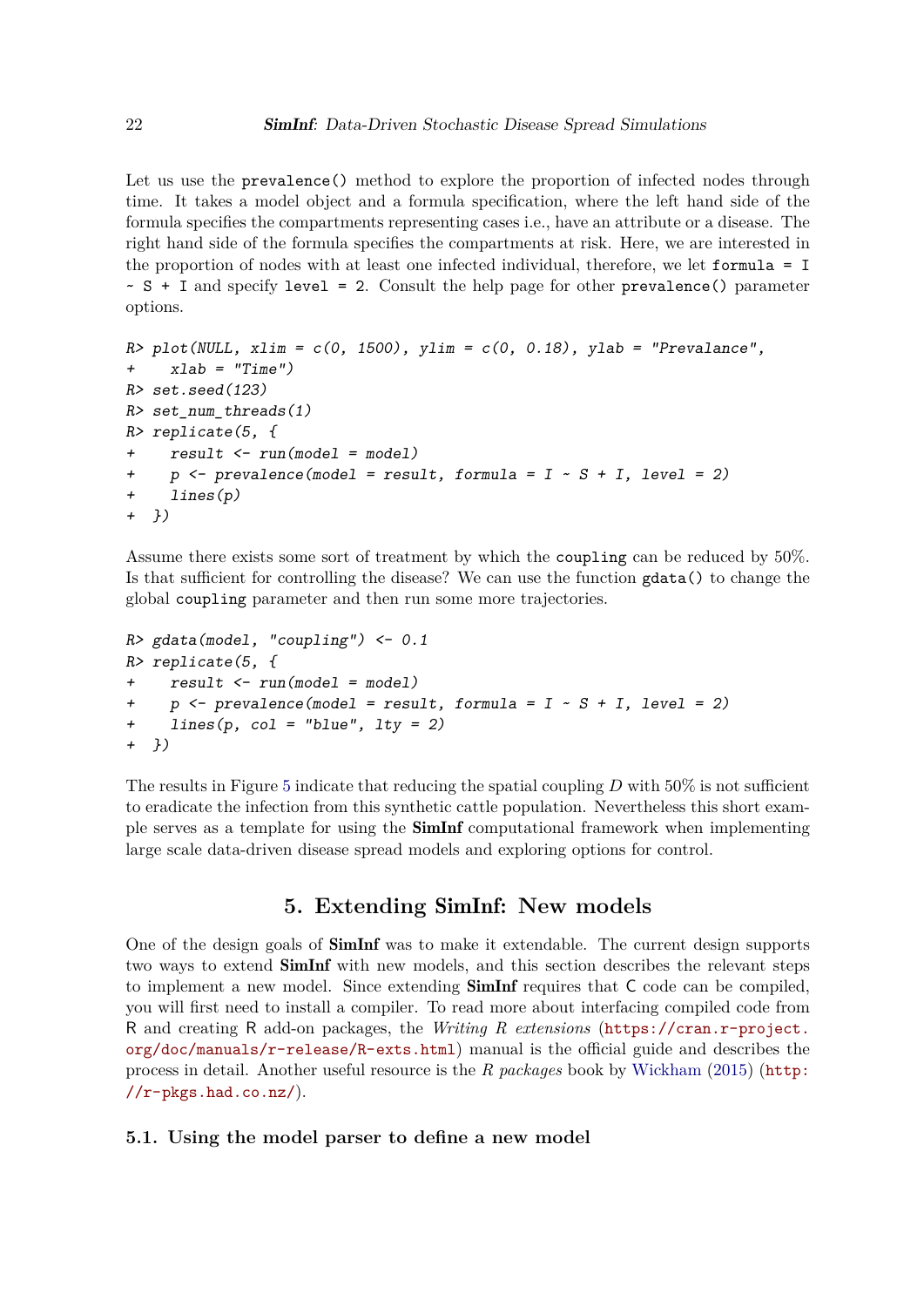Let us use the `prevalence()` method to explore the proportion of infected nodes through time. It takes a model object and a formula specification, where the left hand side of the formula specifies the compartments representing cases i.e., have an attribute or a disease. The right hand side of the formula specifies the compartments at risk. Here, we are interested in the proportion of nodes with at least one infected individual, therefore, we let `formula = I ~ S + I` and specify `level = 2`. Consult the help page for other `prevalence()` parameter options.

```
R> plot(NULL, xlim = c(0, 1500), ylim = c(0, 0.18), ylab = "Prevalance",
+    xlab = "Time")
R> set.seed(123)
R> set_num_threads(1)
R> replicate(5, {
+    result <- run(model = model)
+    p <- prevalence(model = result, formula = I ~ S + I, level = 2)
+    lines(p)
+  })
```

Assume there exists some sort of treatment by which the `coupling` can be reduced by 50%. Is that sufficient for controlling the disease? We can use the function `gdata()` to change the global `coupling` parameter and then run some more trajectories.

```
R> gdata(model, "coupling") <- 0.1
R> replicate(5, {
+    result <- run(model = model)
+    p <- prevalence(model = result, formula = I ~ S + I, level = 2)
+    lines(p, col = "blue", lty = 2)
+  })
```

The results in Figure 5 indicate that reducing the spatial coupling $D$ with 50% is not sufficient to eradicate the infection from this synthetic cattle population. Nevertheless this short example serves as a template for using the **SimInf** computational framework when implementing large scale data-driven disease spread models and exploring options for control.

# 5. Extending SimInf: New models

One of the design goals of **SimInf** was to make it extendable. The current design supports two ways to extend **SimInf** with new models, and this section describes the relevant steps to implement a new model. Since extending **SimInf** requires that C code can be compiled, you will first need to install a compiler. To read more about interfacing compiled code from R and creating R add-on packages, the *Writing R extensions* (https://cran.r-project.org/doc/manuals/r-release/R-exts.html) manual is the official guide and describes the process in detail. Another useful resource is the *R packages* book by Wickham (2015) (http://r-pkgs.had.co.nz/).

## 5.1. Using the model parser to define a new model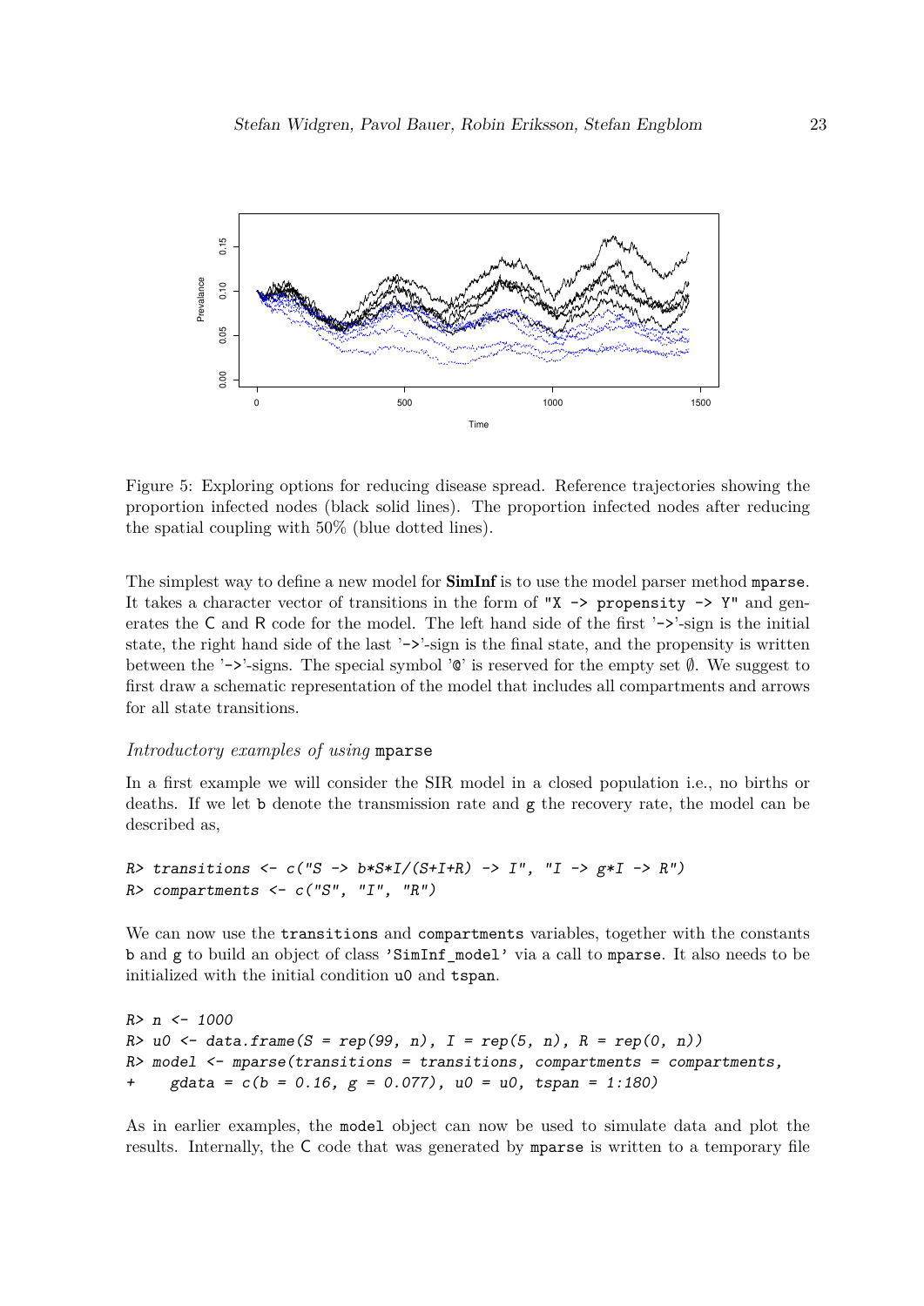Figure 5: Exploring options for reducing disease spread. Reference trajectories showing the proportion infected nodes (black solid lines). The proportion infected nodes after reducing the spatial coupling with 50% (blue dotted lines).

The simplest way to define a new model for **SimInf** is to use the model parser method `mparse`. It takes a character vector of transitions in the form of `"X -> propensity -> Y"` and generates the C and R code for the model. The left hand side of the first '`->`'-sign is the initial state, the right hand side of the last '`->`'-sign is the final state, and the propensity is written between the '`->`'-signs. The special symbol '`@`' is reserved for the empty set $\emptyset$. We suggest to first draw a schematic representation of the model that includes all compartments and arrows for all state transitions.

### *Introductory examples of using* `mparse`

In a first example we will consider the SIR model in a closed population i.e., no births or deaths. If we let `b` denote the transmission rate and `g` the recovery rate, the model can be described as,

```
R> transitions <- c("S -> b*S*I/(S+I+R) -> I", "I -> g*I -> R")
R> compartments <- c("S", "I", "R")
```

We can now use the `transitions` and `compartments` variables, together with the constants `b` and `g` to build an object of class `'SimInf_model'` via a call to `mparse`. It also needs to be initialized with the initial condition `u0` and `tspan`.

```
R> n <- 1000
R> u0 <- data.frame(S = rep(99, n), I = rep(5, n), R = rep(0, n))
R> model <- mparse(transitions = transitions, compartments = compartments,
+    gdata = c(b = 0.16, g = 0.077), u0 = u0, tspan = 1:180)
```

As in earlier examples, the `model` object can now be used to simulate data and plot the results. Internally, the C code that was generated by `mparse` is written to a temporary file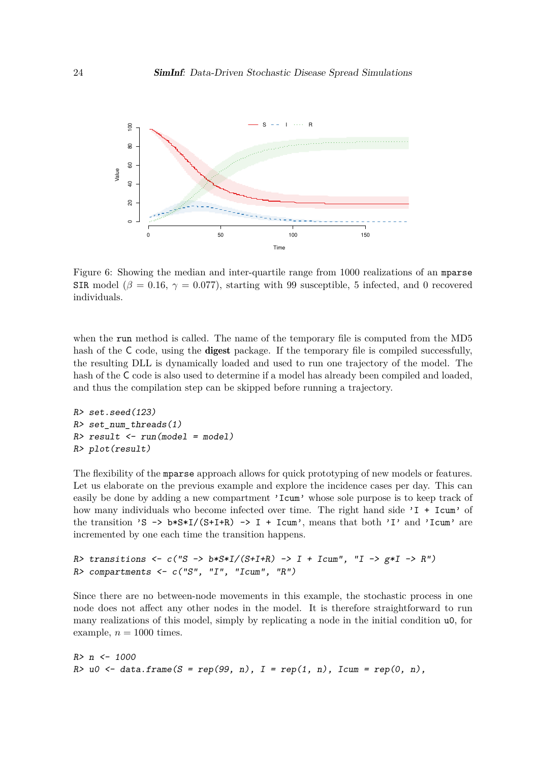Figure 6: Showing the median and inter-quartile range from 1000 realizations of an `mparse` `SIR` model ($\beta = 0.16$, $\gamma = 0.077$), starting with 99 susceptible, 5 infected, and 0 recovered individuals.

when the `run` method is called. The name of the temporary file is computed from the MD5 hash of the C code, using the **digest** package. If the temporary file is compiled successfully, the resulting DLL is dynamically loaded and used to run one trajectory of the model. The hash of the C code is also used to determine if a model has already been compiled and loaded, and thus the compilation step can be skipped before running a trajectory.

```
R> set.seed(123)
R> set_num_threads(1)
R> result <- run(model = model)
R> plot(result)
```

The flexibility of the `mparse` approach allows for quick prototyping of new models or features. Let us elaborate on the previous example and explore the incidence cases per day. This can easily be done by adding a new compartment `'Icum'` whose sole purpose is to keep track of how many individuals who become infected over time. The right hand side `'I + Icum'` of the transition `'S -> b*S*I/(S+I+R) -> I + Icum'`, means that both `'I'` and `'Icum'` are incremented by one each time the transition happens.

```
R> transitions <- c("S -> b*S*I/(S+I+R) -> I + Icum", "I -> g*I -> R")
R> compartments <- c("S", "I", "Icum", "R")
```

Since there are no between-node movements in this example, the stochastic process in one node does not affect any other nodes in the model. It is therefore straightforward to run many realizations of this model, simply by replicating a node in the initial condition `u0`, for example, $n = 1000$ times.

```
R> n <- 1000
R> u0 <- data.frame(S = rep(99, n), I = rep(1, n), Icum = rep(0, n),
```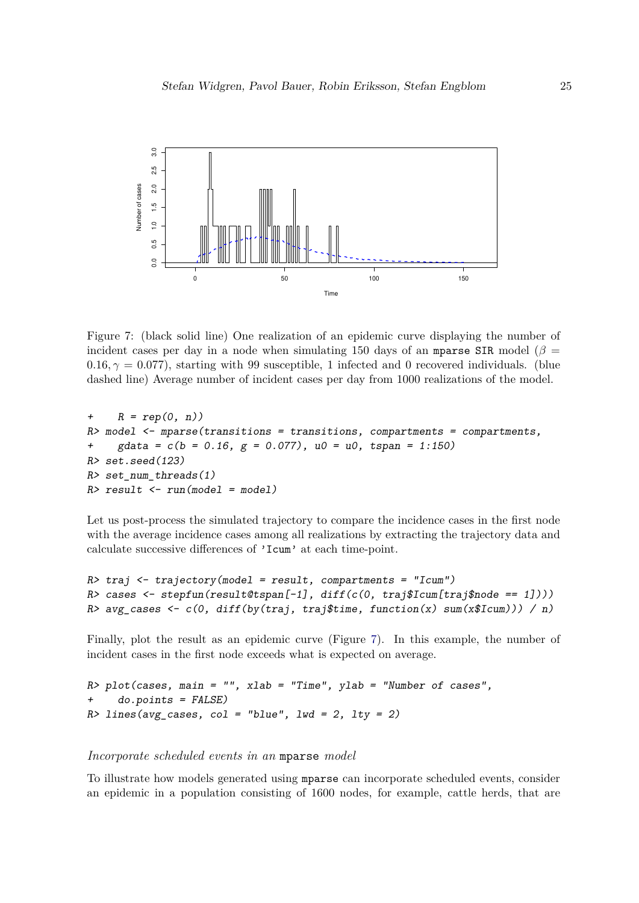Figure 7: (black solid line) One realization of an epidemic curve displaying the number of incident cases per day in a node when simulating 150 days of an mparse SIR model ($\beta = 0.16, \gamma = 0.077$), starting with 99 susceptible, 1 infected and 0 recovered individuals. (blue dashed line) Average number of incident cases per day from 1000 realizations of the model.

```
+     R = rep(0, n))
R> model <- mparse(transitions = transitions, compartments = compartments,
+     gdata = c(b = 0.16, g = 0.077), u0 = u0, tspan = 1:150)
R> set.seed(123)
R> set_num_threads(1)
R> result <- run(model = model)
```

Let us post-process the simulated trajectory to compare the incidence cases in the first node with the average incidence cases among all realizations by extracting the trajectory data and calculate successive differences of 'Icum' at each time-point.

```
R> traj <- trajectory(model = result, compartments = "Icum")
R> cases <- stepfun(result@tspan[-1], diff(c(0, traj$Icum[traj$node == 1])))
R> avg_cases <- c(0, diff(by(traj, traj$time, function(x) sum(x$Icum))) / n)
```

Finally, plot the result as an epidemic curve (Figure 7). In this example, the number of incident cases in the first node exceeds what is expected on average.

```
R> plot(cases, main = "", xlab = "Time", ylab = "Number of cases",
+     do.points = FALSE)
R> lines(avg_cases, col = "blue", lwd = 2, lty = 2)
```

*Incorporate scheduled events in an* mparse *model*

To illustrate how models generated using mparse can incorporate scheduled events, consider an epidemic in a population consisting of 1600 nodes, for example, cattle herds, that are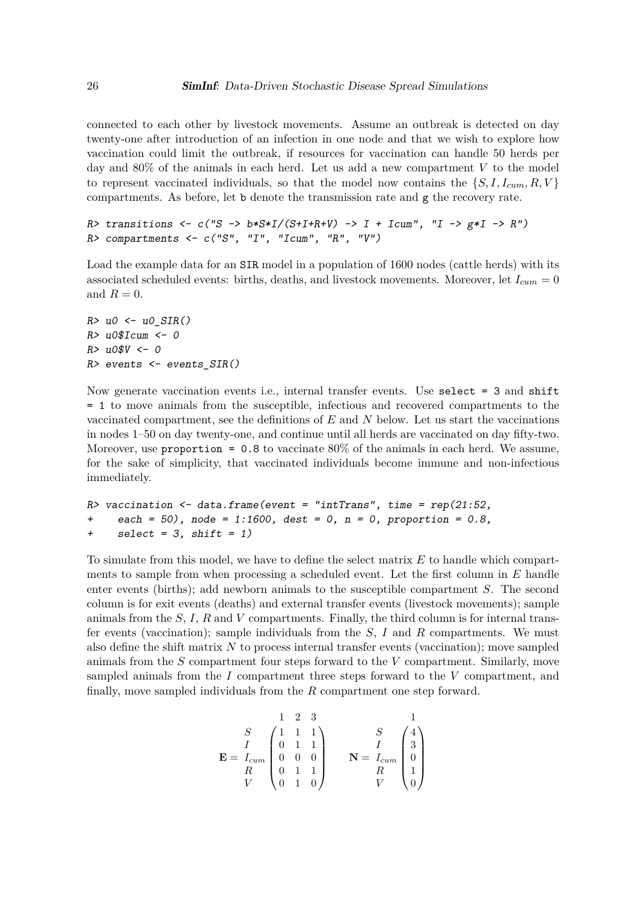connected to each other by livestock movements. Assume an outbreak is detected on day twenty-one after introduction of an infection in one node and that we wish to explore how vaccination could limit the outbreak, if resources for vaccination can handle 50 herds per day and 80% of the animals in each herd. Let us add a new compartment $V$ to the model to represent vaccinated individuals, so that the model now contains the $\{S, I, I_{cum}, R, V\}$ compartments. As before, let `b` denote the transmission rate and `g` the recovery rate.

```
R> transitions <- c("S -> b*S*I/(S+I+R+V) -> I + Icum", "I -> g*I -> R")
R> compartments <- c("S", "I", "Icum", "R", "V")
```

Load the example data for an `SIR` model in a population of 1600 nodes (cattle herds) with its associated scheduled events: births, deaths, and livestock movements. Moreover, let $I_{cum} = 0$ and $R = 0$.

```
R> u0 <- u0_SIR()
R> u0$Icum <- 0
R> u0$V <- 0
R> events <- events_SIR()
```

Now generate vaccination events i.e., internal transfer events. Use `select = 3` and `shift = 1` to move animals from the susceptible, infectious and recovered compartments to the vaccinated compartment, see the definitions of $E$ and $N$ below. Let us start the vaccinations in nodes 1–50 on day twenty-one, and continue until all herds are vaccinated on day fifty-two. Moreover, use `proportion = 0.8` to vaccinate 80% of the animals in each herd. We assume, for the sake of simplicity, that vaccinated individuals become immune and non-infectious immediately.

```
R> vaccination <- data.frame(event = "intTrans", time = rep(21:52,
+     each = 50), node = 1:1600, dest = 0, n = 0, proportion = 0.8,
+     select = 3, shift = 1)
```

To simulate from this model, we have to define the select matrix $E$ to handle which compartments to sample from when processing a scheduled event. Let the first column in $E$ handle enter events (births); add newborn animals to the susceptible compartment $S$. The second column is for exit events (deaths) and external transfer events (livestock movements); sample animals from the $S$, $I$, $R$ and $V$ compartments. Finally, the third column is for internal transfer events (vaccination); sample individuals from the $S$, $I$ and $R$ compartments. We must also define the shift matrix $N$ to process internal transfer events (vaccination); move sampled animals from the $S$ compartment four steps forward to the $V$ compartment. Similarly, move sampled animals from the $I$ compartment three steps forward to the $V$ compartment, and finally, move sampled individuals from the $R$ compartment one step forward.

$$
\mathbf{E} = \begin{array}{c} \\ S \\ I \\ I_{cum} \\ R \\ V \end{array}
\begin{array}{c} \begin{array}{ccc} 1 & 2 & 3 \end{array} \\ \begin{pmatrix} 1 & 1 & 1 \\ 0 & 1 & 1 \\ 0 & 0 & 0 \\ 0 & 1 & 1 \\ 0 & 1 & 0 \end{pmatrix} \end{array}
\qquad
\mathbf{N} = \begin{array}{c} \\ S \\ I \\ I_{cum} \\ R \\ V \end{array}
\begin{array}{c} 1 \\ \begin{pmatrix} 4 \\ 3 \\ 0 \\ 1 \\ 0 \end{pmatrix} \end{array}
$$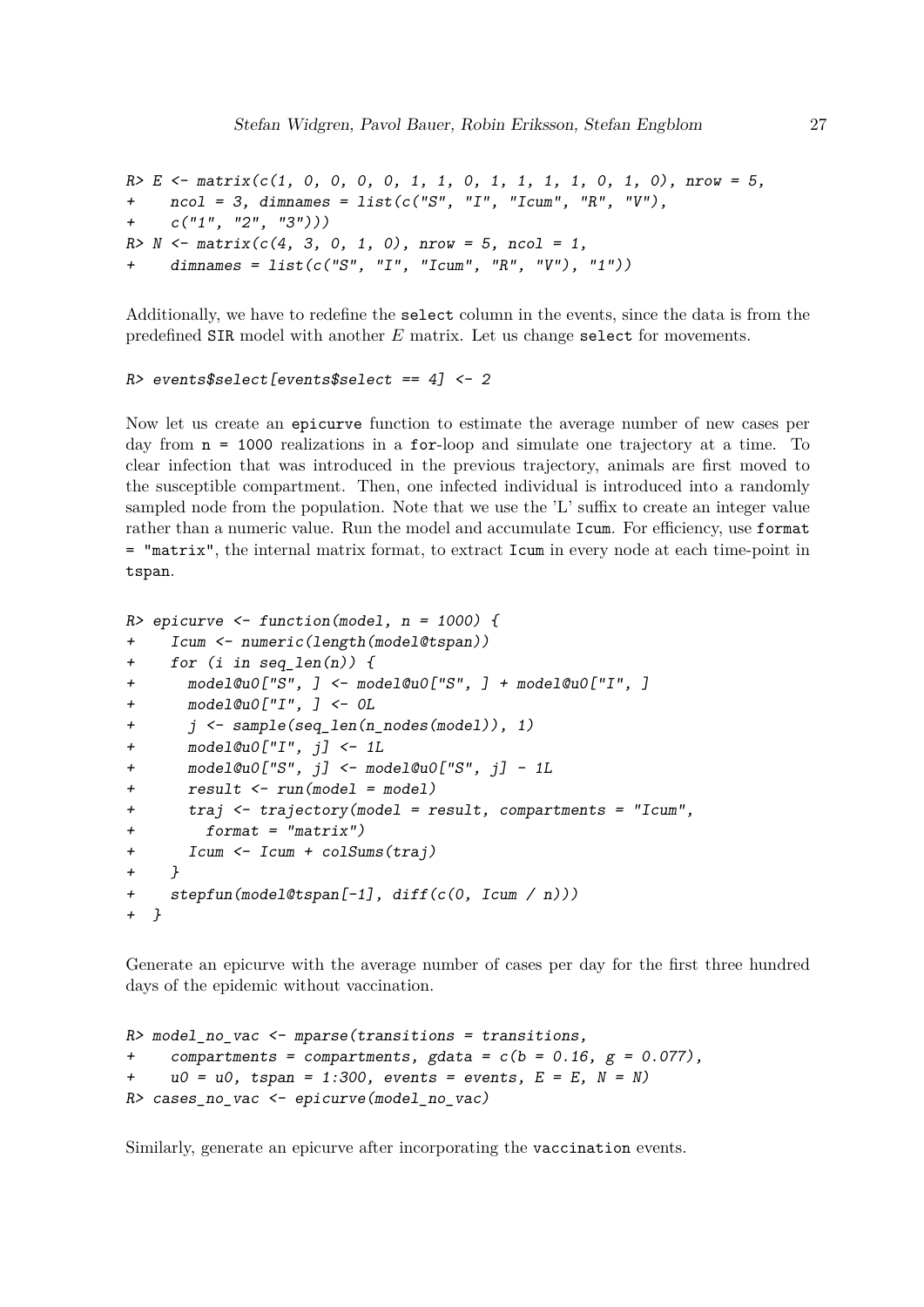```
R> E <- matrix(c(1, 0, 0, 0, 0, 1, 1, 0, 1, 1, 1, 1, 0, 1, 0), nrow = 5,
+    ncol = 3, dimnames = list(c("S", "I", "Icum", "R", "V"),
+    c("1", "2", "3")))
R> N <- matrix(c(4, 3, 0, 1, 0), nrow = 5, ncol = 1,
+    dimnames = list(c("S", "I", "Icum", "R", "V"), "1"))
```

Additionally, we have to redefine the `select` column in the events, since the data is from the predefined `SIR` model with another $E$ matrix. Let us change `select` for movements.

```
R> events$select[events$select == 4] <- 2
```

Now let us create an `epicurve` function to estimate the average number of new cases per day from `n = 1000` realizations in a `for`-loop and simulate one trajectory at a time. To clear infection that was introduced in the previous trajectory, animals are first moved to the susceptible compartment. Then, one infected individual is introduced into a randomly sampled node from the population. Note that we use the 'L' suffix to create an integer value rather than a numeric value. Run the model and accumulate `Icum`. For efficiency, use `format = "matrix"`, the internal matrix format, to extract `Icum` in every node at each time-point in `tspan`.

```
R> epicurve <- function(model, n = 1000) {
+    Icum <- numeric(length(model@tspan))
+    for (i in seq_len(n)) {
+      model@u0["S", ] <- model@u0["S", ] + model@u0["I", ]
+      model@u0["I", ] <- 0L
+      j <- sample(seq_len(n_nodes(model)), 1)
+      model@u0["I", j] <- 1L
+      model@u0["S", j] <- model@u0["S", j] - 1L
+      result <- run(model = model)
+      traj <- trajectory(model = result, compartments = "Icum",
+        format = "matrix")
+      Icum <- Icum + colSums(traj)
+    }
+    stepfun(model@tspan[-1], diff(c(0, Icum / n)))
+  }
```

Generate an epicurve with the average number of cases per day for the first three hundred days of the epidemic without vaccination.

```
R> model_no_vac <- mparse(transitions = transitions,
+    compartments = compartments, gdata = c(b = 0.16, g = 0.077),
+    u0 = u0, tspan = 1:300, events = events, E = E, N = N)
R> cases_no_vac <- epicurve(model_no_vac)
```

Similarly, generate an epicurve after incorporating the `vaccination` events.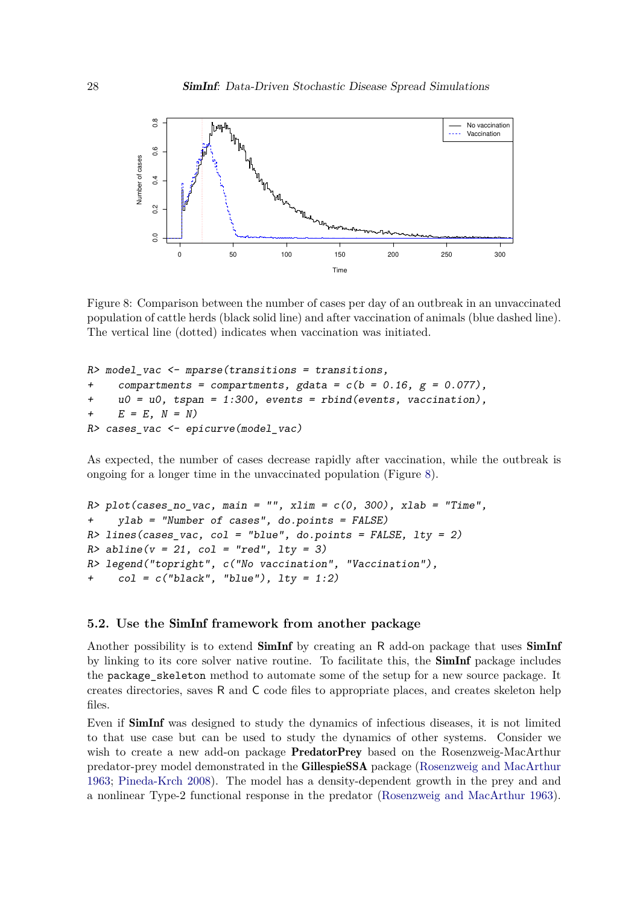Figure 8: Comparison between the number of cases per day of an outbreak in an unvaccinated population of cattle herds (black solid line) and after vaccination of animals (blue dashed line). The vertical line (dotted) indicates when vaccination was initiated.

```
R> model_vac <- mparse(transitions = transitions,
+     compartments = compartments, gdata = c(b = 0.16, g = 0.077),
+     u0 = u0, tspan = 1:300, events = rbind(events, vaccination),
+     E = E, N = N)
R> cases_vac <- epicurve(model_vac)
```

As expected, the number of cases decrease rapidly after vaccination, while the outbreak is ongoing for a longer time in the unvaccinated population (Figure 8).

```
R> plot(cases_no_vac, main = "", xlim = c(0, 300), xlab = "Time",
+     ylab = "Number of cases", do.points = FALSE)
R> lines(cases_vac, col = "blue", do.points = FALSE, lty = 2)
R> abline(v = 21, col = "red", lty = 3)
R> legend("topright", c("No vaccination", "Vaccination"),
+     col = c("black", "blue"), lty = 1:2)
```

### 5.2. Use the SimInf framework from another package

Another possibility is to extend **SimInf** by creating an R add-on package that uses **SimInf** by linking to its core solver native routine. To facilitate this, the **SimInf** package includes the `package_skeleton` method to automate some of the setup for a new source package. It creates directories, saves R and C code files to appropriate places, and creates skeleton help files.

Even if **SimInf** was designed to study the dynamics of infectious diseases, it is not limited to that use case but can be used to study the dynamics of other systems. Consider we wish to create a new add-on package **PredatorPrey** based on the Rosenzweig-MacArthur predator-prey model demonstrated in the **GillespieSSA** package (Rosenzweig and MacArthur 1963; Pineda-Krch 2008). The model has a density-dependent growth in the prey and and a nonlinear Type-2 functional response in the predator (Rosenzweig and MacArthur 1963).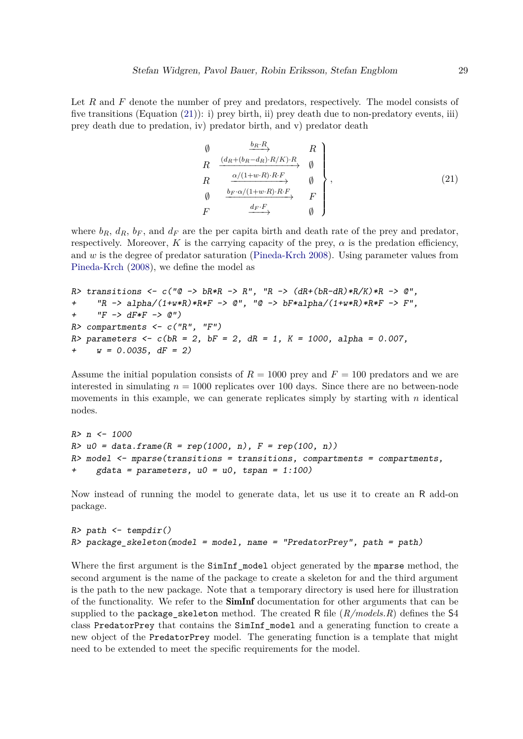Let $R$ and $F$ denote the number of prey and predators, respectively. The model consists of five transitions (Equation (21)): i) prey birth, ii) prey death due to non-predatory events, iii) prey death due to predation, iv) predator birth, and v) predator death

$$
\left.
\begin{array}{ccc}
\emptyset & \xrightarrow{b_R \cdot R} & R \\
R & \xrightarrow{(d_R + (b_R - d_R) \cdot R/K) \cdot R} & \emptyset \\
R & \xrightarrow{\alpha/(1+w \cdot R) \cdot R \cdot F} & \emptyset \\
\emptyset & \xrightarrow{b_F \cdot \alpha/(1+w \cdot R) \cdot R \cdot F} & F \\
F & \xrightarrow{d_F \cdot F} & \emptyset
\end{array}
\right\}, \tag{21}
$$

where $b_R$, $d_R$, $b_F$, and $d_F$ are the per capita birth and death rate of the prey and predator, respectively. Moreover, $K$ is the carrying capacity of the prey, $\alpha$ is the predation efficiency, and $w$ is the degree of predator saturation (Pineda-Krch 2008). Using parameter values from Pineda-Krch (2008), we define the model as

```
R> transitions <- c("@ -> bR*R -> R", "R -> (dR+(bR-dR)*R/K)*R -> @",
+    "R -> alpha/(1+w*R)*R*F -> @", "@ -> bF*alpha/(1+w*R)*R*F -> F",
+    "F -> dF*F -> @")
R> compartments <- c("R", "F")
R> parameters <- c(bR = 2, bF = 2, dR = 1, K = 1000, alpha = 0.007,
+    w = 0.0035, dF = 2)
```

Assume the initial population consists of $R = 1000$ prey and $F = 100$ predators and we are interested in simulating $n = 1000$ replicates over 100 days. Since there are no between-node movements in this example, we can generate replicates simply by starting with $n$ identical nodes.

```
R> n <- 1000
R> u0 = data.frame(R = rep(1000, n), F = rep(100, n))
R> model <- mparse(transitions = transitions, compartments = compartments,
+    gdata = parameters, u0 = u0, tspan = 1:100)
```

Now instead of running the model to generate data, let us use it to create an R add-on package.

```
R> path <- tempdir()
R> package_skeleton(model = model, name = "PredatorPrey", path = path)
```

Where the first argument is the `SimInf_model` object generated by the `mparse` method, the second argument is the name of the package to create a skeleton for and the third argument is the path to the new package. Note that a temporary directory is used here for illustration of the functionality. We refer to the **SimInf** documentation for other arguments that can be supplied to the `package_skeleton` method. The created R file (*R/models.R*) defines the S4 class `PredatorPrey` that contains the `SimInf_model` and a generating function to create a new object of the `PredatorPrey` model. The generating function is a template that might need to be extended to meet the specific requirements for the model.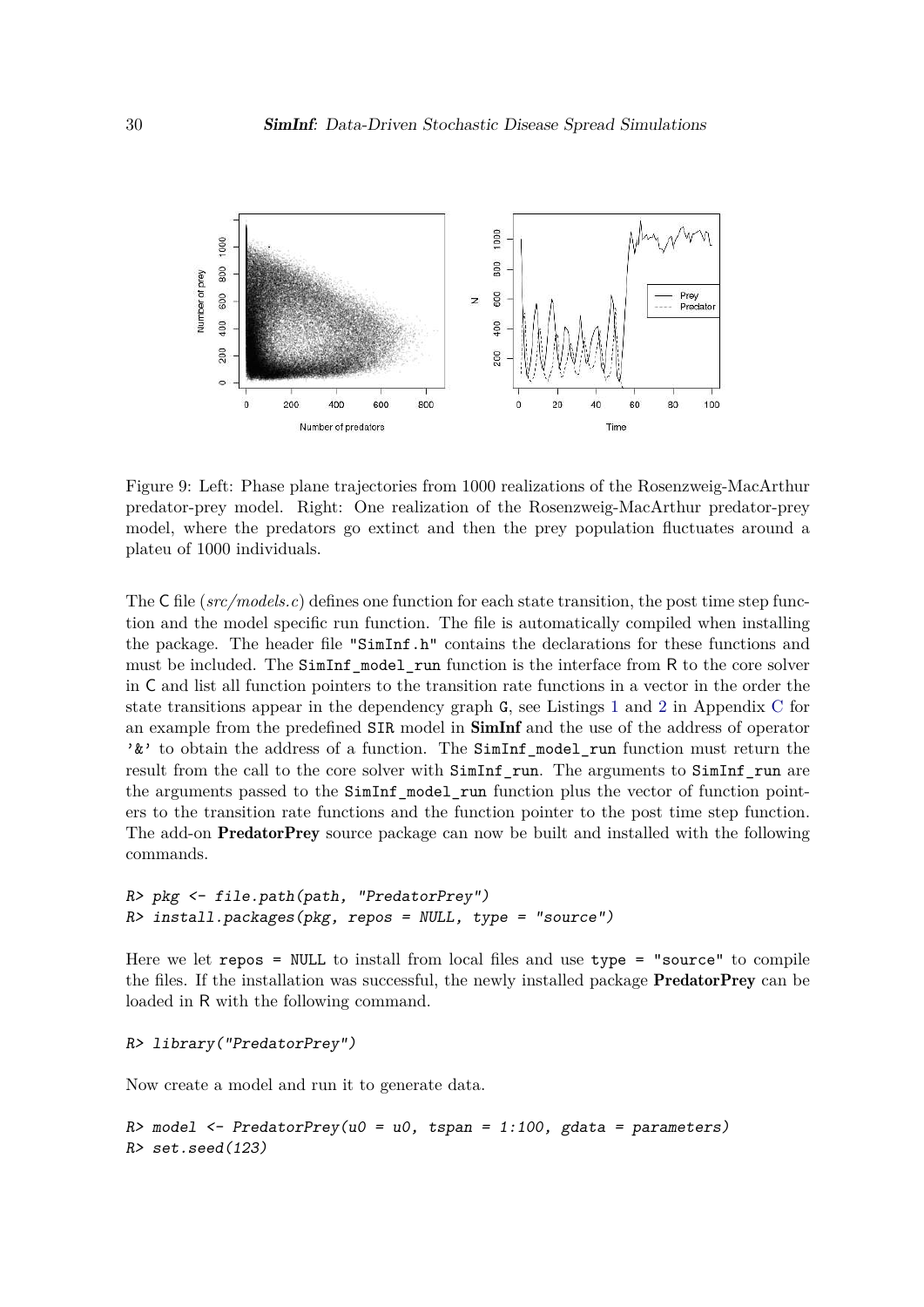Figure 9: Left: Phase plane trajectories from 1000 realizations of the Rosenzweig-MacArthur predator-prey model. Right: One realization of the Rosenzweig-MacArthur predator-prey model, where the predators go extinct and then the prey population fluctuates around a plateu of 1000 individuals.

The C file (*src/models.c*) defines one function for each state transition, the post time step function and the model specific run function. The file is automatically compiled when installing the package. The header file "SimInf.h" contains the declarations for these functions and must be included. The SimInf_model_run function is the interface from R to the core solver in C and list all function pointers to the transition rate functions in a vector in the order the state transitions appear in the dependency graph G, see Listings 1 and 2 in Appendix C for an example from the predefined SIR model in **SimInf** and the use of the address of operator '&' to obtain the address of a function. The SimInf_model_run function must return the result from the call to the core solver with SimInf_run. The arguments to SimInf_run are the arguments passed to the SimInf_model_run function plus the vector of function pointers to the transition rate functions and the function pointer to the post time step function. The add-on **PredatorPrey** source package can now be built and installed with the following commands.

```
R> pkg <- file.path(path, "PredatorPrey")
R> install.packages(pkg, repos = NULL, type = "source")
```

Here we let repos = NULL to install from local files and use type = "source" to compile the files. If the installation was successful, the newly installed package **PredatorPrey** can be loaded in R with the following command.

```
R> library("PredatorPrey")
```

Now create a model and run it to generate data.

```
R> model <- PredatorPrey(u0 = u0, tspan = 1:100, gdata = parameters)
R> set.seed(123)
```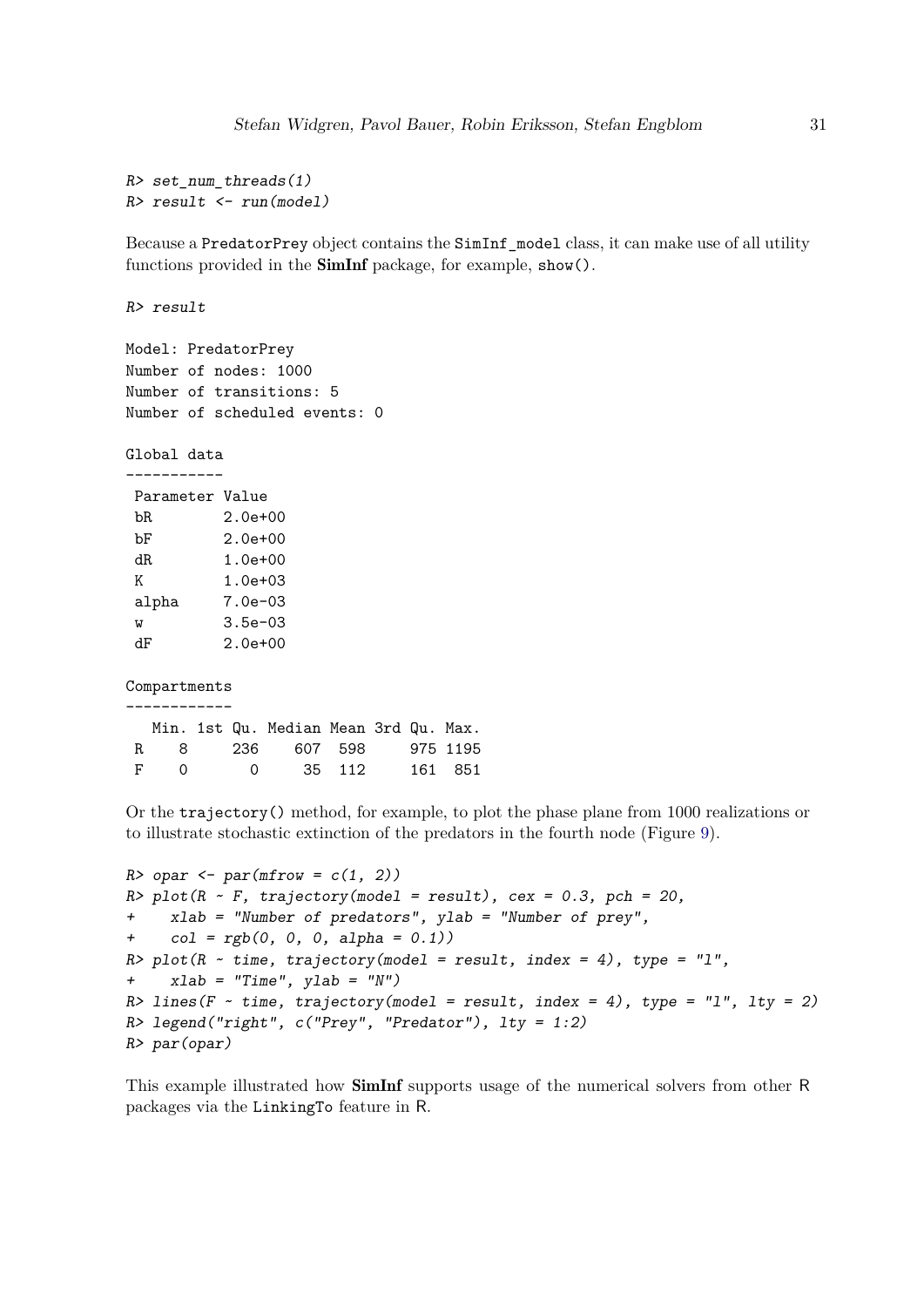```
R> set_num_threads(1)
R> result <- run(model)
```

Because a PredatorPrey object contains the SimInf_model class, it can make use of all utility functions provided in the **SimInf** package, for example, show().

```
R> result

Model: PredatorPrey
Number of nodes: 1000
Number of transitions: 5
Number of scheduled events: 0

Global data
-----------
 Parameter Value
 bR        2.0e+00
 bF        2.0e+00
 dR        1.0e+00
 K         1.0e+03
 alpha     7.0e-03
 w         3.5e-03
 dF        2.0e+00

Compartments
------------
   Min. 1st Qu. Median Mean 3rd Qu. Max.
 R    8     236    607  598     975 1195
 F    0       0     35  112     161  851
```

Or the trajectory() method, for example, to plot the phase plane from 1000 realizations or to illustrate stochastic extinction of the predators in the fourth node (Figure 9).

```
R> opar <- par(mfrow = c(1, 2))
R> plot(R ~ F, trajectory(model = result), cex = 0.3, pch = 20,
+    xlab = "Number of predators", ylab = "Number of prey",
+    col = rgb(0, 0, 0, alpha = 0.1))
R> plot(R ~ time, trajectory(model = result, index = 4), type = "l",
+    xlab = "Time", ylab = "N")
R> lines(F ~ time, trajectory(model = result, index = 4), type = "l", lty = 2)
R> legend("right", c("Prey", "Predator"), lty = 1:2)
R> par(opar)
```

This example illustrated how **SimInf** supports usage of the numerical solvers from other R packages via the LinkingTo feature in R.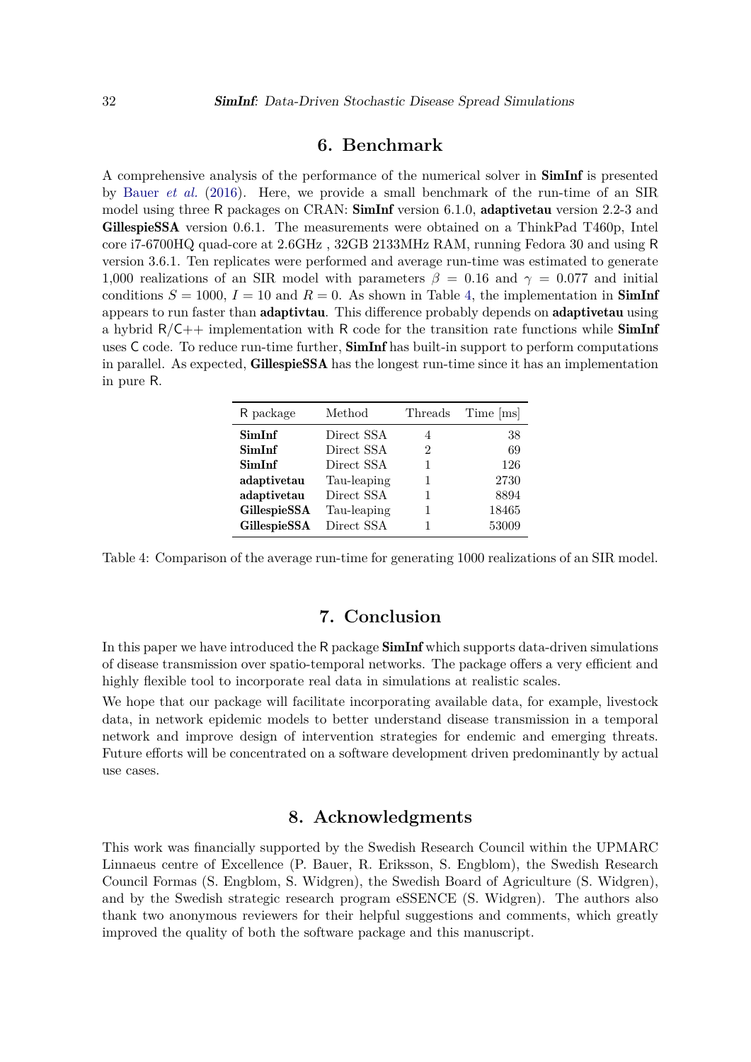# 6. Benchmark

A comprehensive analysis of the performance of the numerical solver in **SimInf** is presented by Bauer *et al.* (2016). Here, we provide a small benchmark of the run-time of an SIR model using three R packages on CRAN: **SimInf** version 6.1.0, **adaptivetau** version 2.2-3 and **GillespieSSA** version 0.6.1. The measurements were obtained on a ThinkPad T460p, Intel core i7-6700HQ quad-core at 2.6GHz , 32GB 2133MHz RAM, running Fedora 30 and using R version 3.6.1. Ten replicates were performed and average run-time was estimated to generate 1,000 realizations of an SIR model with parameters $\beta = 0.16$ and $\gamma = 0.077$ and initial conditions $S = 1000$, $I = 10$ and $R = 0$. As shown in Table 4, the implementation in **SimInf** appears to run faster than **adaptivtau**. This difference probably depends on **adaptivetau** using a hybrid R/C++ implementation with R code for the transition rate functions while **SimInf** uses C code. To reduce run-time further, **SimInf** has built-in support to perform computations in parallel. As expected, **GillespieSSA** has the longest run-time since it has an implementation in pure R.

| R package | Method | Threads | Time [ms] |
|---|---|---|---|
| **SimInf** | Direct SSA | 4 | 38 |
| **SimInf** | Direct SSA | 2 | 69 |
| **SimInf** | Direct SSA | 1 | 126 |
| **adaptivetau** | Tau-leaping | 1 | 2730 |
| **adaptivetau** | Direct SSA | 1 | 8894 |
| **GillespieSSA** | Tau-leaping | 1 | 18465 |
| **GillespieSSA** | Direct SSA | 1 | 53009 |

Table 4: Comparison of the average run-time for generating 1000 realizations of an SIR model.

# 7. Conclusion

In this paper we have introduced the R package **SimInf** which supports data-driven simulations of disease transmission over spatio-temporal networks. The package offers a very efficient and highly flexible tool to incorporate real data in simulations at realistic scales.

We hope that our package will facilitate incorporating available data, for example, livestock data, in network epidemic models to better understand disease transmission in a temporal network and improve design of intervention strategies for endemic and emerging threats. Future efforts will be concentrated on a software development driven predominantly by actual use cases.

# 8. Acknowledgments

This work was financially supported by the Swedish Research Council within the UPMARC Linnaeus centre of Excellence (P. Bauer, R. Eriksson, S. Engblom), the Swedish Research Council Formas (S. Engblom, S. Widgren), the Swedish Board of Agriculture (S. Widgren), and by the Swedish strategic research program eSSENCE (S. Widgren). The authors also thank two anonymous reviewers for their helpful suggestions and comments, which greatly improved the quality of both the software package and this manuscript.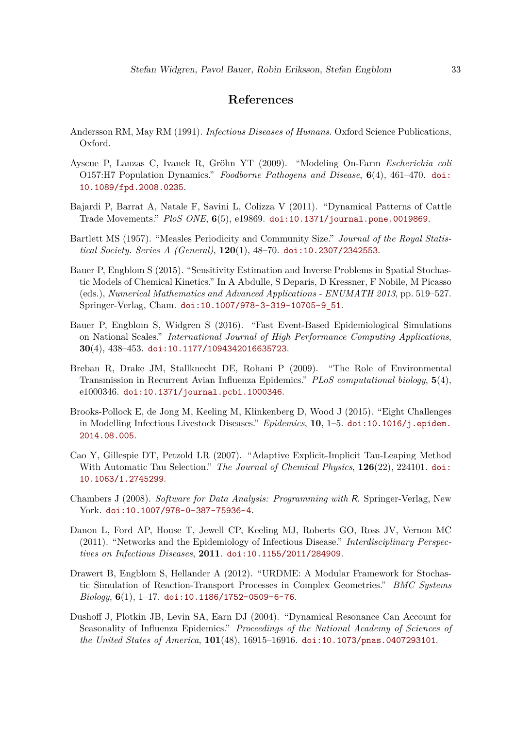# References

Andersson RM, May RM (1991). *Infectious Diseases of Humans*. Oxford Science Publications, Oxford.

Ayscue P, Lanzas C, Ivanek R, Gröhn YT (2009). "Modeling On-Farm *Escherichia coli* O157:H7 Population Dynamics." *Foodborne Pathogens and Disease*, **6**(4), 461–470. doi:10.1089/fpd.2008.0235.

Bajardi P, Barrat A, Natale F, Savini L, Colizza V (2011). "Dynamical Patterns of Cattle Trade Movements." *PloS ONE*, **6**(5), e19869. doi:10.1371/journal.pone.0019869.

Bartlett MS (1957). "Measles Periodicity and Community Size." *Journal of the Royal Statistical Society. Series A (General)*, **120**(1), 48–70. doi:10.2307/2342553.

Bauer P, Engblom S (2015). "Sensitivity Estimation and Inverse Problems in Spatial Stochastic Models of Chemical Kinetics." In A Abdulle, S Deparis, D Kressner, F Nobile, M Picasso (eds.), *Numerical Mathematics and Advanced Applications - ENUMATH 2013*, pp. 519–527. Springer-Verlag, Cham. doi:10.1007/978-3-319-10705-9_51.

Bauer P, Engblom S, Widgren S (2016). "Fast Event-Based Epidemiological Simulations on National Scales." *International Journal of High Performance Computing Applications*, **30**(4), 438–453. doi:10.1177/1094342016635723.

Breban R, Drake JM, Stallknecht DE, Rohani P (2009). "The Role of Environmental Transmission in Recurrent Avian Influenza Epidemics." *PLoS computational biology*, **5**(4), e1000346. doi:10.1371/journal.pcbi.1000346.

Brooks-Pollock E, de Jong M, Keeling M, Klinkenberg D, Wood J (2015). "Eight Challenges in Modelling Infectious Livestock Diseases." *Epidemics*, **10**, 1–5. doi:10.1016/j.epidem.2014.08.005.

Cao Y, Gillespie DT, Petzold LR (2007). "Adaptive Explicit-Implicit Tau-Leaping Method With Automatic Tau Selection." *The Journal of Chemical Physics*, **126**(22), 224101. doi:10.1063/1.2745299.

Chambers J (2008). *Software for Data Analysis: Programming with R*. Springer-Verlag, New York. doi:10.1007/978-0-387-75936-4.

Danon L, Ford AP, House T, Jewell CP, Keeling MJ, Roberts GO, Ross JV, Vernon MC (2011). "Networks and the Epidemiology of Infectious Disease." *Interdisciplinary Perspectives on Infectious Diseases*, **2011**. doi:10.1155/2011/284909.

Drawert B, Engblom S, Hellander A (2012). "URDME: A Modular Framework for Stochastic Simulation of Reaction-Transport Processes in Complex Geometries." *BMC Systems Biology*, **6**(1), 1–17. doi:10.1186/1752-0509-6-76.

Dushoff J, Plotkin JB, Levin SA, Earn DJ (2004). "Dynamical Resonance Can Account for Seasonality of Influenza Epidemics." *Proceedings of the National Academy of Sciences of the United States of America*, **101**(48), 16915–16916. doi:10.1073/pnas.0407293101.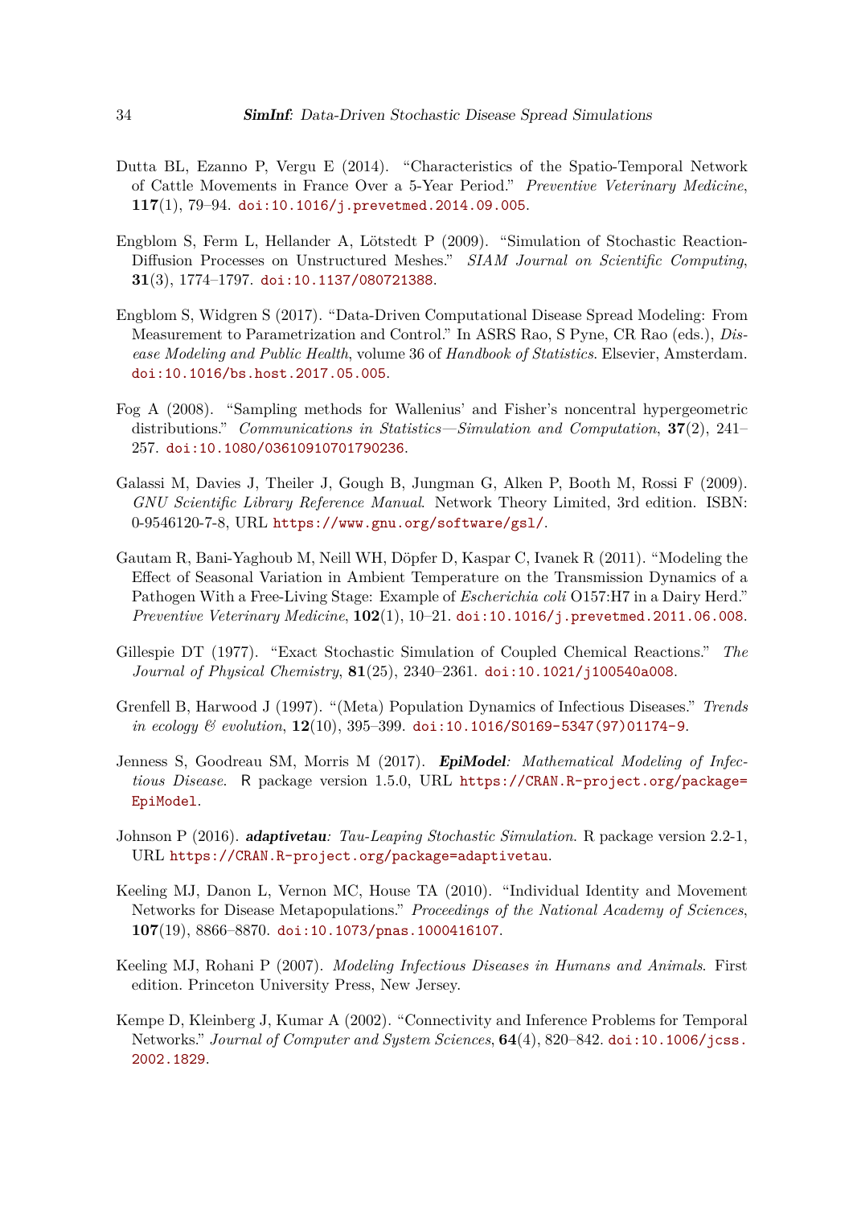Dutta BL, Ezanno P, Vergu E (2014). "Characteristics of the Spatio-Temporal Network of Cattle Movements in France Over a 5-Year Period." *Preventive Veterinary Medicine*, **117**(1), 79–94. doi:10.1016/j.prevetmed.2014.09.005.

Engblom S, Ferm L, Hellander A, Lötstedt P (2009). "Simulation of Stochastic Reaction-Diffusion Processes on Unstructured Meshes." *SIAM Journal on Scientific Computing*, **31**(3), 1774–1797. doi:10.1137/080721388.

Engblom S, Widgren S (2017). "Data-Driven Computational Disease Spread Modeling: From Measurement to Parametrization and Control." In ASRS Rao, S Pyne, CR Rao (eds.), *Disease Modeling and Public Health*, volume 36 of *Handbook of Statistics*. Elsevier, Amsterdam. doi:10.1016/bs.host.2017.05.005.

Fog A (2008). "Sampling methods for Wallenius' and Fisher's noncentral hypergeometric distributions." *Communications in Statistics—Simulation and Computation*, **37**(2), 241–257. doi:10.1080/03610910701790236.

Galassi M, Davies J, Theiler J, Gough B, Jungman G, Alken P, Booth M, Rossi F (2009). *GNU Scientific Library Reference Manual*. Network Theory Limited, 3rd edition. ISBN: 0-9546120-7-8, URL https://www.gnu.org/software/gsl/.

Gautam R, Bani-Yaghoub M, Neill WH, Döpfer D, Kaspar C, Ivanek R (2011). "Modeling the Effect of Seasonal Variation in Ambient Temperature on the Transmission Dynamics of a Pathogen With a Free-Living Stage: Example of *Escherichia coli* O157:H7 in a Dairy Herd." *Preventive Veterinary Medicine*, **102**(1), 10–21. doi:10.1016/j.prevetmed.2011.06.008.

Gillespie DT (1977). "Exact Stochastic Simulation of Coupled Chemical Reactions." *The Journal of Physical Chemistry*, **81**(25), 2340–2361. doi:10.1021/j100540a008.

Grenfell B, Harwood J (1997). "(Meta) Population Dynamics of Infectious Diseases." *Trends in ecology & evolution*, **12**(10), 395–399. doi:10.1016/S0169-5347(97)01174-9.

Jenness S, Goodreau SM, Morris M (2017). ***EpiModel**: Mathematical Modeling of Infectious Disease*. R package version 1.5.0, URL https://CRAN.R-project.org/package=EpiModel.

Johnson P (2016). ***adaptivetau**: Tau-Leaping Stochastic Simulation*. R package version 2.2-1, URL https://CRAN.R-project.org/package=adaptivetau.

Keeling MJ, Danon L, Vernon MC, House TA (2010). "Individual Identity and Movement Networks for Disease Metapopulations." *Proceedings of the National Academy of Sciences*, **107**(19), 8866–8870. doi:10.1073/pnas.1000416107.

Keeling MJ, Rohani P (2007). *Modeling Infectious Diseases in Humans and Animals*. First edition. Princeton University Press, New Jersey.

Kempe D, Kleinberg J, Kumar A (2002). "Connectivity and Inference Problems for Temporal Networks." *Journal of Computer and System Sciences*, **64**(4), 820–842. doi:10.1006/jcss.2002.1829.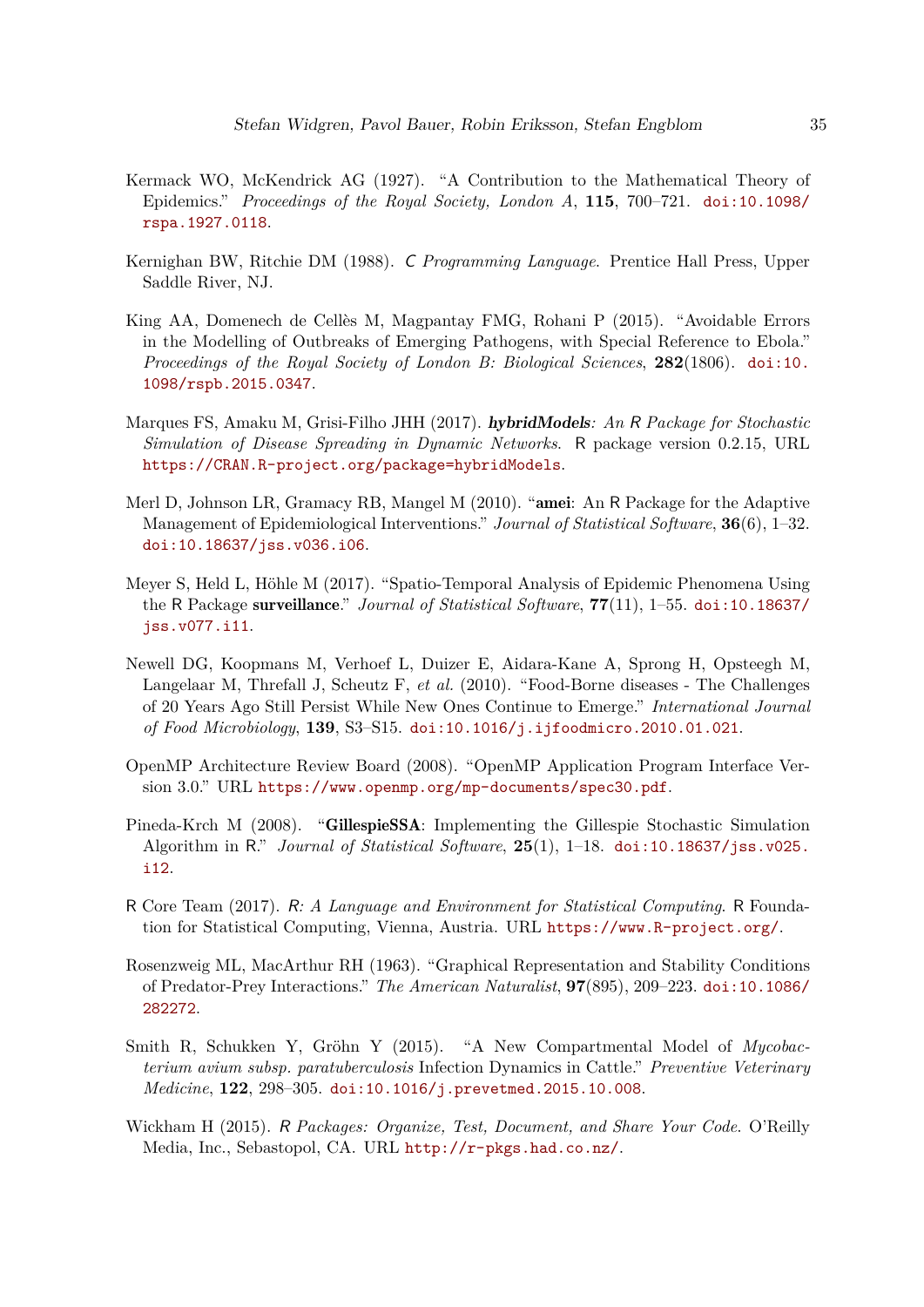Kermack WO, McKendrick AG (1927). "A Contribution to the Mathematical Theory of Epidemics." *Proceedings of the Royal Society, London A*, **115**, 700–721. doi:10.1098/rspa.1927.0118.

Kernighan BW, Ritchie DM (1988). *C Programming Language*. Prentice Hall Press, Upper Saddle River, NJ.

King AA, Domenech de Cellès M, Magpantay FMG, Rohani P (2015). "Avoidable Errors in the Modelling of Outbreaks of Emerging Pathogens, with Special Reference to Ebola." *Proceedings of the Royal Society of London B: Biological Sciences*, **282**(1806). doi:10.1098/rspb.2015.0347.

Marques FS, Amaku M, Grisi-Filho JHH (2017). ***hybridModels**: An R Package for Stochastic Simulation of Disease Spreading in Dynamic Networks*. R package version 0.2.15, URL https://CRAN.R-project.org/package=hybridModels.

Merl D, Johnson LR, Gramacy RB, Mangel M (2010). "**amei**: An R Package for the Adaptive Management of Epidemiological Interventions." *Journal of Statistical Software*, **36**(6), 1–32. doi:10.18637/jss.v036.i06.

Meyer S, Held L, Höhle M (2017). "Spatio-Temporal Analysis of Epidemic Phenomena Using the R Package **surveillance**." *Journal of Statistical Software*, **77**(11), 1–55. doi:10.18637/jss.v077.i11.

Newell DG, Koopmans M, Verhoef L, Duizer E, Aidara-Kane A, Sprong H, Opsteegh M, Langelaar M, Threfall J, Scheutz F, *et al.* (2010). "Food-Borne diseases - The Challenges of 20 Years Ago Still Persist While New Ones Continue to Emerge." *International Journal of Food Microbiology*, **139**, S3–S15. doi:10.1016/j.ijfoodmicro.2010.01.021.

OpenMP Architecture Review Board (2008). "OpenMP Application Program Interface Version 3.0." URL https://www.openmp.org/mp-documents/spec30.pdf.

Pineda-Krch M (2008). "**GillespieSSA**: Implementing the Gillespie Stochastic Simulation Algorithm in R." *Journal of Statistical Software*, **25**(1), 1–18. doi:10.18637/jss.v025.i12.

R Core Team (2017). *R: A Language and Environment for Statistical Computing*. R Foundation for Statistical Computing, Vienna, Austria. URL https://www.R-project.org/.

Rosenzweig ML, MacArthur RH (1963). "Graphical Representation and Stability Conditions of Predator-Prey Interactions." *The American Naturalist*, **97**(895), 209–223. doi:10.1086/282272.

Smith R, Schukken Y, Gröhn Y (2015). "A New Compartmental Model of *Mycobacterium avium subsp. paratuberculosis* Infection Dynamics in Cattle." *Preventive Veterinary Medicine*, **122**, 298–305. doi:10.1016/j.prevetmed.2015.10.008.

Wickham H (2015). *R Packages: Organize, Test, Document, and Share Your Code*. O'Reilly Media, Inc., Sebastopol, CA. URL http://r-pkgs.had.co.nz/.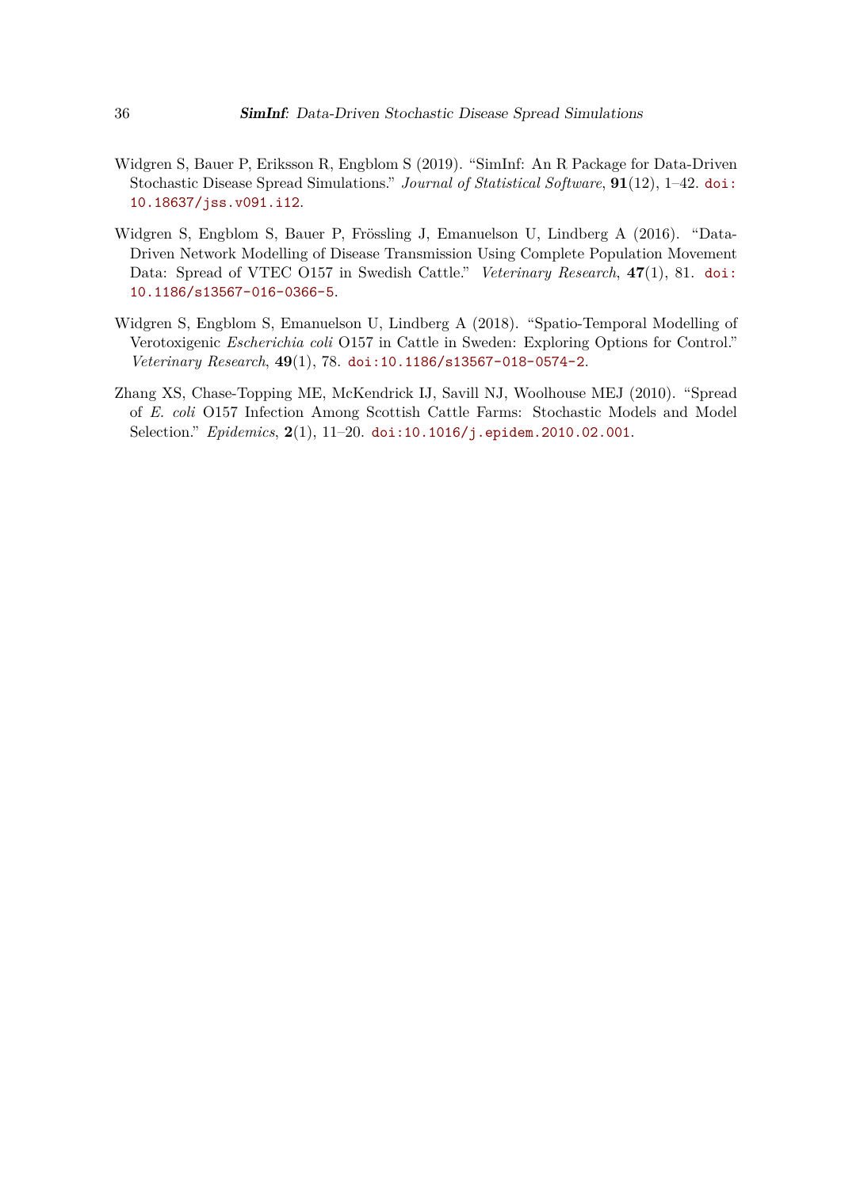Widgren S, Bauer P, Eriksson R, Engblom S (2019). "SimInf: An R Package for Data-Driven Stochastic Disease Spread Simulations." *Journal of Statistical Software*, **91**(12), 1–42. doi:10.18637/jss.v091.i12.

Widgren S, Engblom S, Bauer P, Frössling J, Emanuelson U, Lindberg A (2016). "Data-Driven Network Modelling of Disease Transmission Using Complete Population Movement Data: Spread of VTEC O157 in Swedish Cattle." *Veterinary Research*, **47**(1), 81. doi:10.1186/s13567-016-0366-5.

Widgren S, Engblom S, Emanuelson U, Lindberg A (2018). "Spatio-Temporal Modelling of Verotoxigenic *Escherichia coli* O157 in Cattle in Sweden: Exploring Options for Control." *Veterinary Research*, **49**(1), 78. doi:10.1186/s13567-018-0574-2.

Zhang XS, Chase-Topping ME, McKendrick IJ, Savill NJ, Woolhouse MEJ (2010). "Spread of *E. coli* O157 Infection Among Scottish Cattle Farms: Stochastic Models and Model Selection." *Epidemics*, **2**(1), 11–20. doi:10.1016/j.epidem.2010.02.001.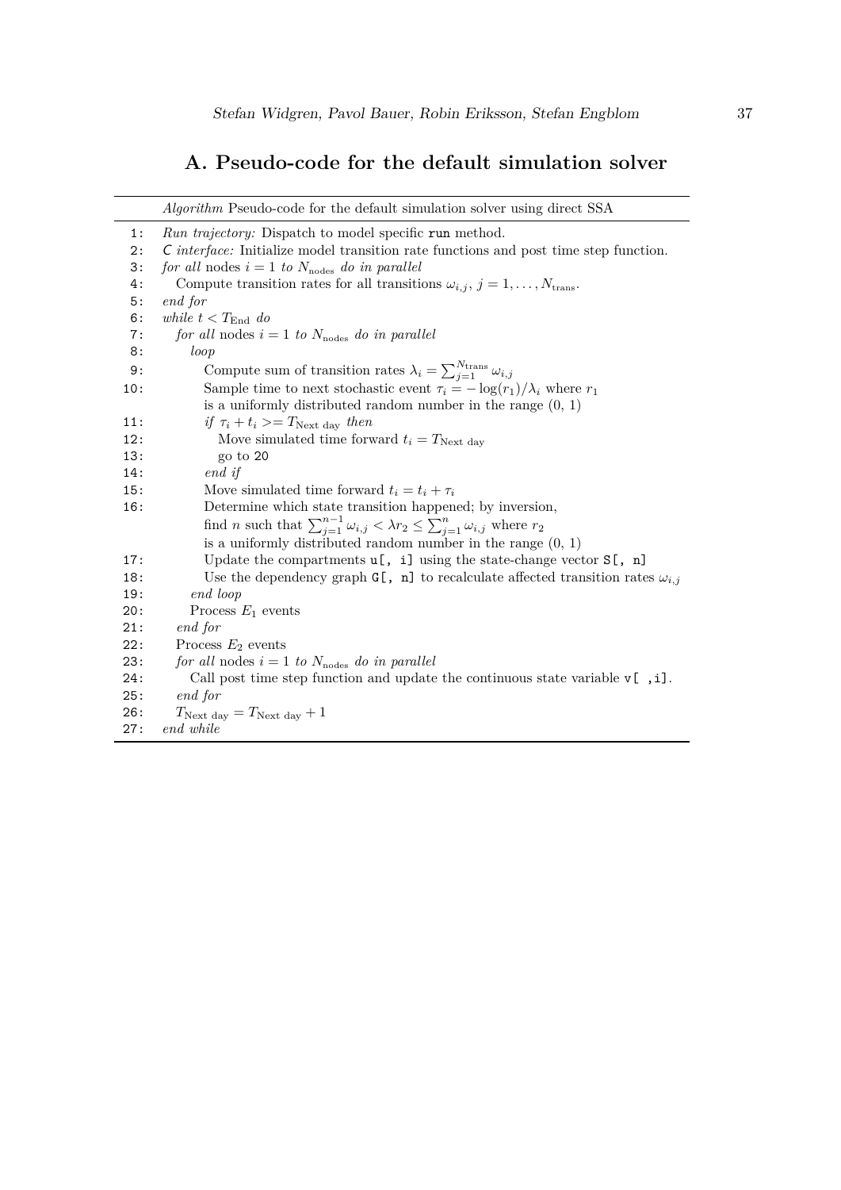## A. Pseudo-code for the default simulation solver

*Algorithm* Pseudo-code for the default simulation solver using direct SSA

```
1:  Run trajectory: Dispatch to model specific run method.
2:  C interface: Initialize model transition rate functions and post time step function.
3:  for all nodes i = 1 to N_nodes do in parallel
4:    Compute transition rates for all transitions ω_{i,j}, j = 1, ..., N_trans.
5:  end for
6:  while t < T_End do
7:    for all nodes i = 1 to N_nodes do in parallel
8:      loop
9:        Compute sum of transition rates λ_i = Σ_{j=1}^{N_trans} ω_{i,j}
10:       Sample time to next stochastic event τ_i = −log(r_1)/λ_i where r_1
          is a uniformly distributed random number in the range (0, 1)
11:       if τ_i + t_i >= T_Next day then
12:         Move simulated time forward t_i = T_Next day
13:         go to 20
14:       end if
15:       Move simulated time forward t_i = t_i + τ_i
16:       Determine which state transition happened; by inversion,
          find n such that Σ_{j=1}^{n−1} ω_{i,j} < λ r_2 ≤ Σ_{j=1}^{n} ω_{i,j} where r_2
          is a uniformly distributed random number in the range (0, 1)
17:       Update the compartments u[, i] using the state-change vector S[, n]
18:       Use the dependency graph G[, n] to recalculate affected transition rates ω_{i,j}
19:     end loop
20:     Process E_1 events
21:   end for
22:   Process E_2 events
23:   for all nodes i = 1 to N_nodes do in parallel
24:     Call post time step function and update the continuous state variable v[ ,i].
25:   end for
26:   T_Next day = T_Next day + 1
27: end while
```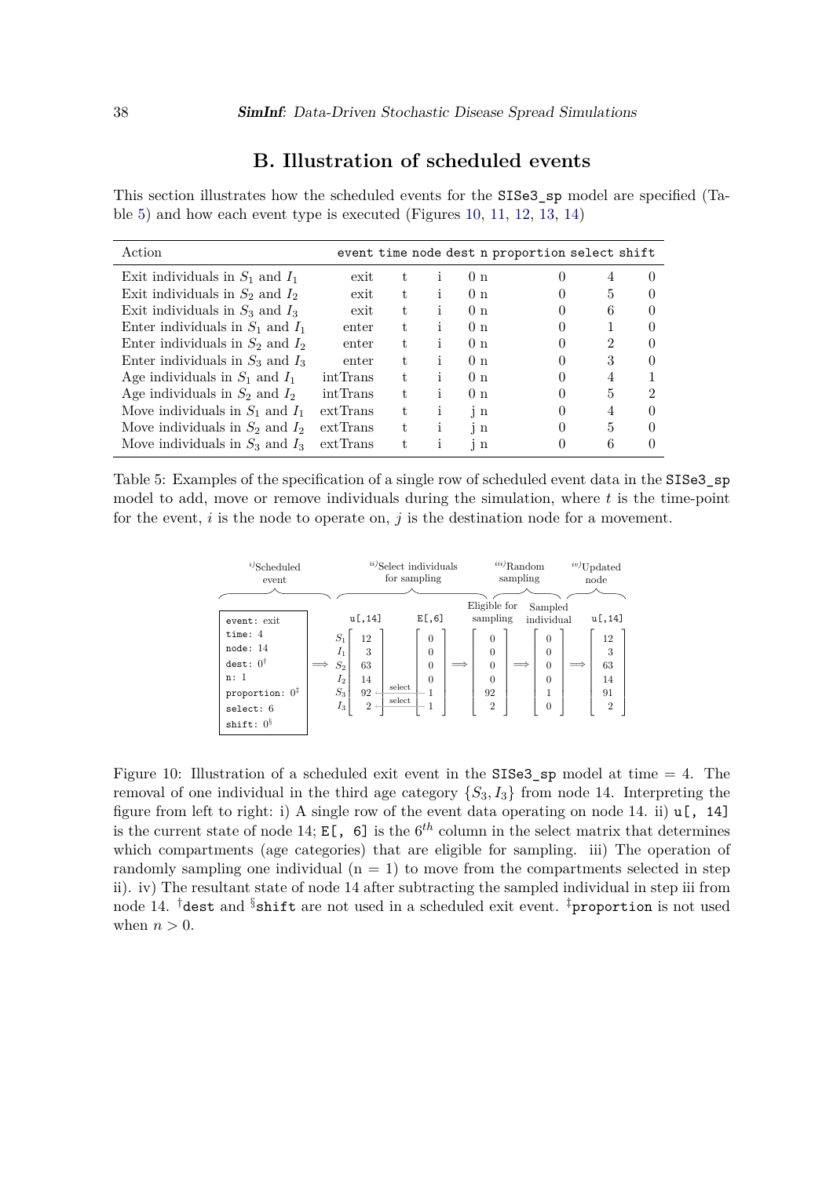# B. Illustration of scheduled events

This section illustrates how the scheduled events for the `SISe3_sp` model are specified (Table 5) and how each event type is executed (Figures 10, 11, 12, 13, 14)

| Action | event | time | node | dest | n | proportion | select | shift |
|---|---|---|---|---|---|---|---|---|
| Exit individuals in $S_1$ and $I_1$ | exit | t | i | 0 | n | 0 | 4 | 0 |
| Exit individuals in $S_2$ and $I_2$ | exit | t | i | 0 | n | 0 | 5 | 0 |
| Exit individuals in $S_3$ and $I_3$ | exit | t | i | 0 | n | 0 | 6 | 0 |
| Enter individuals in $S_1$ and $I_1$ | enter | t | i | 0 | n | 0 | 1 | 0 |
| Enter individuals in $S_2$ and $I_2$ | enter | t | i | 0 | n | 0 | 2 | 0 |
| Enter individuals in $S_3$ and $I_3$ | enter | t | i | 0 | n | 0 | 3 | 0 |
| Age individuals in $S_1$ and $I_1$ | intTrans | t | i | 0 | n | 0 | 4 | 1 |
| Age individuals in $S_2$ and $I_2$ | intTrans | t | i | 0 | n | 0 | 5 | 2 |
| Move individuals in $S_1$ and $I_1$ | extTrans | t | i | j | n | 0 | 4 | 0 |
| Move individuals in $S_2$ and $I_2$ | extTrans | t | i | j | n | 0 | 5 | 0 |
| Move individuals in $S_3$ and $I_3$ | extTrans | t | i | j | n | 0 | 6 | 0 |

Table 5: Examples of the specification of a single row of scheduled event data in the `SISe3_sp` model to add, move or remove individuals during the simulation, where $t$ is the time-point for the event, $i$ is the node to operate on, $j$ is the destination node for a movement.

Figure 10: Illustration of a scheduled exit event in the `SISe3_sp` model at time = 4. The removal of one individual in the third age category $\{S_3, I_3\}$ from node 14. Interpreting the figure from left to right: i) A single row of the event data operating on node 14. ii) `u[, 14]` is the current state of node 14; `E[, 6]` is the $6^{th}$ column in the select matrix that determines which compartments (age categories) that are eligible for sampling. iii) The operation of randomly sampling one individual (n = 1) to move from the compartments selected in step ii). iv) The resultant state of node 14 after subtracting the sampled individual in step iii from node 14. †`dest` and §`shift` are not used in a scheduled exit event. ‡`proportion` is not used when $n > 0$.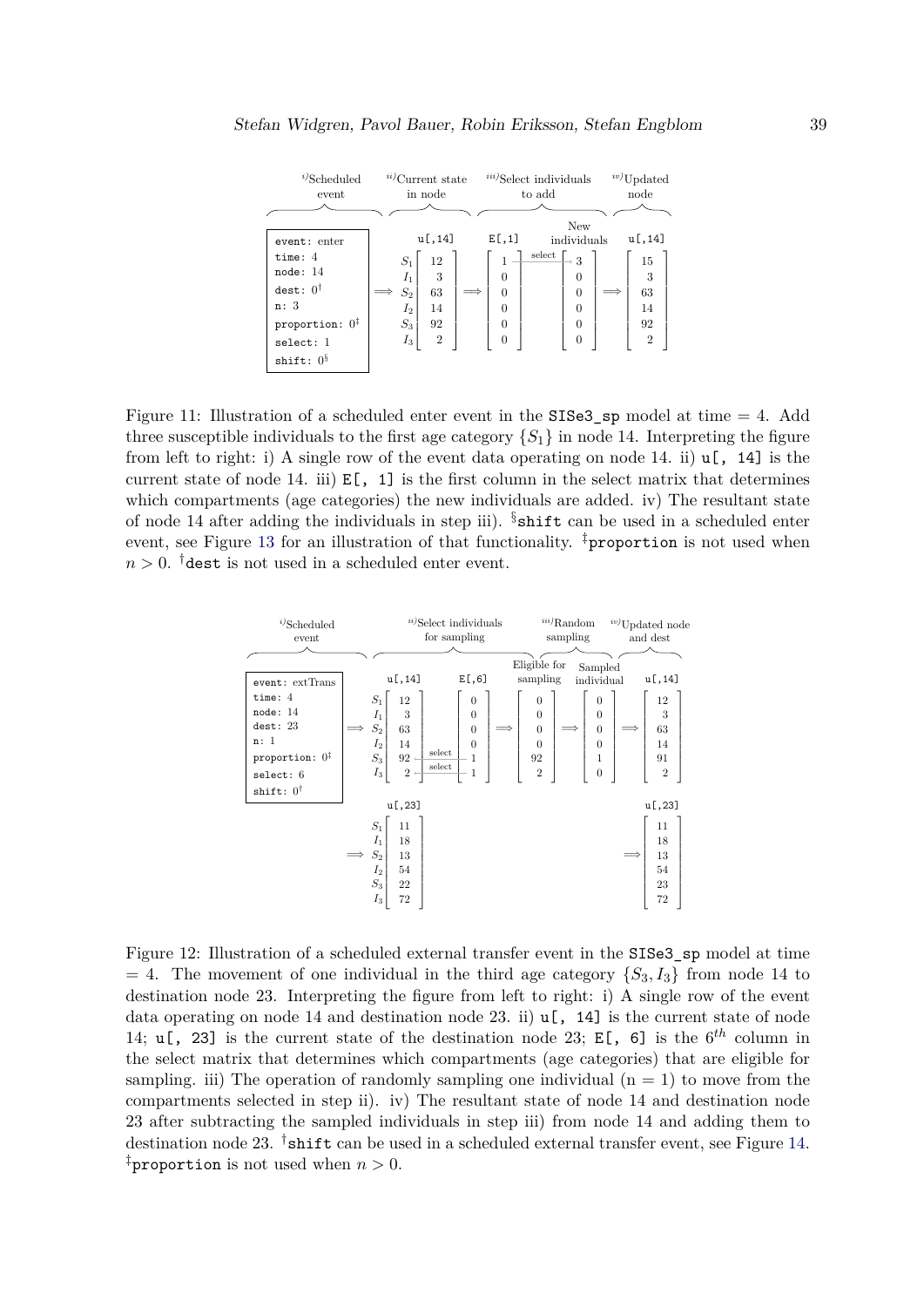Figure 11: Illustration of a scheduled enter event in the `SISe3_sp` model at time = 4. Add three susceptible individuals to the first age category $\{S_1\}$ in node 14. Interpreting the figure from left to right: i) A single row of the event data operating on node 14. ii) `u[, 14]` is the current state of node 14. iii) `E[, 1]` is the first column in the select matrix that determines which compartments (age categories) the new individuals are added. iv) The resultant state of node 14 after adding the individuals in step iii). [§] `shift` can be used in a scheduled enter event, see Figure 13 for an illustration of that functionality. [‡] `proportion` is not used when $n > 0$. [†] `dest` is not used in a scheduled enter event.

Figure 12: Illustration of a scheduled external transfer event in the `SISe3_sp` model at time = 4. The movement of one individual in the third age category $\{S_3, I_3\}$ from node 14 to destination node 23. Interpreting the figure from left to right: i) A single row of the event data operating on node 14 and destination node 23. ii) `u[, 14]` is the current state of node 14; `u[, 23]` is the current state of the destination node 23; `E[, 6]` is the $6^{th}$ column in the select matrix that determines which compartments (age categories) that are eligible for sampling. iii) The operation of randomly sampling one individual (n = 1) to move from the compartments selected in step ii). iv) The resultant state of node 14 and destination node 23 after subtracting the sampled individuals in step iii) from node 14 and adding them to destination node 23. [†] `shift` can be used in a scheduled external transfer event, see Figure 14. [‡] `proportion` is not used when $n > 0$.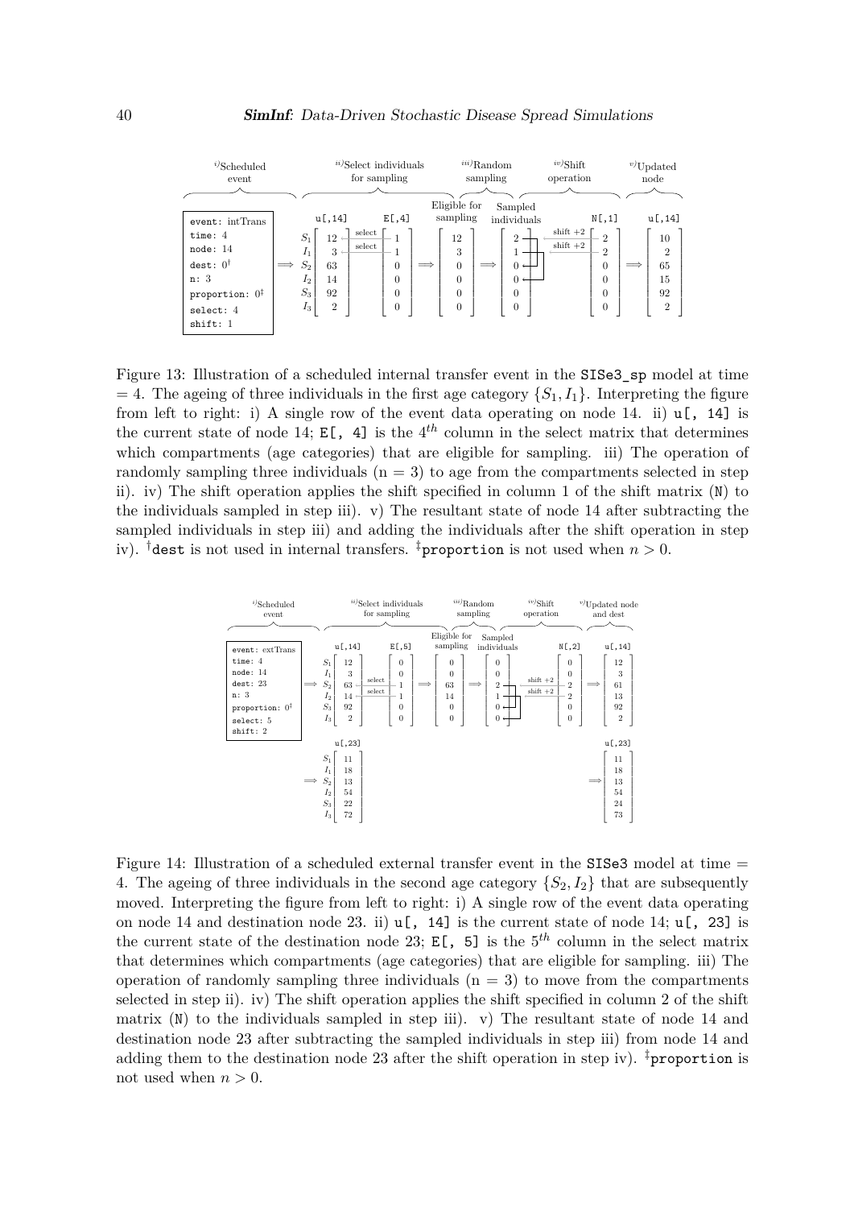Figure 13: Illustration of a scheduled internal transfer event in the `SISe3_sp` model at time = 4. The ageing of three individuals in the first age category $\{S_1, I_1\}$. Interpreting the figure from left to right: i) A single row of the event data operating on node 14. ii) `u[, 14]` is the current state of node 14; `E[, 4]` is the $4^{th}$ column in the select matrix that determines which compartments (age categories) that are eligible for sampling. iii) The operation of randomly sampling three individuals (n = 3) to age from the compartments selected in step ii). iv) The shift operation applies the shift specified in column 1 of the shift matrix (`N`) to the individuals sampled in step iii). v) The resultant state of node 14 after subtracting the sampled individuals in step iii) and adding the individuals after the shift operation in step iv). †`dest` is not used in internal transfers. ‡`proportion` is not used when $n > 0$.

Figure 14: Illustration of a scheduled external transfer event in the `SISe3` model at time = 4. The ageing of three individuals in the second age category $\{S_2, I_2\}$ that are subsequently moved. Interpreting the figure from left to right: i) A single row of the event data operating on node 14 and destination node 23. ii) `u[, 14]` is the current state of node 14; `u[, 23]` is the current state of the destination node 23; `E[, 5]` is the $5^{th}$ column in the select matrix that determines which compartments (age categories) that are eligible for sampling. iii) The operation of randomly sampling three individuals (n = 3) to move from the compartments selected in step ii). iv) The shift operation applies the shift specified in column 2 of the shift matrix (`N`) to the individuals sampled in step iii). v) The resultant state of node 14 and destination node 23 after subtracting the sampled individuals in step iii) from node 14 and adding them to the destination node 23 after the shift operation in step iv). ‡`proportion` is not used when $n > 0$.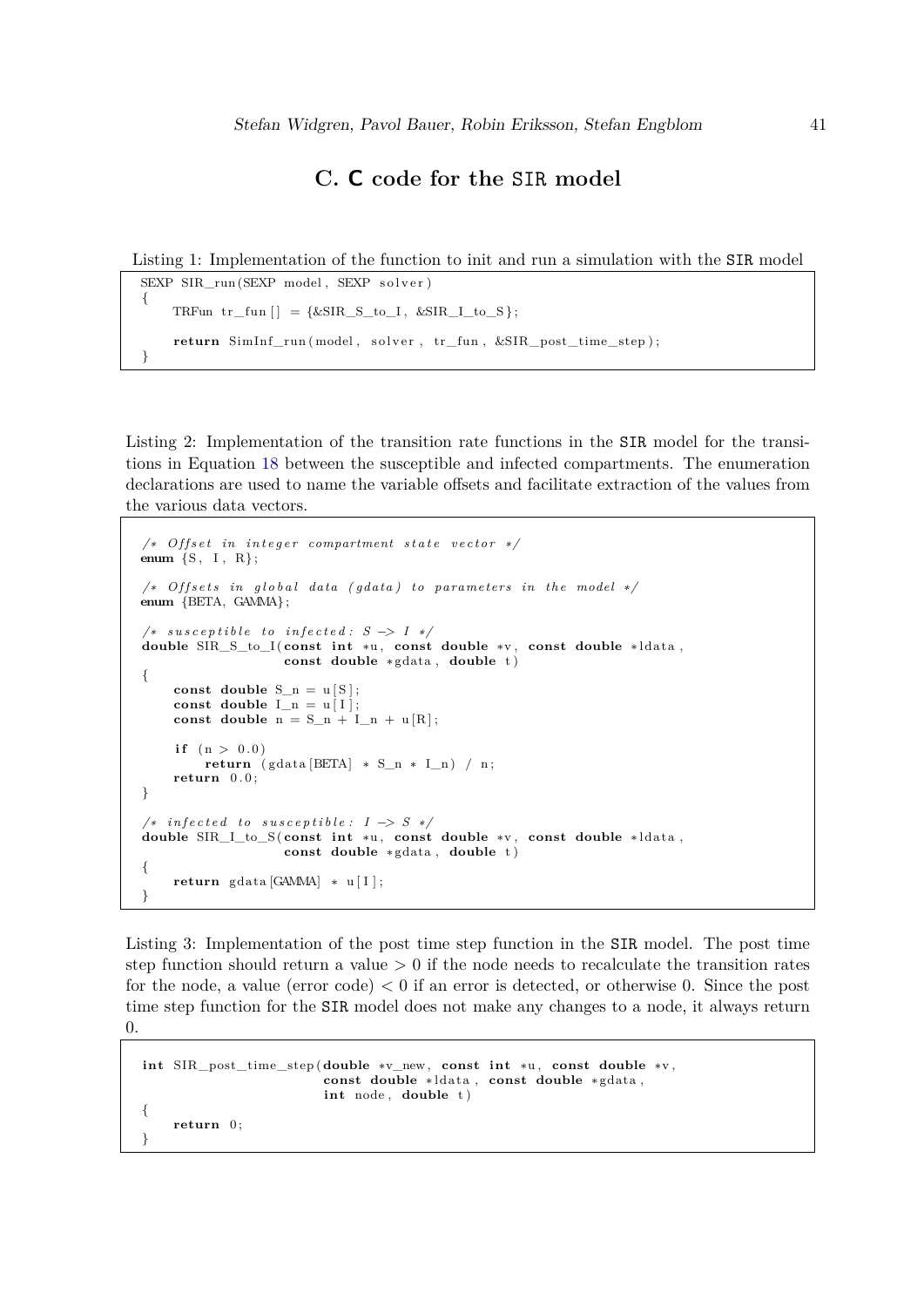## C. C code for the SIR model

Listing 1: Implementation of the function to init and run a simulation with the SIR model

```
SEXP SIR_run(SEXP model, SEXP solver)
{
    TRFun tr_fun[] = {&SIR_S_to_I, &SIR_I_to_S};

    return SimInf_run(model, solver, tr_fun, &SIR_post_time_step);
}
```

Listing 2: Implementation of the transition rate functions in the SIR model for the transitions in Equation 18 between the susceptible and infected compartments. The enumeration declarations are used to name the variable offsets and facilitate extraction of the values from the various data vectors.

```
/* Offset in integer compartment state vector */
enum {S, I, R};

/* Offsets in global data (gdata) to parameters in the model */
enum {BETA, GAMMA};

/* susceptible to infected: S -> I */
double SIR_S_to_I(const int *u, const double *v, const double *ldata,
                  const double *gdata, double t)
{
    const double S_n = u[S];
    const double I_n = u[I];
    const double n = S_n + I_n + u[R];

    if (n > 0.0)
        return (gdata[BETA] * S_n * I_n) / n;
    return 0.0;
}

/* infected to susceptible: I -> S */
double SIR_I_to_S(const int *u, const double *v, const double *ldata,
                  const double *gdata, double t)
{
    return gdata[GAMMA] * u[I];
}
```

Listing 3: Implementation of the post time step function in the SIR model. The post time step function should return a value $> 0$ if the node needs to recalculate the transition rates for the node, a value (error code) $< 0$ if an error is detected, or otherwise 0. Since the post time step function for the SIR model does not make any changes to a node, it always return 0.

```
int SIR_post_time_step(double *v_new, const int *u, const double *v,
                       const double *ldata, const double *gdata,
                       int node, double t)
{
    return 0;
}
```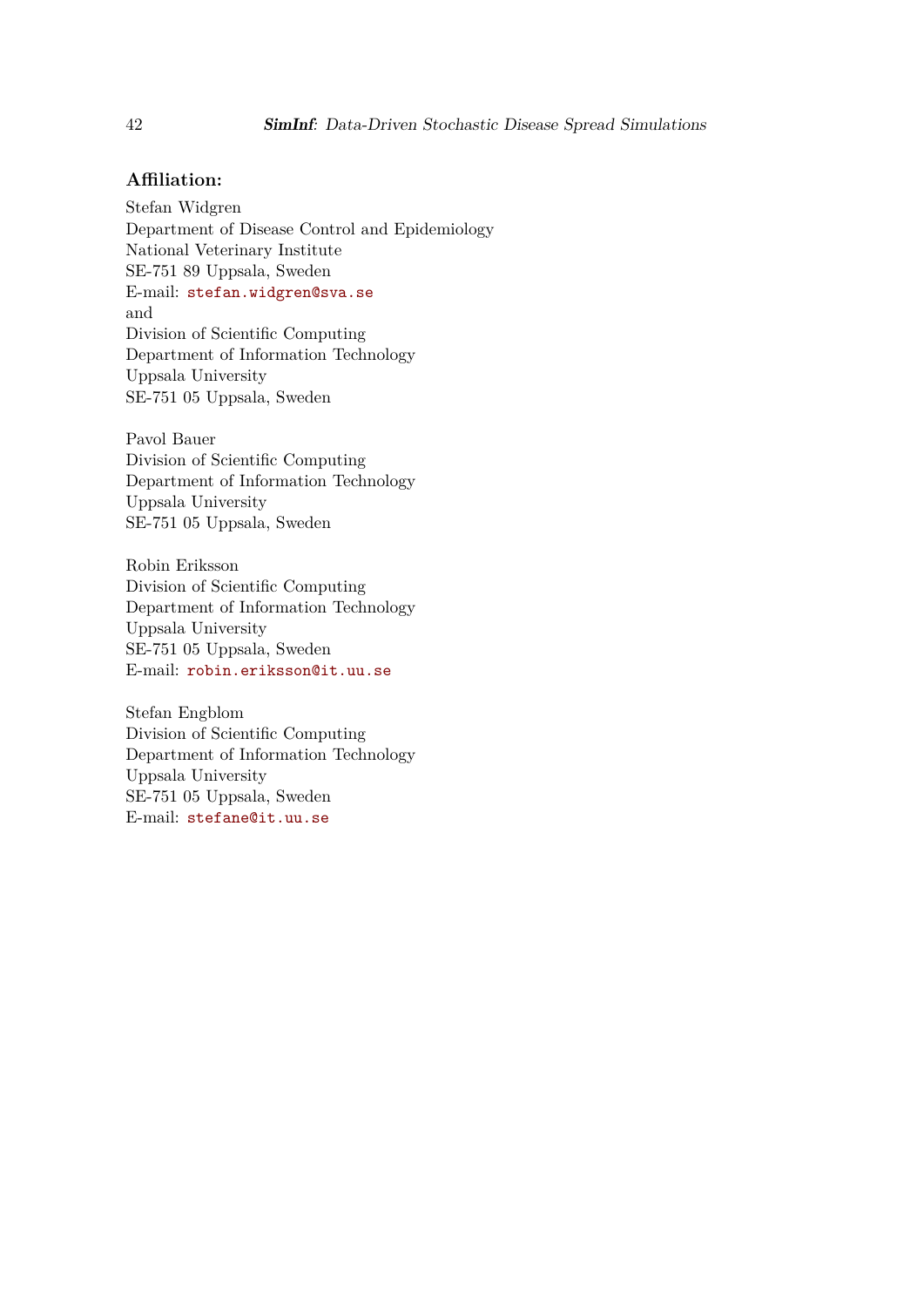**Affiliation:**

Stefan Widgren
Department of Disease Control and Epidemiology
National Veterinary Institute
SE-751 89 Uppsala, Sweden
E-mail: stefan.widgren@sva.se
and
Division of Scientific Computing
Department of Information Technology
Uppsala University
SE-751 05 Uppsala, Sweden

Pavol Bauer
Division of Scientific Computing
Department of Information Technology
Uppsala University
SE-751 05 Uppsala, Sweden

Robin Eriksson
Division of Scientific Computing
Department of Information Technology
Uppsala University
SE-751 05 Uppsala, Sweden
E-mail: robin.eriksson@it.uu.se

Stefan Engblom
Division of Scientific Computing
Department of Information Technology
Uppsala University
SE-751 05 Uppsala, Sweden
E-mail: stefane@it.uu.se